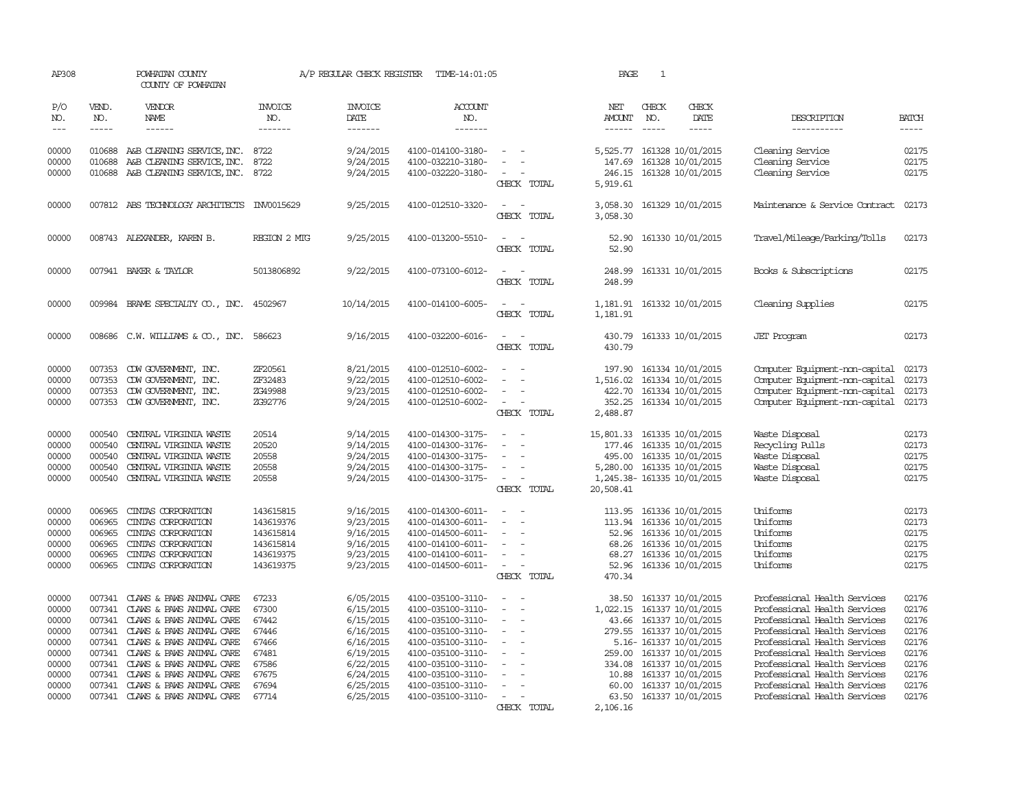AP308 POWHATAN COUNTY A/P REGULAR CHECK REGISTER TIME-14:01:05 PAGE 1

COUNTY OF POWHATAN

| P/O NO. | VEND. NO. | VENDOR NAME | INVOICE NO. | INVOICE DATE | ACCOUNT NO. | | NET AMOUNT | CHECK NO. | CHECK DATE | DESCRIPTION | BATCH |
|---|---|---|---|---|---|---|---|---|---|---|---|
| 00000 | 010688 | A&B CLEANING SERVICE, INC. | 8722 | 9/24/2015 | 4100-014100-3180- | - - | 5,525.77 | 161328 | 10/01/2015 | Cleaning Service | 02175 |
| 00000 | 010688 | A&B CLEANING SERVICE, INC. | 8722 | 9/24/2015 | 4100-032210-3180- | - - | 147.69 | 161328 | 10/01/2015 | Cleaning Service | 02175 |
| 00000 | 010688 | A&B CLEANING SERVICE, INC. | 8722 | 9/24/2015 | 4100-032220-3180- | - - | 246.15 | 161328 | 10/01/2015 | Cleaning Service | 02175 |
| | | | | | | CHECK TOTAL | 5,919.61 | | | | |
| 00000 | 007812 | ABS TECHNOLOGY ARCHITECTS | INV0015629 | 9/25/2015 | 4100-012510-3320- | - - | 3,058.30 | 161329 | 10/01/2015 | Maintenance & Service Contract | 02173 |
| | | | | | | CHECK TOTAL | 3,058.30 | | | | |
| 00000 | 008743 | ALEXANDER, KAREN B. | REGION 2 MTG | 9/25/2015 | 4100-013200-5510- | - - | 52.90 | 161330 | 10/01/2015 | Travel/Mileage/Parking/Tolls | 02173 |
| | | | | | | CHECK TOTAL | 52.90 | | | | |
| 00000 | 007941 | BAKER & TAYLOR | 5013806892 | 9/22/2015 | 4100-073100-6012- | - - | 248.99 | 161331 | 10/01/2015 | Books & Subscriptions | 02175 |
| | | | | | | CHECK TOTAL | 248.99 | | | | |
| 00000 | 009984 | BRAME SPECIALTY CO., INC. | 4502967 | 10/14/2015 | 4100-014100-6005- | - - | 1,181.91 | 161332 | 10/01/2015 | Cleaning Supplies | 02175 |
| | | | | | | CHECK TOTAL | 1,181.91 | | | | |
| 00000 | 008686 | C.W. WILLIAMS & CO., INC. | 586623 | 9/16/2015 | 4100-032200-6016- | - - | 430.79 | 161333 | 10/01/2015 | JET Program | 02173 |
| | | | | | | CHECK TOTAL | 430.79 | | | | |
| 00000 | 007353 | CDW GOVERNMENT, INC. | ZF20561 | 8/21/2015 | 4100-012510-6002- | - - | 197.90 | 161334 | 10/01/2015 | Computer Equipment-non-capital | 02173 |
| 00000 | 007353 | CDW GOVERNMENT, INC. | ZF32483 | 9/22/2015 | 4100-012510-6002- | - - | 1,516.02 | 161334 | 10/01/2015 | Computer Equipment-non-capital | 02173 |
| 00000 | 007353 | CDW GOVERNMENT, INC. | ZG49988 | 9/23/2015 | 4100-012510-6002- | - - | 422.70 | 161334 | 10/01/2015 | Computer Equipment-non-capital | 02173 |
| 00000 | 007353 | CDW GOVERNMENT, INC. | ZG92776 | 9/24/2015 | 4100-012510-6002- | - - | 352.25 | 161334 | 10/01/2015 | Computer Equipment-non-capital | 02173 |
| | | | | | | CHECK TOTAL | 2,488.87 | | | | |
| 00000 | 000540 | CENTRAL VIRGINIA WASTE | 20514 | 9/14/2015 | 4100-014300-3175- | - - | 15,801.33 | 161335 | 10/01/2015 | Waste Disposal | 02173 |
| 00000 | 000540 | CENTRAL VIRGINIA WASTE | 20520 | 9/14/2015 | 4100-014300-3176- | - - | 177.46 | 161335 | 10/01/2015 | Recycling Pulls | 02173 |
| 00000 | 000540 | CENTRAL VIRGINIA WASTE | 20558 | 9/24/2015 | 4100-014300-3175- | - - | 495.00 | 161335 | 10/01/2015 | Waste Disposal | 02175 |
| 00000 | 000540 | CENTRAL VIRGINIA WASTE | 20558 | 9/24/2015 | 4100-014300-3175- | - - | 5,280.00 | 161335 | 10/01/2015 | Waste Disposal | 02175 |
| 00000 | 000540 | CENTRAL VIRGINIA WASTE | 20558 | 9/24/2015 | 4100-014300-3175- | - - | 1,245.38- | 161335 | 10/01/2015 | Waste Disposal | 02175 |
| | | | | | | CHECK TOTAL | 20,508.41 | | | | |
| 00000 | 006965 | CINTAS CORPORATION | 143615815 | 9/16/2015 | 4100-014300-6011- | - - | 113.95 | 161336 | 10/01/2015 | Uniforms | 02173 |
| 00000 | 006965 | CINTAS CORPORATION | 143619376 | 9/23/2015 | 4100-014300-6011- | - - | 113.94 | 161336 | 10/01/2015 | Uniforms | 02173 |
| 00000 | 006965 | CINTAS CORPORATION | 143615814 | 9/16/2015 | 4100-014500-6011- | - - | 52.96 | 161336 | 10/01/2015 | Uniforms | 02175 |
| 00000 | 006965 | CINTAS CORPORATION | 143615814 | 9/16/2015 | 4100-014100-6011- | - - | 68.26 | 161336 | 10/01/2015 | Uniforms | 02175 |
| 00000 | 006965 | CINTAS CORPORATION | 143619375 | 9/23/2015 | 4100-014100-6011- | - - | 68.27 | 161336 | 10/01/2015 | Uniforms | 02175 |
| 00000 | 006965 | CINTAS CORPORATION | 143619375 | 9/23/2015 | 4100-014500-6011- | - - | 52.96 | 161336 | 10/01/2015 | Uniforms | 02175 |
| | | | | | | CHECK TOTAL | 470.34 | | | | |
| 00000 | 007341 | CLAWS & PAWS ANIMAL CARE | 67233 | 6/05/2015 | 4100-035100-3110- | - - | 38.50 | 161337 | 10/01/2015 | Professional Health Services | 02176 |
| 00000 | 007341 | CLAWS & PAWS ANIMAL CARE | 67300 | 6/15/2015 | 4100-035100-3110- | - - | 1,022.15 | 161337 | 10/01/2015 | Professional Health Services | 02176 |
| 00000 | 007341 | CLAWS & PAWS ANIMAL CARE | 67442 | 6/15/2015 | 4100-035100-3110- | - - | 43.66 | 161337 | 10/01/2015 | Professional Health Services | 02176 |
| 00000 | 007341 | CLAWS & PAWS ANIMAL CARE | 67446 | 6/16/2015 | 4100-035100-3110- | - - | 279.55 | 161337 | 10/01/2015 | Professional Health Services | 02176 |
| 00000 | 007341 | CLAWS & PAWS ANIMAL CARE | 67466 | 6/16/2015 | 4100-035100-3110- | - - | 5.16- | 161337 | 10/01/2015 | Professional Health Services | 02176 |
| 00000 | 007341 | CLAWS & PAWS ANIMAL CARE | 67481 | 6/19/2015 | 4100-035100-3110- | - - | 259.00 | 161337 | 10/01/2015 | Professional Health Services | 02176 |
| 00000 | 007341 | CLAWS & PAWS ANIMAL CARE | 67586 | 6/22/2015 | 4100-035100-3110- | - - | 334.08 | 161337 | 10/01/2015 | Professional Health Services | 02176 |
| 00000 | 007341 | CLAWS & PAWS ANIMAL CARE | 67675 | 6/24/2015 | 4100-035100-3110- | - - | 10.88 | 161337 | 10/01/2015 | Professional Health Services | 02176 |
| 00000 | 007341 | CLAWS & PAWS ANIMAL CARE | 67694 | 6/25/2015 | 4100-035100-3110- | - - | 60.00 | 161337 | 10/01/2015 | Professional Health Services | 02176 |
| 00000 | 007341 | CLAWS & PAWS ANIMAL CARE | 67714 | 6/25/2015 | 4100-035100-3110- | - - | 63.50 | 161337 | 10/01/2015 | Professional Health Services | 02176 |
| | | | | | | CHECK TOTAL | 2,106.16 | | | | |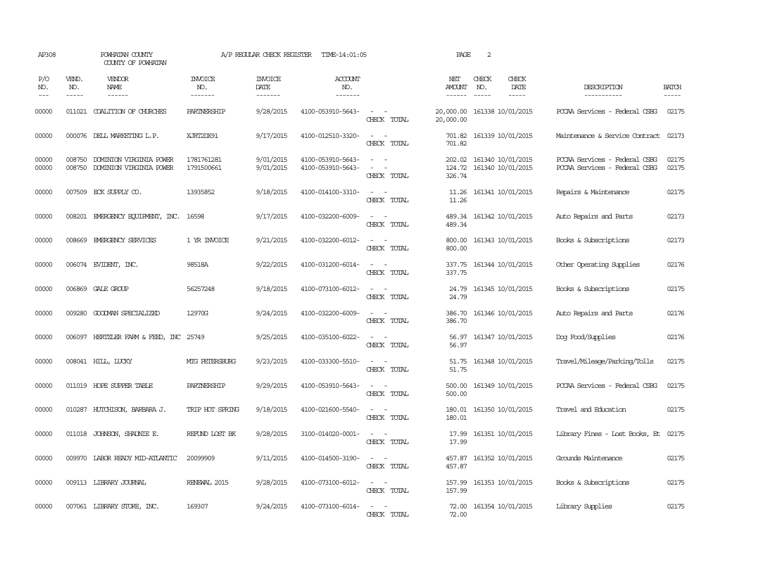AP308 POWHATAN COUNTY A/P REGULAR CHECK REGISTER TIME-14:01:05 PAGE 2

COUNTY OF POWHATAN

| P/O NO. | VEND. NO. | VENDOR NAME | INVOICE NO. | INVOICE DATE | ACCOUNT NO. | | NET AMOUNT | CHECK NO. | CHECK DATE | DESCRIPTION | BATCH |
|---|---|---|---|---|---|---|---|---|---|---|---|
| --- | ----- | ------ | ------- | ------- | ------- | | ------ | ----- | ----- | ----------- | ----- |
| 00000 | 011021 | COALITION OF CHURCHES | PARTNERSHIP | 9/28/2015 | 4100-053910-5643- | - - | 20,000.00 | 161338 | 10/01/2015 | PCCAA Services - Federal CSBG | 02175 |
| | | | | | | CHECK TOTAL | 20,000.00 | | | | |
| 00000 | 000076 | DELL MARKETING L.P. | XJRT2DX91 | 9/17/2015 | 4100-012510-3320- | - - | 701.82 | 161339 | 10/01/2015 | Maintenance & Service Contract | 02173 |
| | | | | | | CHECK TOTAL | 701.82 | | | | |
| 00000 | 008750 | DOMINION VIRGINIA POWER | 1781761281 | 9/01/2015 | 4100-053910-5643- | - - | 202.02 | 161340 | 10/01/2015 | PCCAA Services - Federal CSBG | 02175 |
| 00000 | 008750 | DOMINION VIRGINIA POWER | 1791500661 | 9/01/2015 | 4100-053910-5643- | - - | 124.72 | 161340 | 10/01/2015 | PCCAA Services - Federal CSBG | 02175 |
| | | | | | | CHECK TOTAL | 326.74 | | | | |
| 00000 | 007509 | ECK SUPPLY CO. | 13935852 | 9/18/2015 | 4100-014100-3310- | - - | 11.26 | 161341 | 10/01/2015 | Repairs & Maintenance | 02175 |
| | | | | | | CHECK TOTAL | 11.26 | | | | |
| 00000 | 008201 | EMERGENCY EQUIPMENT, INC. | 16598 | 9/17/2015 | 4100-032200-6009- | - - | 489.34 | 161342 | 10/01/2015 | Auto Repairs and Parts | 02173 |
| | | | | | | CHECK TOTAL | 489.34 | | | | |
| 00000 | 008669 | EMERGENCY SERVICES | 1 YR INVOICE | 9/21/2015 | 4100-032200-6012- | - - | 800.00 | 161343 | 10/01/2015 | Books & Subscriptions | 02173 |
| | | | | | | CHECK TOTAL | 800.00 | | | | |
| 00000 | 006074 | EVIDENT, INC. | 98518A | 9/22/2015 | 4100-031200-6014- | - - | 337.75 | 161344 | 10/01/2015 | Other Operating Supplies | 02176 |
| | | | | | | CHECK TOTAL | 337.75 | | | | |
| 00000 | 006869 | GALE GROUP | 56257248 | 9/18/2015 | 4100-073100-6012- | - - | 24.79 | 161345 | 10/01/2015 | Books & Subscriptions | 02175 |
| | | | | | | CHECK TOTAL | 24.79 | | | | |
| 00000 | 009280 | GOODMAN SPECIALIZED | 12970G | 9/24/2015 | 4100-032200-6009- | - - | 386.70 | 161346 | 10/01/2015 | Auto Repairs and Parts | 02176 |
| | | | | | | CHECK TOTAL | 386.70 | | | | |
| 00000 | 006097 | HERTZLER FARM & FEED, INC | 25749 | 9/25/2015 | 4100-035100-6022- | - - | 56.97 | 161347 | 10/01/2015 | Dog Food/Supplies | 02176 |
| | | | | | | CHECK TOTAL | 56.97 | | | | |
| 00000 | 008041 | HILL, LUCKY | MTG PETERSBURG | 9/23/2015 | 4100-033300-5510- | - - | 51.75 | 161348 | 10/01/2015 | Travel/Mileage/Parking/Tolls | 02175 |
| | | | | | | CHECK TOTAL | 51.75 | | | | |
| 00000 | 011019 | HOPE SUPPER TABLE | PARTNERSHIP | 9/29/2015 | 4100-053910-5643- | - - | 500.00 | 161349 | 10/01/2015 | PCCAA Services - Federal CSBG | 02175 |
| | | | | | | CHECK TOTAL | 500.00 | | | | |
| 00000 | 010287 | HUTCHISON, BARBARA J. | TRIP HOT SPRING | 9/18/2015 | 4100-021600-5540- | - - | 180.01 | 161350 | 10/01/2015 | Travel and Education | 02175 |
| | | | | | | CHECK TOTAL | 180.01 | | | | |
| 00000 | 011018 | JOHNSON, SHAUNIE E. | REFUND LOST BK | 9/28/2015 | 3100-014020-0001- | - - | 17.99 | 161351 | 10/01/2015 | Library Fines - Lost Books, Et | 02175 |
| | | | | | | CHECK TOTAL | 17.99 | | | | |
| 00000 | 009970 | LABOR READY MID-ATLANTIC | 20099909 | 9/11/2015 | 4100-014500-3190- | - - | 457.87 | 161352 | 10/01/2015 | Grounds Maintenance | 02175 |
| | | | | | | CHECK TOTAL | 457.87 | | | | |
| 00000 | 009113 | LIBRARY JOURNAL | RENEWAL 2015 | 9/28/2015 | 4100-073100-6012- | - - | 157.99 | 161353 | 10/01/2015 | Books & Subscriptions | 02175 |
| | | | | | | CHECK TOTAL | 157.99 | | | | |
| 00000 | 007061 | LIBRARY STORE, INC. | 169307 | 9/24/2015 | 4100-073100-6014- | - - | 72.00 | 161354 | 10/01/2015 | Library Supplies | 02175 |
| | | | | | | CHECK TOTAL | 72.00 | | | | |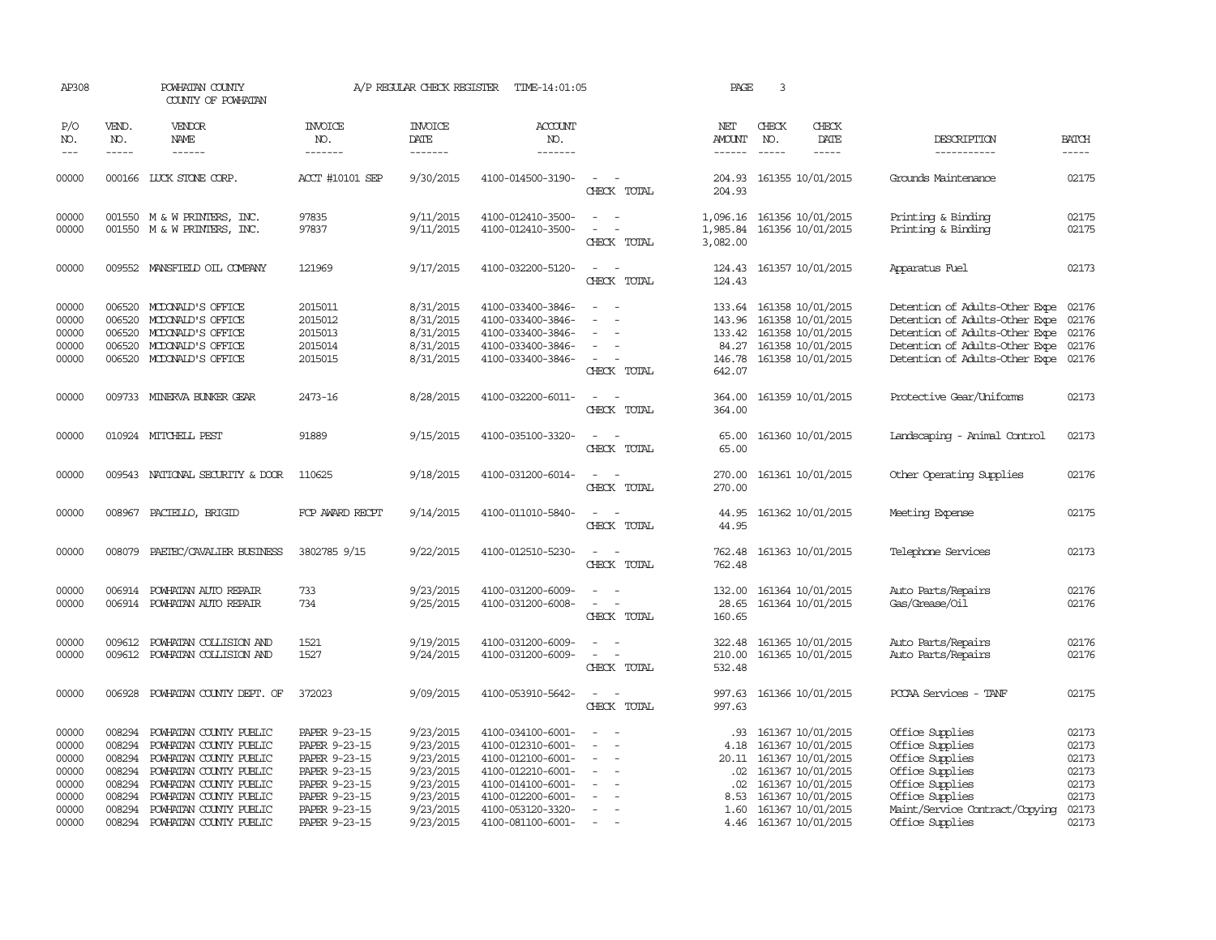AP308 POWHATAN COUNTY COUNTY OF POWHATAN A/P REGULAR CHECK REGISTER TIME-14:01:05 PAGE 3

| P/O NO. | VEND. NO. | VENDOR NAME | INVOICE NO. | INVOICE DATE | ACCOUNT NO. | | NET AMOUNT | CHECK NO. | CHECK DATE | DESCRIPTION | BATCH |
|---|---|---|---|---|---|---|---|---|---|---|---|
| 00000 | 000166 | LUCK STONE CORP. | ACCT #10101 SEP | 9/30/2015 | 4100-014500-3190- | - - | 204.93 | 161355 | 10/01/2015 | Grounds Maintenance | 02175 |
| | | | | | | CHECK TOTAL | 204.93 | | | | |
| 00000 | 001550 | M & W PRINTERS, INC. | 97835 | 9/11/2015 | 4100-012410-3500- | - - | 1,096.16 | 161356 | 10/01/2015 | Printing & Binding | 02175 |
| 00000 | 001550 | M & W PRINTERS, INC. | 97837 | 9/11/2015 | 4100-012410-3500- | - - | 1,985.84 | 161356 | 10/01/2015 | Printing & Binding | 02175 |
| | | | | | | CHECK TOTAL | 3,082.00 | | | | |
| 00000 | 009552 | MANSFIELD OIL COMPANY | 121969 | 9/17/2015 | 4100-032200-5120- | - - | 124.43 | 161357 | 10/01/2015 | Apparatus Fuel | 02173 |
| | | | | | | CHECK TOTAL | 124.43 | | | | |
| 00000 | 006520 | MCDONALD'S OFFICE | 2015011 | 8/31/2015 | 4100-033400-3846- | - - | 133.64 | 161358 | 10/01/2015 | Detention of Adults-Other Expe | 02176 |
| 00000 | 006520 | MCDONALD'S OFFICE | 2015012 | 8/31/2015 | 4100-033400-3846- | - - | 143.96 | 161358 | 10/01/2015 | Detention of Adults-Other Expe | 02176 |
| 00000 | 006520 | MCDONALD'S OFFICE | 2015013 | 8/31/2015 | 4100-033400-3846- | - - | 133.42 | 161358 | 10/01/2015 | Detention of Adults-Other Expe | 02176 |
| 00000 | 006520 | MCDONALD'S OFFICE | 2015014 | 8/31/2015 | 4100-033400-3846- | - - | 84.27 | 161358 | 10/01/2015 | Detention of Adults-Other Expe | 02176 |
| 00000 | 006520 | MCDONALD'S OFFICE | 2015015 | 8/31/2015 | 4100-033400-3846- | - - | 146.78 | 161358 | 10/01/2015 | Detention of Adults-Other Expe | 02176 |
| | | | | | | CHECK TOTAL | 642.07 | | | | |
| 00000 | 009733 | MINERVA BUNKER GEAR | 2473-16 | 8/28/2015 | 4100-032200-6011- | - - | 364.00 | 161359 | 10/01/2015 | Protective Gear/Uniforms | 02173 |
| | | | | | | CHECK TOTAL | 364.00 | | | | |
| 00000 | 010924 | MITCHELL PEST | 91889 | 9/15/2015 | 4100-035100-3320- | - - | 65.00 | 161360 | 10/01/2015 | Landscaping - Animal Control | 02173 |
| | | | | | | CHECK TOTAL | 65.00 | | | | |
| 00000 | 009543 | NATIONAL SECURITY & DOOR | 110625 | 9/18/2015 | 4100-031200-6014- | - - | 270.00 | 161361 | 10/01/2015 | Other Operating Supplies | 02176 |
| | | | | | | CHECK TOTAL | 270.00 | | | | |
| 00000 | 008967 | PACIELLO, BRIGID | FCP AWARD RECPT | 9/14/2015 | 4100-011010-5840- | - - | 44.95 | 161362 | 10/01/2015 | Meeting Expense | 02175 |
| | | | | | | CHECK TOTAL | 44.95 | | | | |
| 00000 | 008079 | PAETEC/CAVALIER BUSINESS | 3802785 9/15 | 9/22/2015 | 4100-012510-5230- | - - | 762.48 | 161363 | 10/01/2015 | Telephone Services | 02173 |
| | | | | | | CHECK TOTAL | 762.48 | | | | |
| 00000 | 006914 | POWHATAN AUTO REPAIR | 733 | 9/23/2015 | 4100-031200-6009- | - - | 132.00 | 161364 | 10/01/2015 | Auto Parts/Repairs | 02176 |
| 00000 | 006914 | POWHATAN AUTO REPAIR | 734 | 9/25/2015 | 4100-031200-6008- | - - | 28.65 | 161364 | 10/01/2015 | Gas/Grease/Oil | 02176 |
| | | | | | | CHECK TOTAL | 160.65 | | | | |
| 00000 | 009612 | POWHATAN COLLISION AND | 1521 | 9/19/2015 | 4100-031200-6009- | - - | 322.48 | 161365 | 10/01/2015 | Auto Parts/Repairs | 02176 |
| 00000 | 009612 | POWHATAN COLLISION AND | 1527 | 9/24/2015 | 4100-031200-6009- | - - | 210.00 | 161365 | 10/01/2015 | Auto Parts/Repairs | 02176 |
| | | | | | | CHECK TOTAL | 532.48 | | | | |
| 00000 | 006928 | POWHATAN COUNTY DEPT. OF | 372023 | 9/09/2015 | 4100-053910-5642- | - - | 997.63 | 161366 | 10/01/2015 | PCCAA Services - TANF | 02175 |
| | | | | | | CHECK TOTAL | 997.63 | | | | |
| 00000 | 008294 | POWHATAN COUNTY PUBLIC | PAPER 9-23-15 | 9/23/2015 | 4100-034100-6001- | - - | .93 | 161367 | 10/01/2015 | Office Supplies | 02173 |
| 00000 | 008294 | POWHATAN COUNTY PUBLIC | PAPER 9-23-15 | 9/23/2015 | 4100-012310-6001- | - - | 4.18 | 161367 | 10/01/2015 | Office Supplies | 02173 |
| 00000 | 008294 | POWHATAN COUNTY PUBLIC | PAPER 9-23-15 | 9/23/2015 | 4100-012100-6001- | - - | 20.11 | 161367 | 10/01/2015 | Office Supplies | 02173 |
| 00000 | 008294 | POWHATAN COUNTY PUBLIC | PAPER 9-23-15 | 9/23/2015 | 4100-012210-6001- | - - | .02 | 161367 | 10/01/2015 | Office Supplies | 02173 |
| 00000 | 008294 | POWHATAN COUNTY PUBLIC | PAPER 9-23-15 | 9/23/2015 | 4100-014100-6001- | - - | .02 | 161367 | 10/01/2015 | Office Supplies | 02173 |
| 00000 | 008294 | POWHATAN COUNTY PUBLIC | PAPER 9-23-15 | 9/23/2015 | 4100-012200-6001- | - - | 8.53 | 161367 | 10/01/2015 | Office Supplies | 02173 |
| 00000 | 008294 | POWHATAN COUNTY PUBLIC | PAPER 9-23-15 | 9/23/2015 | 4100-053120-3320- | - - | 1.60 | 161367 | 10/01/2015 | Maint/Service Contract/Copying | 02173 |
| 00000 | 008294 | POWHATAN COUNTY PUBLIC | PAPER 9-23-15 | 9/23/2015 | 4100-081100-6001- | - - | 4.46 | 161367 | 10/01/2015 | Office Supplies | 02173 |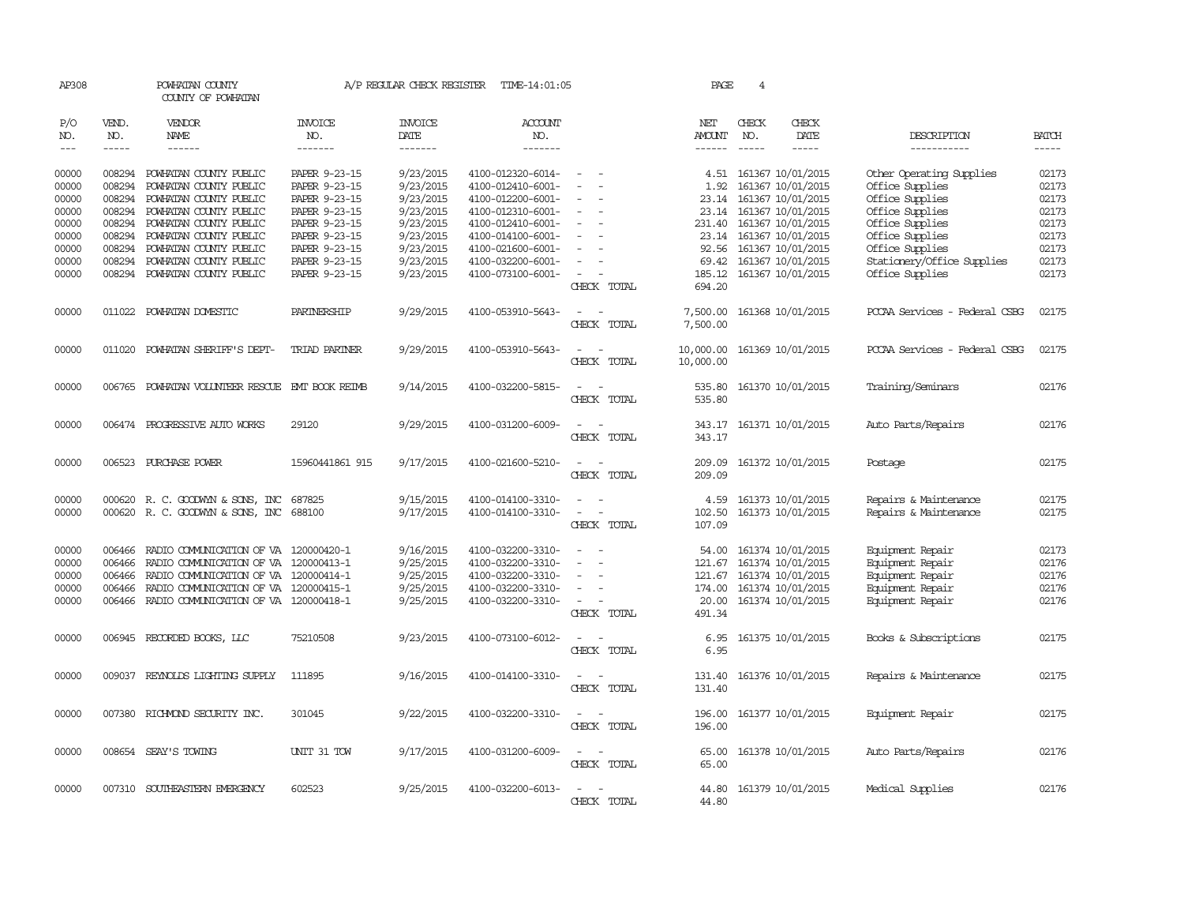AP308 POWHATAN COUNTY COUNTY OF POWHATAN A/P REGULAR CHECK REGISTER TIME-14:01:05 PAGE 4

| P/O NO. | VEND. NO. | VENDOR NAME | INVOICE NO. | INVOICE DATE | ACCOUNT NO. | | NET AMOUNT | CHECK NO. | CHECK DATE | DESCRIPTION | BATCH |
|---|---|---|---|---|---|---|---|---|---|---|---|
| 00000 | 008294 | POWHATAN COUNTY PUBLIC | PAPER 9-23-15 | 9/23/2015 | 4100-012320-6014- | - - | 4.51 | 161367 | 10/01/2015 | Other Operating Supplies | 02173 |
| 00000 | 008294 | POWHATAN COUNTY PUBLIC | PAPER 9-23-15 | 9/23/2015 | 4100-012410-6001- | - - | 1.92 | 161367 | 10/01/2015 | Office Supplies | 02173 |
| 00000 | 008294 | POWHATAN COUNTY PUBLIC | PAPER 9-23-15 | 9/23/2015 | 4100-012200-6001- | - - | 23.14 | 161367 | 10/01/2015 | Office Supplies | 02173 |
| 00000 | 008294 | POWHATAN COUNTY PUBLIC | PAPER 9-23-15 | 9/23/2015 | 4100-012310-6001- | - - | 23.14 | 161367 | 10/01/2015 | Office Supplies | 02173 |
| 00000 | 008294 | POWHATAN COUNTY PUBLIC | PAPER 9-23-15 | 9/23/2015 | 4100-012410-6001- | - - | 231.40 | 161367 | 10/01/2015 | Office Supplies | 02173 |
| 00000 | 008294 | POWHATAN COUNTY PUBLIC | PAPER 9-23-15 | 9/23/2015 | 4100-014100-6001- | - - | 23.14 | 161367 | 10/01/2015 | Office Supplies | 02173 |
| 00000 | 008294 | POWHATAN COUNTY PUBLIC | PAPER 9-23-15 | 9/23/2015 | 4100-021600-6001- | - - | 92.56 | 161367 | 10/01/2015 | Office Supplies | 02173 |
| 00000 | 008294 | POWHATAN COUNTY PUBLIC | PAPER 9-23-15 | 9/23/2015 | 4100-032200-6001- | - - | 69.42 | 161367 | 10/01/2015 | Stationery/Office Supplies | 02173 |
| 00000 | 008294 | POWHATAN COUNTY PUBLIC | PAPER 9-23-15 | 9/23/2015 | 4100-073100-6001- | - - | 185.12 | 161367 | 10/01/2015 | Office Supplies | 02173 |
| | | | | | | CHECK TOTAL | 694.20 | | | | |
| 00000 | 011022 | POWHATAN DOMESTIC | PARTNERSHIP | 9/29/2015 | 4100-053910-5643- | - - | 7,500.00 | 161368 | 10/01/2015 | PCCAA Services - Federal CSBG | 02175 |
| | | | | | | CHECK TOTAL | 7,500.00 | | | | |
| 00000 | 011020 | POWHATAN SHERIFF'S DEPT- | TRIAD PARTNER | 9/29/2015 | 4100-053910-5643- | - - | 10,000.00 | 161369 | 10/01/2015 | PCCAA Services - Federal CSBG | 02175 |
| | | | | | | CHECK TOTAL | 10,000.00 | | | | |
| 00000 | 006765 | POWHATAN VOLUNTEER RESCUE | EMT BOOK REIMB | 9/14/2015 | 4100-032200-5815- | - - | 535.80 | 161370 | 10/01/2015 | Training/Seminars | 02176 |
| | | | | | | CHECK TOTAL | 535.80 | | | | |
| 00000 | 006474 | PROGRESSIVE AUTO WORKS | 29120 | 9/29/2015 | 4100-031200-6009- | - - | 343.17 | 161371 | 10/01/2015 | Auto Parts/Repairs | 02176 |
| | | | | | | CHECK TOTAL | 343.17 | | | | |
| 00000 | 006523 | PURCHASE POWER | 15960441861 915 | 9/17/2015 | 4100-021600-5210- | - - | 209.09 | 161372 | 10/01/2015 | Postage | 02175 |
| | | | | | | CHECK TOTAL | 209.09 | | | | |
| 00000 | 000620 | R. C. GOODWYN & SONS, INC | 687825 | 9/15/2015 | 4100-014100-3310- | - - | 4.59 | 161373 | 10/01/2015 | Repairs & Maintenance | 02175 |
| 00000 | 000620 | R. C. GOODWYN & SONS, INC | 688100 | 9/17/2015 | 4100-014100-3310- | - - | 102.50 | 161373 | 10/01/2015 | Repairs & Maintenance | 02175 |
| | | | | | | CHECK TOTAL | 107.09 | | | | |
| 00000 | 006466 | RADIO COMMUNICATION OF VA | 120000420-1 | 9/16/2015 | 4100-032200-3310- | - - | 54.00 | 161374 | 10/01/2015 | Equipment Repair | 02173 |
| 00000 | 006466 | RADIO COMMUNICATION OF VA | 120000413-1 | 9/25/2015 | 4100-032200-3310- | - - | 121.67 | 161374 | 10/01/2015 | Equipment Repair | 02176 |
| 00000 | 006466 | RADIO COMMUNICATION OF VA | 120000414-1 | 9/25/2015 | 4100-032200-3310- | - - | 121.67 | 161374 | 10/01/2015 | Equipment Repair | 02176 |
| 00000 | 006466 | RADIO COMMUNICATION OF VA | 120000415-1 | 9/25/2015 | 4100-032200-3310- | - - | 174.00 | 161374 | 10/01/2015 | Equipment Repair | 02176 |
| 00000 | 006466 | RADIO COMMUNICATION OF VA | 120000418-1 | 9/25/2015 | 4100-032200-3310- | - - | 20.00 | 161374 | 10/01/2015 | Equipment Repair | 02176 |
| | | | | | | CHECK TOTAL | 491.34 | | | | |
| 00000 | 006945 | RECORDED BOOKS, LLC | 75210508 | 9/23/2015 | 4100-073100-6012- | - - | 6.95 | 161375 | 10/01/2015 | Books & Subscriptions | 02175 |
| | | | | | | CHECK TOTAL | 6.95 | | | | |
| 00000 | 009037 | REYNOLDS LIGHTING SUPPLY | 111895 | 9/16/2015 | 4100-014100-3310- | - - | 131.40 | 161376 | 10/01/2015 | Repairs & Maintenance | 02175 |
| | | | | | | CHECK TOTAL | 131.40 | | | | |
| 00000 | 007380 | RICHMOND SECURITY INC. | 301045 | 9/22/2015 | 4100-032200-3310- | - - | 196.00 | 161377 | 10/01/2015 | Equipment Repair | 02175 |
| | | | | | | CHECK TOTAL | 196.00 | | | | |
| 00000 | 008654 | SEAY'S TOWING | UNIT 31 TOW | 9/17/2015 | 4100-031200-6009- | - - | 65.00 | 161378 | 10/01/2015 | Auto Parts/Repairs | 02176 |
| | | | | | | CHECK TOTAL | 65.00 | | | | |
| 00000 | 007310 | SOUTHEASTERN EMERGENCY | 602523 | 9/25/2015 | 4100-032200-6013- | - - | 44.80 | 161379 | 10/01/2015 | Medical Supplies | 02176 |
| | | | | | | CHECK TOTAL | 44.80 | | | | |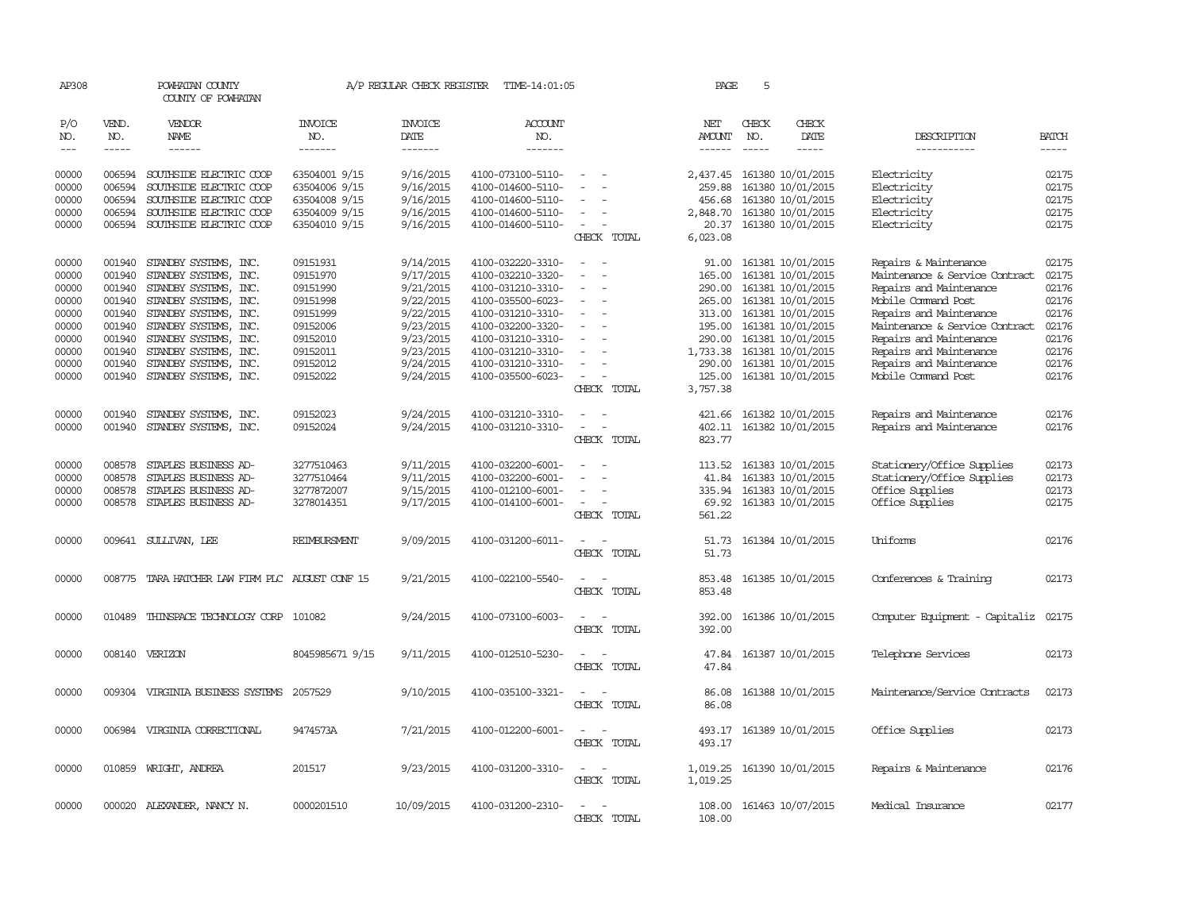AP308 POWHATAN COUNTY A/P REGULAR CHECK REGISTER TIME-14:01:05 PAGE 5
COUNTY OF POWHATAN

| P/O NO. | VEND. NO. | VENDOR NAME | INVOICE NO. | INVOICE DATE | ACCOUNT NO. | | NET AMOUNT | CHECK NO. | CHECK DATE | DESCRIPTION | BATCH |
|---|---|---|---|---|---|---|---|---|---|---|---|
| 00000 | 006594 | SOUTHSIDE ELECTRIC COOP | 63504001 9/15 | 9/16/2015 | 4100-073100-5110- | - - | 2,437.45 | 161380 | 10/01/2015 | Electricity | 02175 |
| 00000 | 006594 | SOUTHSIDE ELECTRIC COOP | 63504006 9/15 | 9/16/2015 | 4100-014600-5110- | - - | 259.88 | 161380 | 10/01/2015 | Electricity | 02175 |
| 00000 | 006594 | SOUTHSIDE ELECTRIC COOP | 63504008 9/15 | 9/16/2015 | 4100-014600-5110- | - - | 456.68 | 161380 | 10/01/2015 | Electricity | 02175 |
| 00000 | 006594 | SOUTHSIDE ELECTRIC COOP | 63504009 9/15 | 9/16/2015 | 4100-014600-5110- | - - | 2,848.70 | 161380 | 10/01/2015 | Electricity | 02175 |
| 00000 | 006594 | SOUTHSIDE ELECTRIC COOP | 63504010 9/15 | 9/16/2015 | 4100-014600-5110- | - - | 20.37 | 161380 | 10/01/2015 | Electricity | 02175 |
| | | | | | | CHECK TOTAL | 6,023.08 | | | | |
| 00000 | 001940 | STANDBY SYSTEMS, INC. | 09151931 | 9/14/2015 | 4100-032220-3310- | - - | 91.00 | 161381 | 10/01/2015 | Repairs & Maintenance | 02175 |
| 00000 | 001940 | STANDBY SYSTEMS, INC. | 09151970 | 9/17/2015 | 4100-032210-3320- | - - | 165.00 | 161381 | 10/01/2015 | Maintenance & Service Contract | 02175 |
| 00000 | 001940 | STANDBY SYSTEMS, INC. | 09151990 | 9/21/2015 | 4100-031210-3310- | - - | 290.00 | 161381 | 10/01/2015 | Repairs and Maintenance | 02176 |
| 00000 | 001940 | STANDBY SYSTEMS, INC. | 09151998 | 9/22/2015 | 4100-035500-6023- | - - | 265.00 | 161381 | 10/01/2015 | Mobile Command Post | 02176 |
| 00000 | 001940 | STANDBY SYSTEMS, INC. | 09151999 | 9/22/2015 | 4100-031210-3310- | - - | 313.00 | 161381 | 10/01/2015 | Repairs and Maintenance | 02176 |
| 00000 | 001940 | STANDBY SYSTEMS, INC. | 09152006 | 9/23/2015 | 4100-032200-3320- | - - | 195.00 | 161381 | 10/01/2015 | Maintenance & Service Contract | 02176 |
| 00000 | 001940 | STANDBY SYSTEMS, INC. | 09152010 | 9/23/2015 | 4100-031210-3310- | - - | 290.00 | 161381 | 10/01/2015 | Repairs and Maintenance | 02176 |
| 00000 | 001940 | STANDBY SYSTEMS, INC. | 09152011 | 9/23/2015 | 4100-031210-3310- | - - | 1,733.38 | 161381 | 10/01/2015 | Repairs and Maintenance | 02176 |
| 00000 | 001940 | STANDBY SYSTEMS, INC. | 09152012 | 9/24/2015 | 4100-031210-3310- | - - | 290.00 | 161381 | 10/01/2015 | Repairs and Maintenance | 02176 |
| 00000 | 001940 | STANDBY SYSTEMS, INC. | 09152022 | 9/24/2015 | 4100-035500-6023- | - - | 125.00 | 161381 | 10/01/2015 | Mobile Command Post | 02176 |
| | | | | | | CHECK TOTAL | 3,757.38 | | | | |
| 00000 | 001940 | STANDBY SYSTEMS, INC. | 09152023 | 9/24/2015 | 4100-031210-3310- | - - | 421.66 | 161382 | 10/01/2015 | Repairs and Maintenance | 02176 |
| 00000 | 001940 | STANDBY SYSTEMS, INC. | 09152024 | 9/24/2015 | 4100-031210-3310- | - - | 402.11 | 161382 | 10/01/2015 | Repairs and Maintenance | 02176 |
| | | | | | | CHECK TOTAL | 823.77 | | | | |
| 00000 | 008578 | STAPLES BUSINESS AD- | 3277510463 | 9/11/2015 | 4100-032200-6001- | - - | 113.52 | 161383 | 10/01/2015 | Stationery/Office Supplies | 02173 |
| 00000 | 008578 | STAPLES BUSINESS AD- | 3277510464 | 9/11/2015 | 4100-032200-6001- | - - | 41.84 | 161383 | 10/01/2015 | Stationery/Office Supplies | 02173 |
| 00000 | 008578 | STAPLES BUSINESS AD- | 3277872007 | 9/15/2015 | 4100-012100-6001- | - - | 335.94 | 161383 | 10/01/2015 | Office Supplies | 02173 |
| 00000 | 008578 | STAPLES BUSINESS AD- | 3278014351 | 9/17/2015 | 4100-014100-6001- | - - | 69.92 | 161383 | 10/01/2015 | Office Supplies | 02175 |
| | | | | | | CHECK TOTAL | 561.22 | | | | |
| 00000 | 009641 | SULLIVAN, LEE | REIMBURSMENT | 9/09/2015 | 4100-031200-6011- | - - | 51.73 | 161384 | 10/01/2015 | Uniforms | 02176 |
| | | | | | | CHECK TOTAL | 51.73 | | | | |
| 00000 | 008775 | TARA HATCHER LAW FIRM PLC | AUGUST CONF 15 | 9/21/2015 | 4100-022100-5540- | - - | 853.48 | 161385 | 10/01/2015 | Conferences & Training | 02173 |
| | | | | | | CHECK TOTAL | 853.48 | | | | |
| 00000 | 010489 | THINSPACE TECHNOLOGY CORP | 101082 | 9/24/2015 | 4100-073100-6003- | - - | 392.00 | 161386 | 10/01/2015 | Computer Equipment - Capitaliz | 02175 |
| | | | | | | CHECK TOTAL | 392.00 | | | | |
| 00000 | 008140 | VERIZON | 8045985671 9/15 | 9/11/2015 | 4100-012510-5230- | - - | 47.84 | 161387 | 10/01/2015 | Telephone Services | 02173 |
| | | | | | | CHECK TOTAL | 47.84 | | | | |
| 00000 | 009304 | VIRGINIA BUSINESS SYSTEMS | 2057529 | 9/10/2015 | 4100-035100-3321- | - - | 86.08 | 161388 | 10/01/2015 | Maintenance/Service Contracts | 02173 |
| | | | | | | CHECK TOTAL | 86.08 | | | | |
| 00000 | 006984 | VIRGINIA CORRECTIONAL | 9474573A | 7/21/2015 | 4100-012200-6001- | - - | 493.17 | 161389 | 10/01/2015 | Office Supplies | 02173 |
| | | | | | | CHECK TOTAL | 493.17 | | | | |
| 00000 | 010859 | WRIGHT, ANDREA | 201517 | 9/23/2015 | 4100-031200-3310- | - - | 1,019.25 | 161390 | 10/01/2015 | Repairs & Maintenance | 02176 |
| | | | | | | CHECK TOTAL | 1,019.25 | | | | |
| 00000 | 000020 | ALEXANDER, NANCY N. | 0000201510 | 10/09/2015 | 4100-031200-2310- | - - | 108.00 | 161463 | 10/07/2015 | Medical Insurance | 02177 |
| | | | | | | CHECK TOTAL | 108.00 | | | | |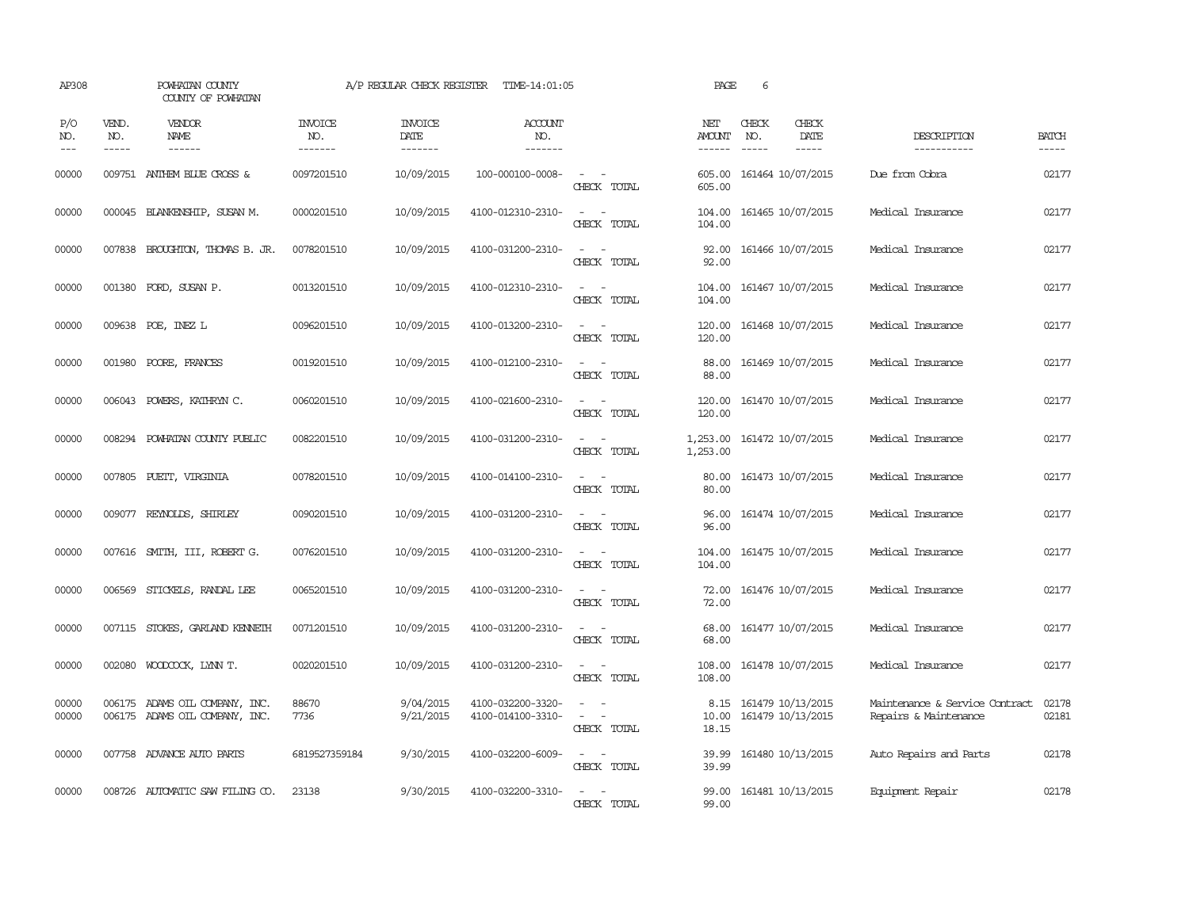AP308 POWHATAN COUNTY A/P REGULAR CHECK REGISTER TIME-14:01:05 PAGE 6

COUNTY OF POWHATAN

| P/O NO. | VEND. NO. | VENDOR NAME | INVOICE NO. | INVOICE DATE | ACCOUNT NO. | | NET AMOUNT | CHECK NO. | CHECK DATE | DESCRIPTION | BATCH |
|---|---|---|---|---|---|---|---|---|---|---|---|
| 00000 | 009751 | ANTHEM BLUE CROSS & | 0097201510 | 10/09/2015 | 100-000100-0008- | - - | 605.00 | 161464 | 10/07/2015 | Due from Cobra | 02177 |
| | | | | | | CHECK TOTAL | 605.00 | | | | |
| 00000 | 000045 | BLANKENSHIP, SUSAN M. | 0000201510 | 10/09/2015 | 4100-012310-2310- | - - | 104.00 | 161465 | 10/07/2015 | Medical Insurance | 02177 |
| | | | | | | CHECK TOTAL | 104.00 | | | | |
| 00000 | 007838 | BROUGHTON, THOMAS B. JR. | 0078201510 | 10/09/2015 | 4100-031200-2310- | - - | 92.00 | 161466 | 10/07/2015 | Medical Insurance | 02177 |
| | | | | | | CHECK TOTAL | 92.00 | | | | |
| 00000 | 001380 | FORD, SUSAN P. | 0013201510 | 10/09/2015 | 4100-012310-2310- | - - | 104.00 | 161467 | 10/07/2015 | Medical Insurance | 02177 |
| | | | | | | CHECK TOTAL | 104.00 | | | | |
| 00000 | 009638 | POE, INEZ L | 0096201510 | 10/09/2015 | 4100-013200-2310- | - - | 120.00 | 161468 | 10/07/2015 | Medical Insurance | 02177 |
| | | | | | | CHECK TOTAL | 120.00 | | | | |
| 00000 | 001980 | POORE, FRANCES | 0019201510 | 10/09/2015 | 4100-012100-2310- | - - | 88.00 | 161469 | 10/07/2015 | Medical Insurance | 02177 |
| | | | | | | CHECK TOTAL | 88.00 | | | | |
| 00000 | 006043 | POWERS, KATHRYN C. | 0060201510 | 10/09/2015 | 4100-021600-2310- | - - | 120.00 | 161470 | 10/07/2015 | Medical Insurance | 02177 |
| | | | | | | CHECK TOTAL | 120.00 | | | | |
| 00000 | 008294 | POWHATAN COUNTY PUBLIC | 0082201510 | 10/09/2015 | 4100-031200-2310- | - - | 1,253.00 | 161472 | 10/07/2015 | Medical Insurance | 02177 |
| | | | | | | CHECK TOTAL | 1,253.00 | | | | |
| 00000 | 007805 | PUETT, VIRGINIA | 0078201510 | 10/09/2015 | 4100-014100-2310- | - - | 80.00 | 161473 | 10/07/2015 | Medical Insurance | 02177 |
| | | | | | | CHECK TOTAL | 80.00 | | | | |
| 00000 | 009077 | REYNOLDS, SHIRLEY | 0090201510 | 10/09/2015 | 4100-031200-2310- | - - | 96.00 | 161474 | 10/07/2015 | Medical Insurance | 02177 |
| | | | | | | CHECK TOTAL | 96.00 | | | | |
| 00000 | 007616 | SMITH, III, ROBERT G. | 0076201510 | 10/09/2015 | 4100-031200-2310- | - - | 104.00 | 161475 | 10/07/2015 | Medical Insurance | 02177 |
| | | | | | | CHECK TOTAL | 104.00 | | | | |
| 00000 | 006569 | STICKELS, RANDAL LEE | 0065201510 | 10/09/2015 | 4100-031200-2310- | - - | 72.00 | 161476 | 10/07/2015 | Medical Insurance | 02177 |
| | | | | | | CHECK TOTAL | 72.00 | | | | |
| 00000 | 007115 | STOKES, GARLAND KENNETH | 0071201510 | 10/09/2015 | 4100-031200-2310- | - - | 68.00 | 161477 | 10/07/2015 | Medical Insurance | 02177 |
| | | | | | | CHECK TOTAL | 68.00 | | | | |
| 00000 | 002080 | WOODCOCK, LYNN T. | 0020201510 | 10/09/2015 | 4100-031200-2310- | - - | 108.00 | 161478 | 10/07/2015 | Medical Insurance | 02177 |
| | | | | | | CHECK TOTAL | 108.00 | | | | |
| 00000 | 006175 | ADAMS OIL COMPANY, INC. | 88670 | 9/04/2015 | 4100-032200-3320- | - - | 8.15 | 161479 | 10/13/2015 | Maintenance & Service Contract | 02178 |
| 00000 | 006175 | ADAMS OIL COMPANY, INC. | 7736 | 9/21/2015 | 4100-014100-3310- | - - | 10.00 | 161479 | 10/13/2015 | Repairs & Maintenance | 02181 |
| | | | | | | CHECK TOTAL | 18.15 | | | | |
| 00000 | 007758 | ADVANCE AUTO PARTS | 6819527359184 | 9/30/2015 | 4100-032200-6009- | - - | 39.99 | 161480 | 10/13/2015 | Auto Repairs and Parts | 02178 |
| | | | | | | CHECK TOTAL | 39.99 | | | | |
| 00000 | 008726 | AUTOMATIC SAW FILING CO. | 23138 | 9/30/2015 | 4100-032200-3310- | - - | 99.00 | 161481 | 10/13/2015 | Equipment Repair | 02178 |
| | | | | | | CHECK TOTAL | 99.00 | | | | |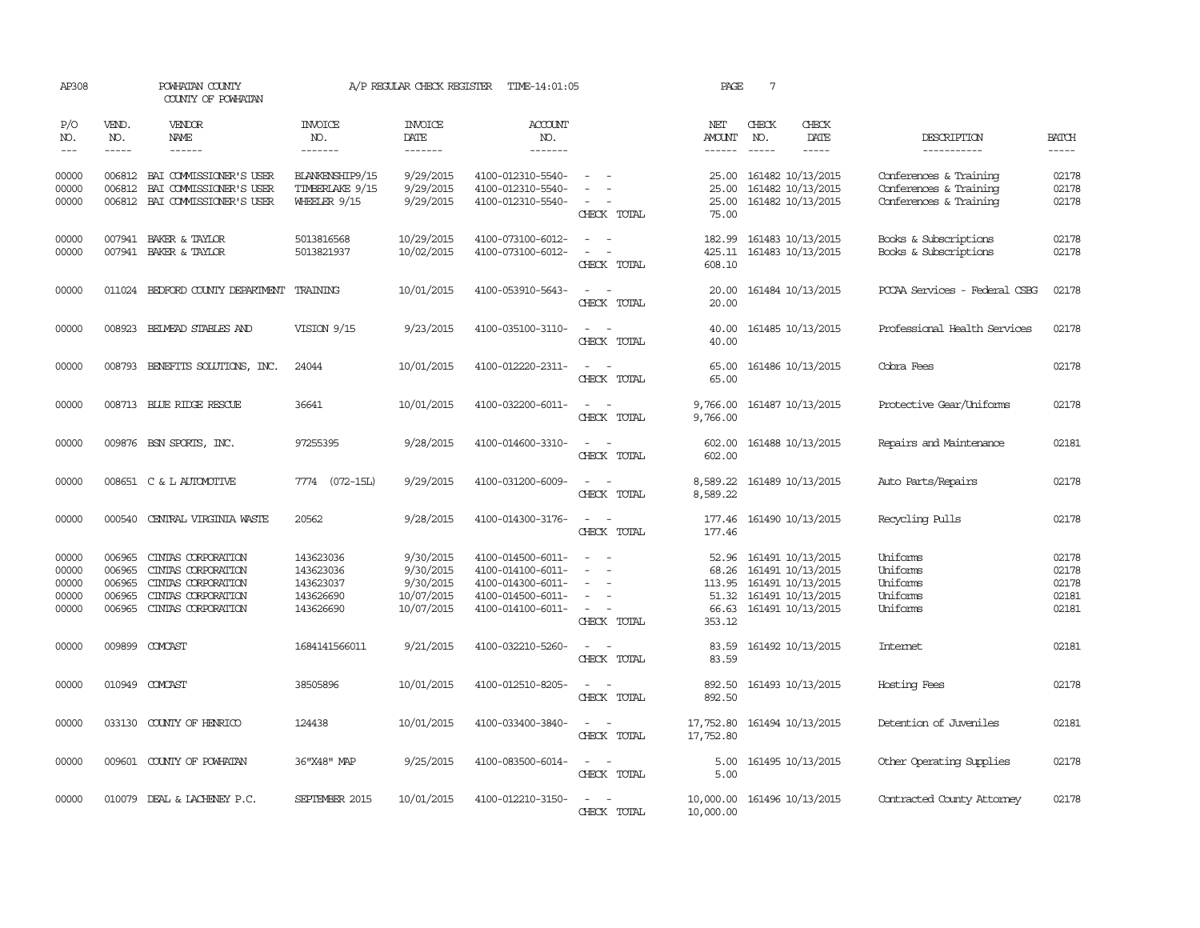AP308 POWHATAN COUNTY A/P REGULAR CHECK REGISTER TIME-14:01:05 PAGE 7

COUNTY OF POWHATAN

| P/O NO. | VEND. NO. | VENDOR NAME | INVOICE NO. | INVOICE DATE | ACCOUNT NO. | | NET AMOUNT | CHECK NO. | CHECK DATE | DESCRIPTION | BATCH |
|---|---|---|---|---|---|---|---|---|---|---|---|
| 00000 | 006812 | BAI COMMISSIONER'S USER | BLANKENSHIP9/15 | 9/29/2015 | 4100-012310-5540- | - - | 25.00 | 161482 | 10/13/2015 | Conferences & Training | 02178 |
| 00000 | 006812 | BAI COMMISSIONER'S USER | TIMBERLAKE 9/15 | 9/29/2015 | 4100-012310-5540- | - - | 25.00 | 161482 | 10/13/2015 | Conferences & Training | 02178 |
| 00000 | 006812 | BAI COMMISSIONER'S USER | WHEELER 9/15 | 9/29/2015 | 4100-012310-5540- | - - | 25.00 | 161482 | 10/13/2015 | Conferences & Training | 02178 |
| | | | | | | CHECK TOTAL | 75.00 | | | | |
| 00000 | 007941 | BAKER & TAYLOR | 5013816568 | 10/29/2015 | 4100-073100-6012- | - - | 182.99 | 161483 | 10/13/2015 | Books & Subscriptions | 02178 |
| 00000 | 007941 | BAKER & TAYLOR | 5013821937 | 10/02/2015 | 4100-073100-6012- | - - | 425.11 | 161483 | 10/13/2015 | Books & Subscriptions | 02178 |
| | | | | | | CHECK TOTAL | 608.10 | | | | |
| 00000 | 011024 | BEDFORD COUNTY DEPARTMENT | TRAINING | 10/01/2015 | 4100-053910-5643- | - - | 20.00 | 161484 | 10/13/2015 | PCCAA Services - Federal CSBG | 02178 |
| | | | | | | CHECK TOTAL | 20.00 | | | | |
| 00000 | 008923 | BELMEAD STABLES AND | VISION 9/15 | 9/23/2015 | 4100-035100-3110- | - - | 40.00 | 161485 | 10/13/2015 | Professional Health Services | 02178 |
| | | | | | | CHECK TOTAL | 40.00 | | | | |
| 00000 | 008793 | BENEFITS SOLUTIONS, INC. | 24044 | 10/01/2015 | 4100-012220-2311- | - - | 65.00 | 161486 | 10/13/2015 | Cobra Fees | 02178 |
| | | | | | | CHECK TOTAL | 65.00 | | | | |
| 00000 | 008713 | BLUE RIDGE RESCUE | 36641 | 10/01/2015 | 4100-032200-6011- | - - | 9,766.00 | 161487 | 10/13/2015 | Protective Gear/Uniforms | 02178 |
| | | | | | | CHECK TOTAL | 9,766.00 | | | | |
| 00000 | 009876 | BSN SPORTS, INC. | 97255395 | 9/28/2015 | 4100-014600-3310- | - - | 602.00 | 161488 | 10/13/2015 | Repairs and Maintenance | 02181 |
| | | | | | | CHECK TOTAL | 602.00 | | | | |
| 00000 | 008651 | C & L AUTOMOTIVE | 7774 (072-15L) | 9/29/2015 | 4100-031200-6009- | - - | 8,589.22 | 161489 | 10/13/2015 | Auto Parts/Repairs | 02178 |
| | | | | | | CHECK TOTAL | 8,589.22 | | | | |
| 00000 | 000540 | CENTRAL VIRGINIA WASTE | 20562 | 9/28/2015 | 4100-014300-3176- | - - | 177.46 | 161490 | 10/13/2015 | Recycling Pulls | 02178 |
| | | | | | | CHECK TOTAL | 177.46 | | | | |
| 00000 | 006965 | CINTAS CORPORATION | 143623036 | 9/30/2015 | 4100-014500-6011- | - - | 52.96 | 161491 | 10/13/2015 | Uniforms | 02178 |
| 00000 | 006965 | CINTAS CORPORATION | 143623036 | 9/30/2015 | 4100-014100-6011- | - - | 68.26 | 161491 | 10/13/2015 | Uniforms | 02178 |
| 00000 | 006965 | CINTAS CORPORATION | 143623037 | 9/30/2015 | 4100-014300-6011- | - - | 113.95 | 161491 | 10/13/2015 | Uniforms | 02178 |
| 00000 | 006965 | CINTAS CORPORATION | 143626690 | 10/07/2015 | 4100-014500-6011- | - - | 51.32 | 161491 | 10/13/2015 | Uniforms | 02181 |
| 00000 | 006965 | CINTAS CORPORATION | 143626690 | 10/07/2015 | 4100-014100-6011- | - - | 66.63 | 161491 | 10/13/2015 | Uniforms | 02181 |
| | | | | | | CHECK TOTAL | 353.12 | | | | |
| 00000 | 009899 | COMCAST | 1684141566011 | 9/21/2015 | 4100-032210-5260- | - - | 83.59 | 161492 | 10/13/2015 | Internet | 02181 |
| | | | | | | CHECK TOTAL | 83.59 | | | | |
| 00000 | 010949 | COMCAST | 38505896 | 10/01/2015 | 4100-012510-8205- | - - | 892.50 | 161493 | 10/13/2015 | Hosting Fees | 02178 |
| | | | | | | CHECK TOTAL | 892.50 | | | | |
| 00000 | 033130 | COUNTY OF HENRICO | 124438 | 10/01/2015 | 4100-033400-3840- | - - | 17,752.80 | 161494 | 10/13/2015 | Detention of Juveniles | 02181 |
| | | | | | | CHECK TOTAL | 17,752.80 | | | | |
| 00000 | 009601 | COUNTY OF POWHATAN | 36"X48" MAP | 9/25/2015 | 4100-083500-6014- | - - | 5.00 | 161495 | 10/13/2015 | Other Operating Supplies | 02178 |
| | | | | | | CHECK TOTAL | 5.00 | | | | |
| 00000 | 010079 | DEAL & LACHENEY P.C. | SEPTEMBER 2015 | 10/01/2015 | 4100-012210-3150- | - - | 10,000.00 | 161496 | 10/13/2015 | Contracted County Attorney | 02178 |
| | | | | | | CHECK TOTAL | 10,000.00 | | | | |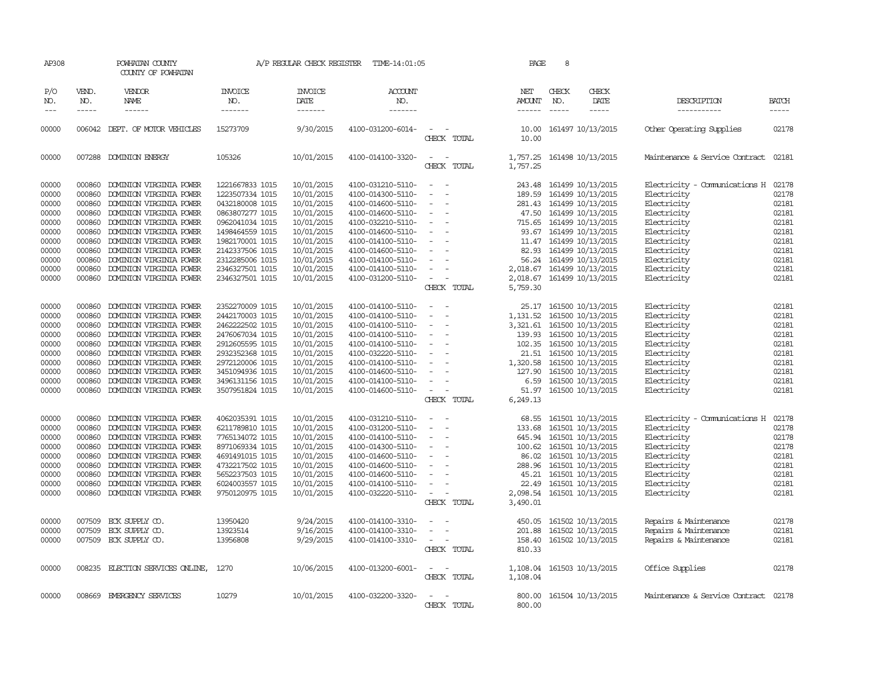AP308 POWHATAN COUNTY A/P REGULAR CHECK REGISTER TIME-14:01:05 PAGE 8

COUNTY OF POWHATAN

| P/O NO. | VEND. NO. | VENDOR NAME | INVOICE NO. | INVOICE DATE | ACCOUNT NO. | | NET AMOUNT | CHECK NO. | CHECK DATE | DESCRIPTION | BATCH |
|---|---|---|---|---|---|---|---|---|---|---|---|
| 00000 | 006042 | DEPT. OF MOTOR VEHICLES | 15273709 | 9/30/2015 | 4100-031200-6014- | - - | 10.00 | 161497 | 10/13/2015 | Other Operating Supplies | 02178 |
| | | | | | | CHECK TOTAL | 10.00 | | | | |
| 00000 | 007288 | DOMINION ENERGY | 105326 | 10/01/2015 | 4100-014100-3320- | - - | 1,757.25 | 161498 | 10/13/2015 | Maintenance & Service Contract | 02181 |
| | | | | | | CHECK TOTAL | 1,757.25 | | | | |
| 00000 | 000860 | DOMINION VIRGINIA POWER | 1221667833 1015 | 10/01/2015 | 4100-031210-5110- | - - | 243.48 | 161499 | 10/13/2015 | Electricity - Communications H | 02178 |
| 00000 | 000860 | DOMINION VIRGINIA POWER | 1223507334 1015 | 10/01/2015 | 4100-014300-5110- | - - | 189.59 | 161499 | 10/13/2015 | Electricity | 02178 |
| 00000 | 000860 | DOMINION VIRGINIA POWER | 0432180008 1015 | 10/01/2015 | 4100-014600-5110- | - - | 281.43 | 161499 | 10/13/2015 | Electricity | 02181 |
| 00000 | 000860 | DOMINION VIRGINIA POWER | 0863807277 1015 | 10/01/2015 | 4100-014600-5110- | - - | 47.50 | 161499 | 10/13/2015 | Electricity | 02181 |
| 00000 | 000860 | DOMINION VIRGINIA POWER | 0962041034 1015 | 10/01/2015 | 4100-032210-5110- | - - | 715.65 | 161499 | 10/13/2015 | Electricity | 02181 |
| 00000 | 000860 | DOMINION VIRGINIA POWER | 1498464559 1015 | 10/01/2015 | 4100-014600-5110- | - - | 93.67 | 161499 | 10/13/2015 | Electricity | 02181 |
| 00000 | 000860 | DOMINION VIRGINIA POWER | 1982170001 1015 | 10/01/2015 | 4100-014100-5110- | - - | 11.47 | 161499 | 10/13/2015 | Electricity | 02181 |
| 00000 | 000860 | DOMINION VIRGINIA POWER | 2142337506 1015 | 10/01/2015 | 4100-014600-5110- | - - | 82.93 | 161499 | 10/13/2015 | Electricity | 02181 |
| 00000 | 000860 | DOMINION VIRGINIA POWER | 2312285006 1015 | 10/01/2015 | 4100-014100-5110- | - - | 56.24 | 161499 | 10/13/2015 | Electricity | 02181 |
| 00000 | 000860 | DOMINION VIRGINIA POWER | 2346327501 1015 | 10/01/2015 | 4100-014100-5110- | - - | 2,018.67 | 161499 | 10/13/2015 | Electricity | 02181 |
| 00000 | 000860 | DOMINION VIRGINIA POWER | 2346327501 1015 | 10/01/2015 | 4100-031200-5110- | - - | 2,018.67 | 161499 | 10/13/2015 | Electricity | 02181 |
| | | | | | | CHECK TOTAL | 5,759.30 | | | | |
| 00000 | 000860 | DOMINION VIRGINIA POWER | 2352270009 1015 | 10/01/2015 | 4100-014100-5110- | - - | 25.17 | 161500 | 10/13/2015 | Electricity | 02181 |
| 00000 | 000860 | DOMINION VIRGINIA POWER | 2442170003 1015 | 10/01/2015 | 4100-014100-5110- | - - | 1,131.52 | 161500 | 10/13/2015 | Electricity | 02181 |
| 00000 | 000860 | DOMINION VIRGINIA POWER | 2462222502 1015 | 10/01/2015 | 4100-014100-5110- | - - | 3,321.61 | 161500 | 10/13/2015 | Electricity | 02181 |
| 00000 | 000860 | DOMINION VIRGINIA POWER | 2476067034 1015 | 10/01/2015 | 4100-014100-5110- | - - | 139.93 | 161500 | 10/13/2015 | Electricity | 02181 |
| 00000 | 000860 | DOMINION VIRGINIA POWER | 2912605595 1015 | 10/01/2015 | 4100-014100-5110- | - - | 102.35 | 161500 | 10/13/2015 | Electricity | 02181 |
| 00000 | 000860 | DOMINION VIRGINIA POWER | 2932352368 1015 | 10/01/2015 | 4100-032220-5110- | - - | 21.51 | 161500 | 10/13/2015 | Electricity | 02181 |
| 00000 | 000860 | DOMINION VIRGINIA POWER | 2972120006 1015 | 10/01/2015 | 4100-014100-5110- | - - | 1,320.58 | 161500 | 10/13/2015 | Electricity | 02181 |
| 00000 | 000860 | DOMINION VIRGINIA POWER | 3451094936 1015 | 10/01/2015 | 4100-014600-5110- | - - | 127.90 | 161500 | 10/13/2015 | Electricity | 02181 |
| 00000 | 000860 | DOMINION VIRGINIA POWER | 3496131156 1015 | 10/01/2015 | 4100-014100-5110- | - - | 6.59 | 161500 | 10/13/2015 | Electricity | 02181 |
| 00000 | 000860 | DOMINION VIRGINIA POWER | 3507951824 1015 | 10/01/2015 | 4100-014600-5110- | - - | 51.97 | 161500 | 10/13/2015 | Electricity | 02181 |
| | | | | | | CHECK TOTAL | 6,249.13 | | | | |
| 00000 | 000860 | DOMINION VIRGINIA POWER | 4062035391 1015 | 10/01/2015 | 4100-031210-5110- | - - | 68.55 | 161501 | 10/13/2015 | Electricity - Communications H | 02178 |
| 00000 | 000860 | DOMINION VIRGINIA POWER | 6211789810 1015 | 10/01/2015 | 4100-031200-5110- | - - | 133.68 | 161501 | 10/13/2015 | Electricity | 02178 |
| 00000 | 000860 | DOMINION VIRGINIA POWER | 7765134072 1015 | 10/01/2015 | 4100-014100-5110- | - - | 645.94 | 161501 | 10/13/2015 | Electricity | 02178 |
| 00000 | 000860 | DOMINION VIRGINIA POWER | 8971069334 1015 | 10/01/2015 | 4100-014300-5110- | - - | 100.62 | 161501 | 10/13/2015 | Electricity | 02178 |
| 00000 | 000860 | DOMINION VIRGINIA POWER | 4691491015 1015 | 10/01/2015 | 4100-014600-5110- | - - | 86.02 | 161501 | 10/13/2015 | Electricity | 02181 |
| 00000 | 000860 | DOMINION VIRGINIA POWER | 4732217502 1015 | 10/01/2015 | 4100-014600-5110- | - - | 288.96 | 161501 | 10/13/2015 | Electricity | 02181 |
| 00000 | 000860 | DOMINION VIRGINIA POWER | 5652237503 1015 | 10/01/2015 | 4100-014600-5110- | - - | 45.21 | 161501 | 10/13/2015 | Electricity | 02181 |
| 00000 | 000860 | DOMINION VIRGINIA POWER | 6024003557 1015 | 10/01/2015 | 4100-014100-5110- | - - | 22.49 | 161501 | 10/13/2015 | Electricity | 02181 |
| 00000 | 000860 | DOMINION VIRGINIA POWER | 9750120975 1015 | 10/01/2015 | 4100-032220-5110- | - - | 2,098.54 | 161501 | 10/13/2015 | Electricity | 02181 |
| | | | | | | CHECK TOTAL | 3,490.01 | | | | |
| 00000 | 007509 | ECK SUPPLY CO. | 13950420 | 9/24/2015 | 4100-014100-3310- | - - | 450.05 | 161502 | 10/13/2015 | Repairs & Maintenance | 02178 |
| 00000 | 007509 | ECK SUPPLY CO. | 13923514 | 9/16/2015 | 4100-014100-3310- | - - | 201.88 | 161502 | 10/13/2015 | Repairs & Maintenance | 02181 |
| 00000 | 007509 | ECK SUPPLY CO. | 13956808 | 9/29/2015 | 4100-014100-3310- | - - | 158.40 | 161502 | 10/13/2015 | Repairs & Maintenance | 02181 |
| | | | | | | CHECK TOTAL | 810.33 | | | | |
| 00000 | 008235 | ELECTION SERVICES ONLINE, | 1270 | 10/06/2015 | 4100-013200-6001- | - - | 1,108.04 | 161503 | 10/13/2015 | Office Supplies | 02178 |
| | | | | | | CHECK TOTAL | 1,108.04 | | | | |
| 00000 | 008669 | EMERGENCY SERVICES | 10279 | 10/01/2015 | 4100-032200-3320- | - - | 800.00 | 161504 | 10/13/2015 | Maintenance & Service Contract | 02178 |
| | | | | | | CHECK TOTAL | 800.00 | | | | |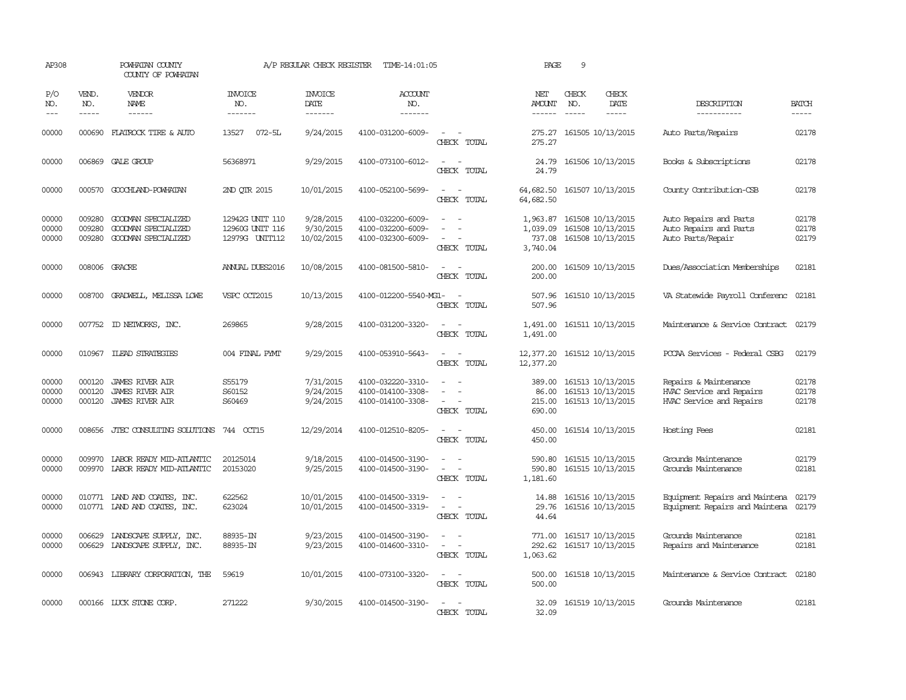AP308 POWHATAN COUNTY A/P REGULAR CHECK REGISTER TIME-14:01:05 PAGE 9

COUNTY OF POWHATAN

| P/O NO. | VEND. NO. | VENDOR NAME | INVOICE NO. | INVOICE DATE | ACCOUNT NO. | | NET AMOUNT | CHECK NO. | CHECK DATE | DESCRIPTION | BATCH |
|---|---|---|---|---|---|---|---|---|---|---|---|
| 00000 | 000690 | FLATROCK TIRE & AUTO | 13527 072-5L | 9/24/2015 | 4100-031200-6009- | - - | 275.27 | 161505 | 10/13/2015 | Auto Parts/Repairs | 02178 |
| | | | | | | CHECK TOTAL | 275.27 | | | | |
| 00000 | 006869 | GALE GROUP | 56368971 | 9/29/2015 | 4100-073100-6012- | - - | 24.79 | 161506 | 10/13/2015 | Books & Subscriptions | 02178 |
| | | | | | | CHECK TOTAL | 24.79 | | | | |
| 00000 | 000570 | GOOCHLAND-POWHATAN | 2ND QTR 2015 | 10/01/2015 | 4100-052100-5699- | - - | 64,682.50 | 161507 | 10/13/2015 | County Contribution-CSB | 02178 |
| | | | | | | CHECK TOTAL | 64,682.50 | | | | |
| 00000 | 009280 | GOODMAN SPECIALIZED | 12942G UNIT 110 | 9/28/2015 | 4100-032200-6009- | - - | 1,963.87 | 161508 | 10/13/2015 | Auto Repairs and Parts | 02178 |
| 00000 | 009280 | GOODMAN SPECIALIZED | 12960G UNIT 116 | 9/30/2015 | 4100-032200-6009- | - - | 1,039.09 | 161508 | 10/13/2015 | Auto Repairs and Parts | 02178 |
| 00000 | 009280 | GOODMAN SPECIALIZED | 12979G UNIT112 | 10/02/2015 | 4100-032300-6009- | - - | 737.08 | 161508 | 10/13/2015 | Auto Parts/Repair | 02179 |
| | | | | | | CHECK TOTAL | 3,740.04 | | | | |
| 00000 | 008006 | GRACRE | ANNUAL DUES2016 | 10/08/2015 | 4100-081500-5810- | - - | 200.00 | 161509 | 10/13/2015 | Dues/Association Memberships | 02181 |
| | | | | | | CHECK TOTAL | 200.00 | | | | |
| 00000 | 008700 | GRADWELL, MELISSA LOWE | VSPC OCT2015 | 10/13/2015 | 4100-012200-5540-MG1- | - | 507.96 | 161510 | 10/13/2015 | VA Statewide Payroll Conferenc | 02181 |
| | | | | | | CHECK TOTAL | 507.96 | | | | |
| 00000 | 007752 | ID NETWORKS, INC. | 269865 | 9/28/2015 | 4100-031200-3320- | - - | 1,491.00 | 161511 | 10/13/2015 | Maintenance & Service Contract | 02179 |
| | | | | | | CHECK TOTAL | 1,491.00 | | | | |
| 00000 | 010967 | ILEAD STRATEGIES | 004 FINAL PYMT | 9/29/2015 | 4100-053910-5643- | - - | 12,377.20 | 161512 | 10/13/2015 | PCCAA Services - Federal CSBG | 02179 |
| | | | | | | CHECK TOTAL | 12,377.20 | | | | |
| 00000 | 000120 | JAMES RIVER AIR | S55179 | 7/31/2015 | 4100-032220-3310- | - - | 389.00 | 161513 | 10/13/2015 | Repairs & Maintenance | 02178 |
| 00000 | 000120 | JAMES RIVER AIR | S60152 | 9/24/2015 | 4100-014100-3308- | - - | 86.00 | 161513 | 10/13/2015 | HVAC Service and Repairs | 02178 |
| 00000 | 000120 | JAMES RIVER AIR | S60469 | 9/24/2015 | 4100-014100-3308- | - - | 215.00 | 161513 | 10/13/2015 | HVAC Service and Repairs | 02178 |
| | | | | | | CHECK TOTAL | 690.00 | | | | |
| 00000 | 008656 | JTEC CONSULTING SOLUTIONS | 744 OCT15 | 12/29/2014 | 4100-012510-8205- | - - | 450.00 | 161514 | 10/13/2015 | Hosting Fees | 02181 |
| | | | | | | CHECK TOTAL | 450.00 | | | | |
| 00000 | 009970 | LABOR READY MID-ATLANTIC | 20125014 | 9/18/2015 | 4100-014500-3190- | - - | 590.80 | 161515 | 10/13/2015 | Grounds Maintenance | 02179 |
| 00000 | 009970 | LABOR READY MID-ATLANTIC | 20153020 | 9/25/2015 | 4100-014500-3190- | - - | 590.80 | 161515 | 10/13/2015 | Grounds Maintenance | 02181 |
| | | | | | | CHECK TOTAL | 1,181.60 | | | | |
| 00000 | 010771 | LAND AND COATES, INC. | 622562 | 10/01/2015 | 4100-014500-3319- | - - | 14.88 | 161516 | 10/13/2015 | Equipment Repairs and Maintena | 02179 |
| 00000 | 010771 | LAND AND COATES, INC. | 623024 | 10/01/2015 | 4100-014500-3319- | - - | 29.76 | 161516 | 10/13/2015 | Equipment Repairs and Maintena | 02179 |
| | | | | | | CHECK TOTAL | 44.64 | | | | |
| 00000 | 006629 | LANDSCAPE SUPPLY, INC. | 88935-IN | 9/23/2015 | 4100-014500-3190- | - - | 771.00 | 161517 | 10/13/2015 | Grounds Maintenance | 02181 |
| 00000 | 006629 | LANDSCAPE SUPPLY, INC. | 88935-IN | 9/23/2015 | 4100-014600-3310- | - - | 292.62 | 161517 | 10/13/2015 | Repairs and Maintenance | 02181 |
| | | | | | | CHECK TOTAL | 1,063.62 | | | | |
| 00000 | 006943 | LIBRARY CORPORATION, THE | 59619 | 10/01/2015 | 4100-073100-3320- | - - | 500.00 | 161518 | 10/13/2015 | Maintenance & Service Contract | 02180 |
| | | | | | | CHECK TOTAL | 500.00 | | | | |
| 00000 | 000166 | LUCK STONE CORP. | 271222 | 9/30/2015 | 4100-014500-3190- | - - | 32.09 | 161519 | 10/13/2015 | Grounds Maintenance | 02181 |
| | | | | | | CHECK TOTAL | 32.09 | | | | |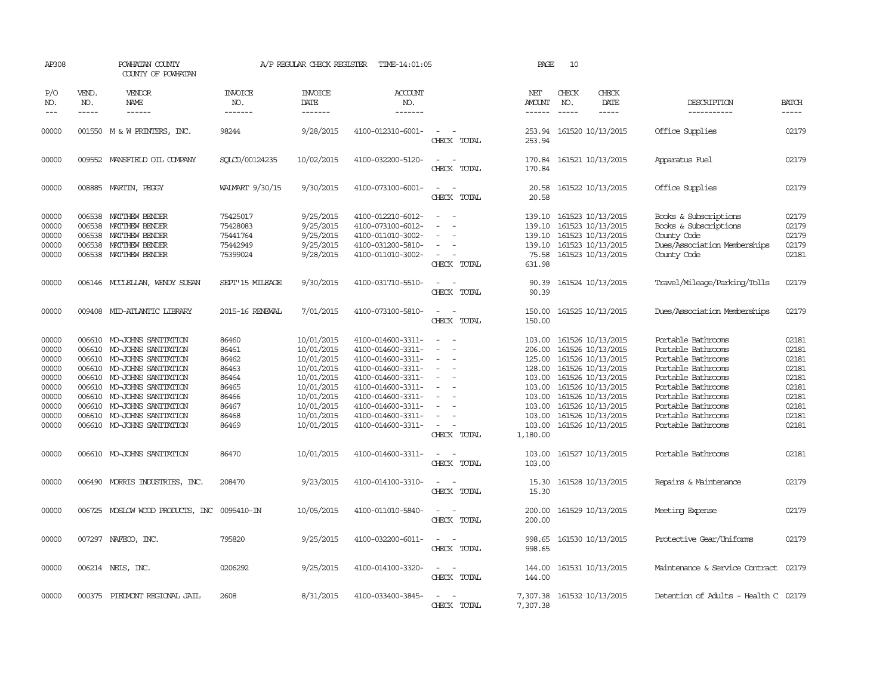AP308 POWHATAN COUNTY A/P REGULAR CHECK REGISTER TIME-14:01:05 PAGE 10

COUNTY OF POWHATAN

| P/O NO. | VEND. NO. | VENDOR NAME | INVOICE NO. | INVOICE DATE | ACCOUNT NO. | | NET AMOUNT | CHECK NO. | CHECK DATE | DESCRIPTION | BATCH |
|---|---|---|---|---|---|---|---|---|---|---|---|
| 00000 | 001550 | M & W PRINTERS, INC. | 98244 | 9/28/2015 | 4100-012310-6001- | - - | 253.94 | 161520 | 10/13/2015 | Office Supplies | 02179 |
| | | | | | | CHECK TOTAL | 253.94 | | | | |
| 00000 | 009552 | MANSFIELD OIL COMPANY | SQLCD/00124235 | 10/02/2015 | 4100-032200-5120- | - - | 170.84 | 161521 | 10/13/2015 | Apparatus Fuel | 02179 |
| | | | | | | CHECK TOTAL | 170.84 | | | | |
| 00000 | 008885 | MARTIN, PEGGY | WALMART 9/30/15 | 9/30/2015 | 4100-073100-6001- | - - | 20.58 | 161522 | 10/13/2015 | Office Supplies | 02179 |
| | | | | | | CHECK TOTAL | 20.58 | | | | |
| 00000 | 006538 | MATTHEW BENDER | 75425017 | 9/25/2015 | 4100-012210-6012- | - - | 139.10 | 161523 | 10/13/2015 | Books & Subscriptions | 02179 |
| 00000 | 006538 | MATTHEW BENDER | 75428083 | 9/25/2015 | 4100-073100-6012- | - - | 139.10 | 161523 | 10/13/2015 | Books & Subscriptions | 02179 |
| 00000 | 006538 | MATTHEW BENDER | 75441764 | 9/25/2015 | 4100-011010-3002- | - - | 139.10 | 161523 | 10/13/2015 | County Code | 02179 |
| 00000 | 006538 | MATTHEW BENDER | 75442949 | 9/25/2015 | 4100-031200-5810- | - - | 139.10 | 161523 | 10/13/2015 | Dues/Association Memberships | 02179 |
| 00000 | 006538 | MATTHEW BENDER | 75399024 | 9/28/2015 | 4100-011010-3002- | - - | 75.58 | 161523 | 10/13/2015 | County Code | 02181 |
| | | | | | | CHECK TOTAL | 631.98 | | | | |
| 00000 | 006146 | MCCLELLAN, WENDY SUSAN | SEPT'15 MILEAGE | 9/30/2015 | 4100-031710-5510- | - - | 90.39 | 161524 | 10/13/2015 | Travel/Mileage/Parking/Tolls | 02179 |
| | | | | | | CHECK TOTAL | 90.39 | | | | |
| 00000 | 009408 | MID-ATLANTIC LIBRARY | 2015-16 RENEWAL | 7/01/2015 | 4100-073100-5810- | - - | 150.00 | 161525 | 10/13/2015 | Dues/Association Memberships | 02179 |
| | | | | | | CHECK TOTAL | 150.00 | | | | |
| 00000 | 006610 | MO-JOHNS SANITATION | 86460 | 10/01/2015 | 4100-014600-3311- | - - | 103.00 | 161526 | 10/13/2015 | Portable Bathrooms | 02181 |
| 00000 | 006610 | MO-JOHNS SANITATION | 86461 | 10/01/2015 | 4100-014600-3311- | - - | 206.00 | 161526 | 10/13/2015 | Portable Bathrooms | 02181 |
| 00000 | 006610 | MO-JOHNS SANITATION | 86462 | 10/01/2015 | 4100-014600-3311- | - - | 125.00 | 161526 | 10/13/2015 | Portable Bathrooms | 02181 |
| 00000 | 006610 | MO-JOHNS SANITATION | 86463 | 10/01/2015 | 4100-014600-3311- | - - | 128.00 | 161526 | 10/13/2015 | Portable Bathrooms | 02181 |
| 00000 | 006610 | MO-JOHNS SANITATION | 86464 | 10/01/2015 | 4100-014600-3311- | - - | 103.00 | 161526 | 10/13/2015 | Portable Bathrooms | 02181 |
| 00000 | 006610 | MO-JOHNS SANITATION | 86465 | 10/01/2015 | 4100-014600-3311- | - - | 103.00 | 161526 | 10/13/2015 | Portable Bathrooms | 02181 |
| 00000 | 006610 | MO-JOHNS SANITATION | 86466 | 10/01/2015 | 4100-014600-3311- | - - | 103.00 | 161526 | 10/13/2015 | Portable Bathrooms | 02181 |
| 00000 | 006610 | MO-JOHNS SANITATION | 86467 | 10/01/2015 | 4100-014600-3311- | - - | 103.00 | 161526 | 10/13/2015 | Portable Bathrooms | 02181 |
| 00000 | 006610 | MO-JOHNS SANITATION | 86468 | 10/01/2015 | 4100-014600-3311- | - - | 103.00 | 161526 | 10/13/2015 | Portable Bathrooms | 02181 |
| 00000 | 006610 | MO-JOHNS SANITATION | 86469 | 10/01/2015 | 4100-014600-3311- | - - | 103.00 | 161526 | 10/13/2015 | Portable Bathrooms | 02181 |
| | | | | | | CHECK TOTAL | 1,180.00 | | | | |
| 00000 | 006610 | MO-JOHNS SANITATION | 86470 | 10/01/2015 | 4100-014600-3311- | - - | 103.00 | 161527 | 10/13/2015 | Portable Bathrooms | 02181 |
| | | | | | | CHECK TOTAL | 103.00 | | | | |
| 00000 | 006490 | MORRIS INDUSTRIES, INC. | 208470 | 9/23/2015 | 4100-014100-3310- | - - | 15.30 | 161528 | 10/13/2015 | Repairs & Maintenance | 02179 |
| | | | | | | CHECK TOTAL | 15.30 | | | | |
| 00000 | 006725 | MOSLOW WOOD PRODUCTS, INC | 0095410-IN | 10/05/2015 | 4100-011010-5840- | - - | 200.00 | 161529 | 10/13/2015 | Meeting Expense | 02179 |
| | | | | | | CHECK TOTAL | 200.00 | | | | |
| 00000 | 007297 | NAFECO, INC. | 795820 | 9/25/2015 | 4100-032200-6011- | - - | 998.65 | 161530 | 10/13/2015 | Protective Gear/Uniforms | 02179 |
| | | | | | | CHECK TOTAL | 998.65 | | | | |
| 00000 | 006214 | NEIS, INC. | 0206292 | 9/25/2015 | 4100-014100-3320- | - - | 144.00 | 161531 | 10/13/2015 | Maintenance & Service Contract | 02179 |
| | | | | | | CHECK TOTAL | 144.00 | | | | |
| 00000 | 000375 | PIEDMONT REGIONAL JAIL | 2608 | 8/31/2015 | 4100-033400-3845- | - - | 7,307.38 | 161532 | 10/13/2015 | Detention of Adults - Health C | 02179 |
| | | | | | | CHECK TOTAL | 7,307.38 | | | | |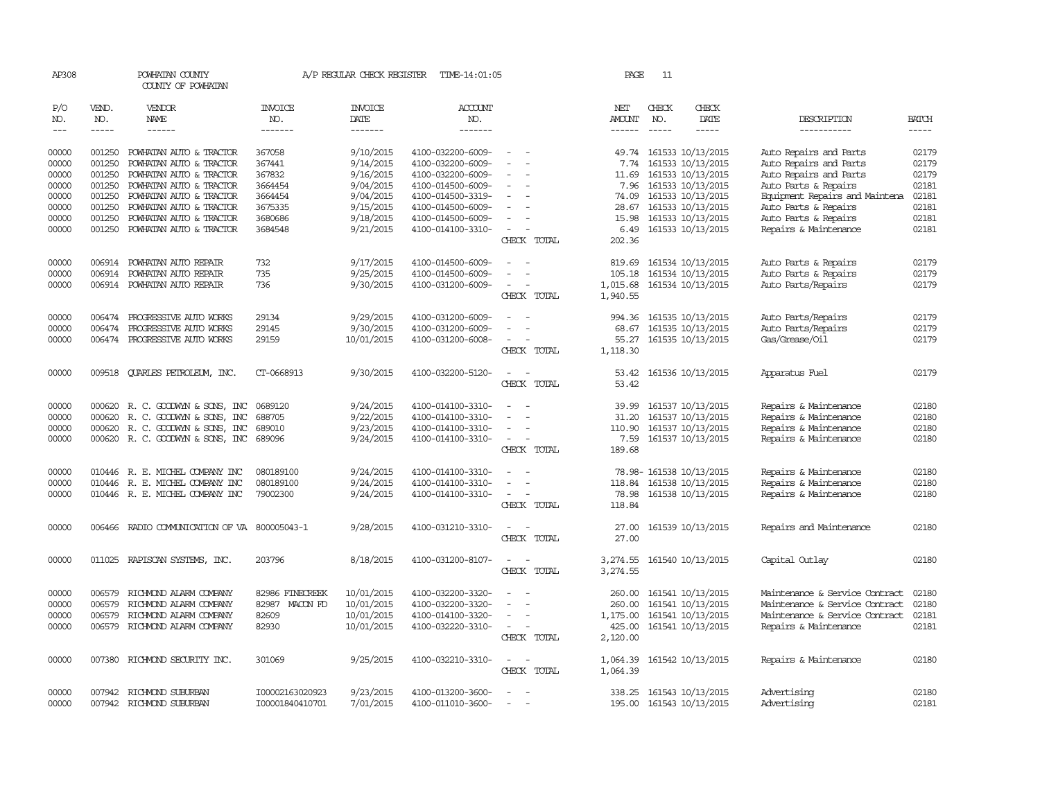AP308 POWHATAN COUNTY A/P REGULAR CHECK REGISTER TIME-14:01:05

COUNTY OF POWHATAN

| P/O NO. | VEND. NO. | VENDOR NAME | INVOICE NO. | INVOICE DATE | ACCOUNT NO. | | NET AMOUNT | CHECK NO. | CHECK DATE | DESCRIPTION | BATCH |
|---|---|---|---|---|---|---|---|---|---|---|---|
| 00000 | 001250 | POWHATAN AUTO & TRACTOR | 367058 | 9/10/2015 | 4100-032200-6009- | - - | 49.74 | 161533 | 10/13/2015 | Auto Repairs and Parts | 02179 |
| 00000 | 001250 | POWHATAN AUTO & TRACTOR | 367441 | 9/14/2015 | 4100-032200-6009- | - - | 7.74 | 161533 | 10/13/2015 | Auto Repairs and Parts | 02179 |
| 00000 | 001250 | POWHATAN AUTO & TRACTOR | 367832 | 9/16/2015 | 4100-032200-6009- | - - | 11.69 | 161533 | 10/13/2015 | Auto Repairs and Parts | 02179 |
| 00000 | 001250 | POWHATAN AUTO & TRACTOR | 3664454 | 9/04/2015 | 4100-014500-6009- | - - | 7.96 | 161533 | 10/13/2015 | Auto Parts & Repairs | 02181 |
| 00000 | 001250 | POWHATAN AUTO & TRACTOR | 3664454 | 9/04/2015 | 4100-014500-3319- | - - | 74.09 | 161533 | 10/13/2015 | Equipment Repairs and Maintena | 02181 |
| 00000 | 001250 | POWHATAN AUTO & TRACTOR | 3675335 | 9/15/2015 | 4100-014500-6009- | - - | 28.67 | 161533 | 10/13/2015 | Auto Parts & Repairs | 02181 |
| 00000 | 001250 | POWHATAN AUTO & TRACTOR | 3680686 | 9/18/2015 | 4100-014500-6009- | - - | 15.98 | 161533 | 10/13/2015 | Auto Parts & Repairs | 02181 |
| 00000 | 001250 | POWHATAN AUTO & TRACTOR | 3684548 | 9/21/2015 | 4100-014100-3310- | - - | 6.49 | 161533 | 10/13/2015 | Repairs & Maintenance | 02181 |
| | | | | | | CHECK TOTAL | 202.36 | | | | |
| 00000 | 006914 | POWHATAN AUTO REPAIR | 732 | 9/17/2015 | 4100-014500-6009- | - - | 819.69 | 161534 | 10/13/2015 | Auto Parts & Repairs | 02179 |
| 00000 | 006914 | POWHATAN AUTO REPAIR | 735 | 9/25/2015 | 4100-014500-6009- | - - | 105.18 | 161534 | 10/13/2015 | Auto Parts & Repairs | 02179 |
| 00000 | 006914 | POWHATAN AUTO REPAIR | 736 | 9/30/2015 | 4100-031200-6009- | - - | 1,015.68 | 161534 | 10/13/2015 | Auto Parts/Repairs | 02179 |
| | | | | | | CHECK TOTAL | 1,940.55 | | | | |
| 00000 | 006474 | PROGRESSIVE AUTO WORKS | 29134 | 9/29/2015 | 4100-031200-6009- | - - | 994.36 | 161535 | 10/13/2015 | Auto Parts/Repairs | 02179 |
| 00000 | 006474 | PROGRESSIVE AUTO WORKS | 29145 | 9/30/2015 | 4100-031200-6009- | - - | 68.67 | 161535 | 10/13/2015 | Auto Parts/Repairs | 02179 |
| 00000 | 006474 | PROGRESSIVE AUTO WORKS | 29159 | 10/01/2015 | 4100-031200-6008- | - - | 55.27 | 161535 | 10/13/2015 | Gas/Grease/Oil | 02179 |
| | | | | | | CHECK TOTAL | 1,118.30 | | | | |
| 00000 | 009518 | QUARLES PETROLEUM, INC. | CT-0668913 | 9/30/2015 | 4100-032200-5120- | - - | 53.42 | 161536 | 10/13/2015 | Apparatus Fuel | 02179 |
| | | | | | | CHECK TOTAL | 53.42 | | | | |
| 00000 | 000620 | R. C. GOODWYN & SONS, INC | 0689120 | 9/24/2015 | 4100-014100-3310- | - - | 39.99 | 161537 | 10/13/2015 | Repairs & Maintenance | 02180 |
| 00000 | 000620 | R. C. GOODWYN & SONS, INC | 688705 | 9/22/2015 | 4100-014100-3310- | - - | 31.20 | 161537 | 10/13/2015 | Repairs & Maintenance | 02180 |
| 00000 | 000620 | R. C. GOODWYN & SONS, INC | 689010 | 9/23/2015 | 4100-014100-3310- | - - | 110.90 | 161537 | 10/13/2015 | Repairs & Maintenance | 02180 |
| 00000 | 000620 | R. C. GOODWYN & SONS, INC | 689096 | 9/24/2015 | 4100-014100-3310- | - - | 7.59 | 161537 | 10/13/2015 | Repairs & Maintenance | 02180 |
| | | | | | | CHECK TOTAL | 189.68 | | | | |
| 00000 | 010446 | R. E. MICHEL COMPANY INC | 080189100 | 9/24/2015 | 4100-014100-3310- | - - | 78.98- | 161538 | 10/13/2015 | Repairs & Maintenance | 02180 |
| 00000 | 010446 | R. E. MICHEL COMPANY INC | 080189100 | 9/24/2015 | 4100-014100-3310- | - - | 118.84 | 161538 | 10/13/2015 | Repairs & Maintenance | 02180 |
| 00000 | 010446 | R. E. MICHEL COMPANY INC | 79002300 | 9/24/2015 | 4100-014100-3310- | - - | 78.98 | 161538 | 10/13/2015 | Repairs & Maintenance | 02180 |
| | | | | | | CHECK TOTAL | 118.84 | | | | |
| 00000 | 006466 | RADIO COMMUNICATION OF VA | 800005043-1 | 9/28/2015 | 4100-031210-3310- | - - | 27.00 | 161539 | 10/13/2015 | Repairs and Maintenance | 02180 |
| | | | | | | CHECK TOTAL | 27.00 | | | | |
| 00000 | 011025 | RAPISCAN SYSTEMS, INC. | 203796 | 8/18/2015 | 4100-031200-8107- | - - | 3,274.55 | 161540 | 10/13/2015 | Capital Outlay | 02180 |
| | | | | | | CHECK TOTAL | 3,274.55 | | | | |
| 00000 | 006579 | RICHMOND ALARM COMPANY | 82986 FINECREEK | 10/01/2015 | 4100-032200-3320- | - - | 260.00 | 161541 | 10/13/2015 | Maintenance & Service Contract | 02180 |
| 00000 | 006579 | RICHMOND ALARM COMPANY | 82987 MACON FD | 10/01/2015 | 4100-032200-3320- | - - | 260.00 | 161541 | 10/13/2015 | Maintenance & Service Contract | 02180 |
| 00000 | 006579 | RICHMOND ALARM COMPANY | 82609 | 10/01/2015 | 4100-014100-3320- | - - | 1,175.00 | 161541 | 10/13/2015 | Maintenance & Service Contract | 02181 |
| 00000 | 006579 | RICHMOND ALARM COMPANY | 82930 | 10/01/2015 | 4100-032220-3310- | - - | 425.00 | 161541 | 10/13/2015 | Repairs & Maintenance | 02181 |
| | | | | | | CHECK TOTAL | 2,120.00 | | | | |
| 00000 | 007380 | RICHMOND SECURITY INC. | 301069 | 9/25/2015 | 4100-032210-3310- | - - | 1,064.39 | 161542 | 10/13/2015 | Repairs & Maintenance | 02180 |
| | | | | | | CHECK TOTAL | 1,064.39 | | | | |
| 00000 | 007942 | RICHMOND SUBURBAN | I00002163020923 | 9/23/2015 | 4100-013200-3600- | - - | 338.25 | 161543 | 10/13/2015 | Advertising | 02180 |
| 00000 | 007942 | RICHMOND SUBURBAN | I00001840410701 | 7/01/2015 | 4100-011010-3600- | - - | 195.00 | 161543 | 10/13/2015 | Advertising | 02181 |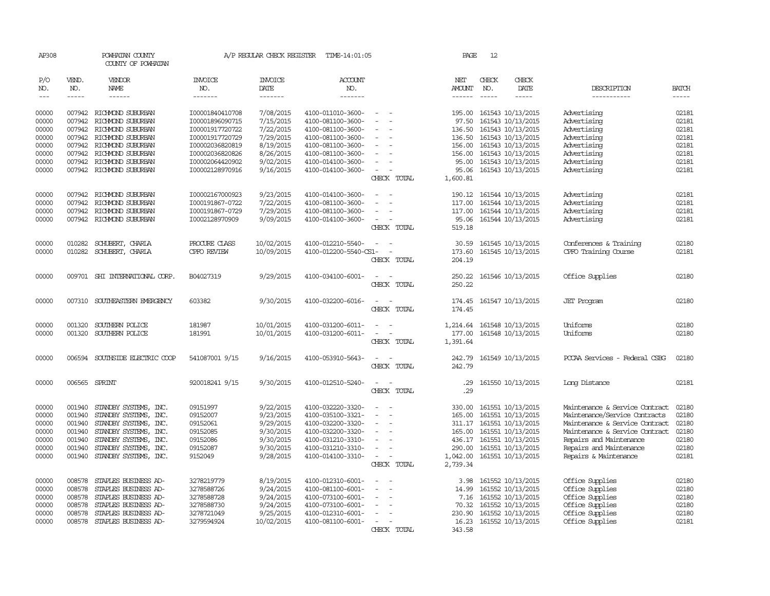AP308 POWHATAN COUNTY A/P REGULAR CHECK REGISTER TIME-14:01:05 PAGE 12

COUNTY OF POWHATAN

| P/O NO. | VEND. NO. | VENDOR NAME | INVOICE NO. | INVOICE DATE | ACCOUNT NO. | | NET AMOUNT | CHECK NO. | CHECK DATE | DESCRIPTION | BATCH |
|---|---|---|---|---|---|---|---|---|---|---|---|
| 00000 | 007942 | RICHMOND SUBURBAN | I00001840410708 | 7/08/2015 | 4100-011010-3600- | - - | 195.00 | 161543 | 10/13/2015 | Advertising | 02181 |
| 00000 | 007942 | RICHMOND SUBURBAN | I00001896090715 | 7/15/2015 | 4100-081100-3600- | - - | 97.50 | 161543 | 10/13/2015 | Advertising | 02181 |
| 00000 | 007942 | RICHMOND SUBURBAN | I00001917720722 | 7/22/2015 | 4100-081100-3600- | - - | 136.50 | 161543 | 10/13/2015 | Advertising | 02181 |
| 00000 | 007942 | RICHMOND SUBURBAN | I00001917720729 | 7/29/2015 | 4100-081100-3600- | - - | 136.50 | 161543 | 10/13/2015 | Advertising | 02181 |
| 00000 | 007942 | RICHMOND SUBURBAN | I00002036820819 | 8/19/2015 | 4100-081100-3600- | - - | 156.00 | 161543 | 10/13/2015 | Advertising | 02181 |
| 00000 | 007942 | RICHMOND SUBURBAN | I00002036820826 | 8/26/2015 | 4100-081100-3600- | - - | 156.00 | 161543 | 10/13/2015 | Advertising | 02181 |
| 00000 | 007942 | RICHMOND SUBURBAN | I00002064420902 | 9/02/2015 | 4100-014100-3600- | - - | 95.00 | 161543 | 10/13/2015 | Advertising | 02181 |
| 00000 | 007942 | RICHMOND SUBURBAN | I00002128970916 | 9/16/2015 | 4100-014100-3600- | - - | 95.06 | 161543 | 10/13/2015 | Advertising | 02181 |
| | | | | | | CHECK TOTAL | 1,600.81 | | | | |
| 00000 | 007942 | RICHMOND SUBURBAN | I00002167000923 | 9/23/2015 | 4100-014100-3600- | - - | 190.12 | 161544 | 10/13/2015 | Advertising | 02181 |
| 00000 | 007942 | RICHMOND SUBURBAN | I000191867-0722 | 7/22/2015 | 4100-081100-3600- | - - | 117.00 | 161544 | 10/13/2015 | Advertising | 02181 |
| 00000 | 007942 | RICHMOND SUBURBAN | I000191867-0729 | 7/29/2015 | 4100-081100-3600- | - - | 117.00 | 161544 | 10/13/2015 | Advertising | 02181 |
| 00000 | 007942 | RICHMOND SUBURBAN | I0002128970909 | 9/09/2015 | 4100-014100-3600- | - - | 95.06 | 161544 | 10/13/2015 | Advertising | 02181 |
| | | | | | | CHECK TOTAL | 519.18 | | | | |
| 00000 | 010282 | SCHUBERT, CHARLA | PROCURE CLASS | 10/02/2015 | 4100-012210-5540- | - - | 30.59 | 161545 | 10/13/2015 | Conferences & Training | 02180 |
| 00000 | 010282 | SCHUBERT, CHARLA | CPPO REVIEW | 10/09/2015 | 4100-012200-5540-CS1- | - | 173.60 | 161545 | 10/13/2015 | CPPO Training Course | 02181 |
| | | | | | | CHECK TOTAL | 204.19 | | | | |
| 00000 | 009701 | SHI INTERNATIONAL CORP. | B04027319 | 9/29/2015 | 4100-034100-6001- | - - | 250.22 | 161546 | 10/13/2015 | Office Supplies | 02180 |
| | | | | | | CHECK TOTAL | 250.22 | | | | |
| 00000 | 007310 | SOUTHEASTERN EMERGENCY | 603382 | 9/30/2015 | 4100-032200-6016- | - - | 174.45 | 161547 | 10/13/2015 | JET Program | 02180 |
| | | | | | | CHECK TOTAL | 174.45 | | | | |
| 00000 | 001320 | SOUTHERN POLICE | 181987 | 10/01/2015 | 4100-031200-6011- | - - | 1,214.64 | 161548 | 10/13/2015 | Uniforms | 02180 |
| 00000 | 001320 | SOUTHERN POLICE | 181991 | 10/01/2015 | 4100-031200-6011- | - - | 177.00 | 161548 | 10/13/2015 | Uniforms | 02180 |
| | | | | | | CHECK TOTAL | 1,391.64 | | | | |
| 00000 | 006594 | SOUTHSIDE ELECTRIC COOP | 541087001 9/15 | 9/16/2015 | 4100-053910-5643- | - - | 242.79 | 161549 | 10/13/2015 | PCCAA Services - Federal CSBG | 02180 |
| | | | | | | CHECK TOTAL | 242.79 | | | | |
| 00000 | 006565 | SPRINT | 920018241 9/15 | 9/30/2015 | 4100-012510-5240- | - - | .29 | 161550 | 10/13/2015 | Long Distance | 02181 |
| | | | | | | CHECK TOTAL | .29 | | | | |
| 00000 | 001940 | STANDBY SYSTEMS, INC. | 09151997 | 9/22/2015 | 4100-032220-3320- | - - | 330.00 | 161551 | 10/13/2015 | Maintenance & Service Contract | 02180 |
| 00000 | 001940 | STANDBY SYSTEMS, INC. | 09152007 | 9/23/2015 | 4100-035100-3321- | - - | 165.00 | 161551 | 10/13/2015 | Maintenance/Service Contracts | 02180 |
| 00000 | 001940 | STANDBY SYSTEMS, INC. | 09152061 | 9/29/2015 | 4100-032200-3320- | - - | 311.17 | 161551 | 10/13/2015 | Maintenance & Service Contract | 02180 |
| 00000 | 001940 | STANDBY SYSTEMS, INC. | 09152085 | 9/30/2015 | 4100-032200-3320- | - - | 165.00 | 161551 | 10/13/2015 | Maintenance & Service Contract | 02180 |
| 00000 | 001940 | STANDBY SYSTEMS, INC. | 09152086 | 9/30/2015 | 4100-031210-3310- | - - | 436.17 | 161551 | 10/13/2015 | Repairs and Maintenance | 02180 |
| 00000 | 001940 | STANDBY SYSTEMS, INC. | 09152087 | 9/30/2015 | 4100-031210-3310- | - - | 290.00 | 161551 | 10/13/2015 | Repairs and Maintenance | 02180 |
| 00000 | 001940 | STANDBY SYSTEMS, INC. | 9152049 | 9/28/2015 | 4100-014100-3310- | - - | 1,042.00 | 161551 | 10/13/2015 | Repairs & Maintenance | 02181 |
| | | | | | | CHECK TOTAL | 2,739.34 | | | | |
| 00000 | 008578 | STAPLES BUSINESS AD- | 3278219779 | 8/19/2015 | 4100-012310-6001- | - - | 3.98 | 161552 | 10/13/2015 | Office Supplies | 02180 |
| 00000 | 008578 | STAPLES BUSINESS AD- | 3278588726 | 9/24/2015 | 4100-081100-6001- | - - | 14.99 | 161552 | 10/13/2015 | Office Supplies | 02180 |
| 00000 | 008578 | STAPLES BUSINESS AD- | 3278588728 | 9/24/2015 | 4100-073100-6001- | - - | 7.16 | 161552 | 10/13/2015 | Office Supplies | 02180 |
| 00000 | 008578 | STAPLES BUSINESS AD- | 3278588730 | 9/24/2015 | 4100-073100-6001- | - - | 70.32 | 161552 | 10/13/2015 | Office Supplies | 02180 |
| 00000 | 008578 | STAPLES BUSINESS AD- | 3278721049 | 9/25/2015 | 4100-012310-6001- | - - | 230.90 | 161552 | 10/13/2015 | Office Supplies | 02180 |
| 00000 | 008578 | STAPLES BUSINESS AD- | 3279594924 | 10/02/2015 | 4100-081100-6001- | - - | 16.23 | 161552 | 10/13/2015 | Office Supplies | 02181 |
| | | | | | | CHECK TOTAL | 343.58 | | | | |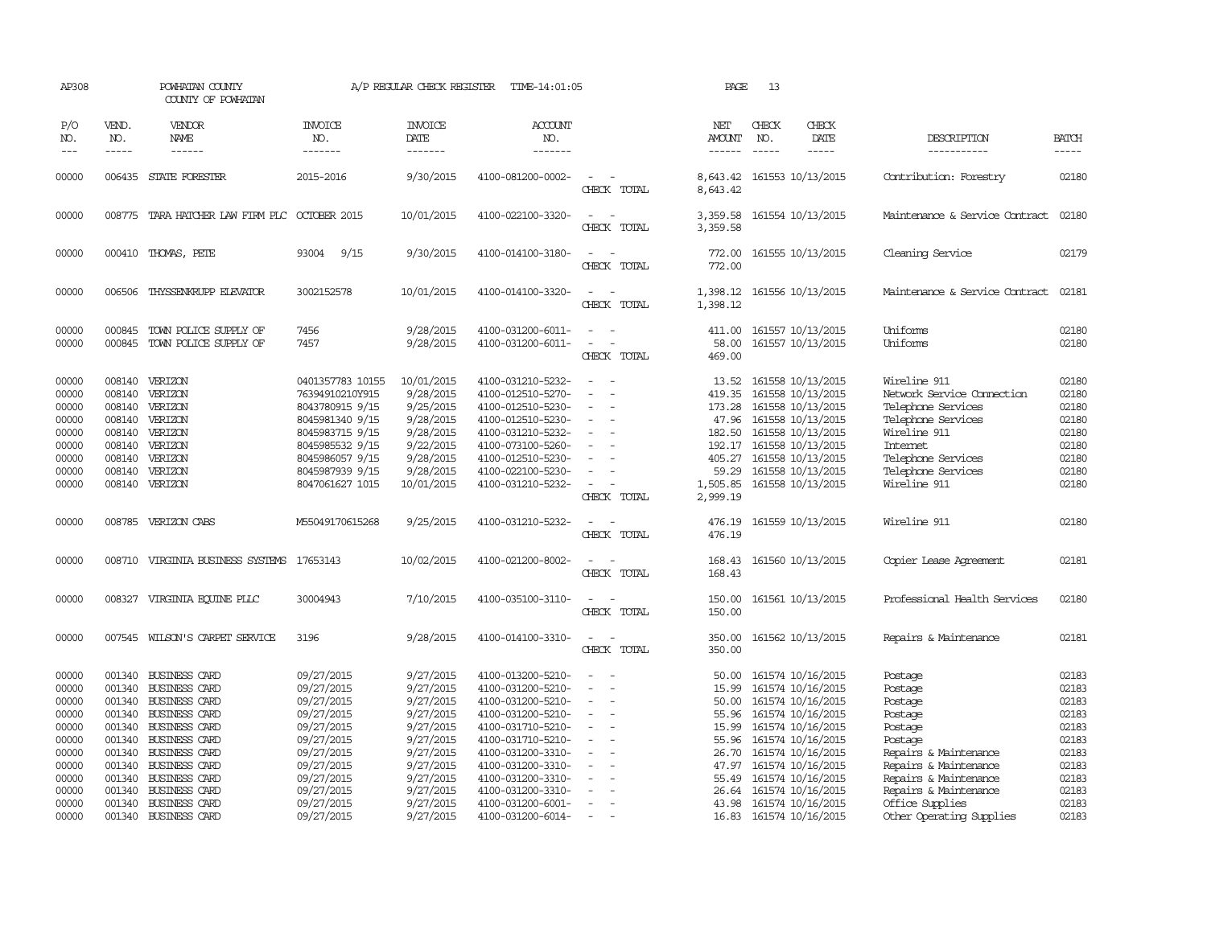AP308 POWHATAN COUNTY A/P REGULAR CHECK REGISTER TIME-14:01:05 PAGE 13
COUNTY OF POWHATAN

| P/O NO. | VEND. NO. | VENDOR NAME | INVOICE NO. | INVOICE DATE | ACCOUNT NO. | | NET AMOUNT | CHECK NO. | CHECK DATE | DESCRIPTION | BATCH |
|---|---|---|---|---|---|---|---|---|---|---|---|
| --- | ----- | ------ | ------- | ------- | ------- | | ------ | ----- | ----- | ----------- | ----- |
| 00000 | 006435 | STATE FORESTER | 2015-2016 | 9/30/2015 | 4100-081200-0002- | - - | 8,643.42 | 161553 | 10/13/2015 | Contribution: Forestry | 02180 |
| | | | | | | CHECK TOTAL | 8,643.42 | | | | |
| 00000 | 008775 | TARA HATCHER LAW FIRM PLC | OCTOBER 2015 | 10/01/2015 | 4100-022100-3320- | - - | 3,359.58 | 161554 | 10/13/2015 | Maintenance & Service Contract | 02180 |
| | | | | | | CHECK TOTAL | 3,359.58 | | | | |
| 00000 | 000410 | THOMAS, PETE | 93004 9/15 | 9/30/2015 | 4100-014100-3180- | - - | 772.00 | 161555 | 10/13/2015 | Cleaning Service | 02179 |
| | | | | | | CHECK TOTAL | 772.00 | | | | |
| 00000 | 006506 | THYSSENKRUPP ELEVATOR | 3002152578 | 10/01/2015 | 4100-014100-3320- | - - | 1,398.12 | 161556 | 10/13/2015 | Maintenance & Service Contract | 02181 |
| | | | | | | CHECK TOTAL | 1,398.12 | | | | |
| 00000 | 000845 | TOWN POLICE SUPPLY OF | 7456 | 9/28/2015 | 4100-031200-6011- | - - | 411.00 | 161557 | 10/13/2015 | Uniforms | 02180 |
| 00000 | 000845 | TOWN POLICE SUPPLY OF | 7457 | 9/28/2015 | 4100-031200-6011- | - - | 58.00 | 161557 | 10/13/2015 | Uniforms | 02180 |
| | | | | | | CHECK TOTAL | 469.00 | | | | |
| 00000 | 008140 | VERIZON | 0401357783 10155 | 10/01/2015 | 4100-031210-5232- | - - | 13.52 | 161558 | 10/13/2015 | Wireline 911 | 02180 |
| 00000 | 008140 | VERIZON | 76394910210Y915 | 9/28/2015 | 4100-012510-5270- | - - | 419.35 | 161558 | 10/13/2015 | Network Service Connection | 02180 |
| 00000 | 008140 | VERIZON | 8043780915 9/15 | 9/25/2015 | 4100-012510-5230- | - - | 173.28 | 161558 | 10/13/2015 | Telephone Services | 02180 |
| 00000 | 008140 | VERIZON | 8045981340 9/15 | 9/28/2015 | 4100-012510-5230- | - - | 47.96 | 161558 | 10/13/2015 | Telephone Services | 02180 |
| 00000 | 008140 | VERIZON | 8045983715 9/15 | 9/28/2015 | 4100-031210-5232- | - - | 182.50 | 161558 | 10/13/2015 | Wireline 911 | 02180 |
| 00000 | 008140 | VERIZON | 8045985532 9/15 | 9/22/2015 | 4100-073100-5260- | - - | 192.17 | 161558 | 10/13/2015 | Internet | 02180 |
| 00000 | 008140 | VERIZON | 8045986057 9/15 | 9/28/2015 | 4100-012510-5230- | - - | 405.27 | 161558 | 10/13/2015 | Telephone Services | 02180 |
| 00000 | 008140 | VERIZON | 8045987939 9/15 | 9/28/2015 | 4100-022100-5230- | - - | 59.29 | 161558 | 10/13/2015 | Telephone Services | 02180 |
| 00000 | 008140 | VERIZON | 8047061627 1015 | 10/01/2015 | 4100-031210-5232- | - - | 1,505.85 | 161558 | 10/13/2015 | Wireline 911 | 02180 |
| | | | | | | CHECK TOTAL | 2,999.19 | | | | |
| 00000 | 008785 | VERIZON CABS | M55049170615268 | 9/25/2015 | 4100-031210-5232- | - - | 476.19 | 161559 | 10/13/2015 | Wireline 911 | 02180 |
| | | | | | | CHECK TOTAL | 476.19 | | | | |
| 00000 | 008710 | VIRGINIA BUSINESS SYSTEMS | 17653143 | 10/02/2015 | 4100-021200-8002- | - - | 168.43 | 161560 | 10/13/2015 | Copier Lease Agreement | 02181 |
| | | | | | | CHECK TOTAL | 168.43 | | | | |
| 00000 | 008327 | VIRGINIA EQUINE PLLC | 30004943 | 7/10/2015 | 4100-035100-3110- | - - | 150.00 | 161561 | 10/13/2015 | Professional Health Services | 02180 |
| | | | | | | CHECK TOTAL | 150.00 | | | | |
| 00000 | 007545 | WILSON'S CARPET SERVICE | 3196 | 9/28/2015 | 4100-014100-3310- | - - | 350.00 | 161562 | 10/13/2015 | Repairs & Maintenance | 02181 |
| | | | | | | CHECK TOTAL | 350.00 | | | | |
| 00000 | 001340 | BUSINESS CARD | 09/27/2015 | 9/27/2015 | 4100-013200-5210- | - - | 50.00 | 161574 | 10/16/2015 | Postage | 02183 |
| 00000 | 001340 | BUSINESS CARD | 09/27/2015 | 9/27/2015 | 4100-031200-5210- | - - | 15.99 | 161574 | 10/16/2015 | Postage | 02183 |
| 00000 | 001340 | BUSINESS CARD | 09/27/2015 | 9/27/2015 | 4100-031200-5210- | - - | 50.00 | 161574 | 10/16/2015 | Postage | 02183 |
| 00000 | 001340 | BUSINESS CARD | 09/27/2015 | 9/27/2015 | 4100-031200-5210- | - - | 55.96 | 161574 | 10/16/2015 | Postage | 02183 |
| 00000 | 001340 | BUSINESS CARD | 09/27/2015 | 9/27/2015 | 4100-031710-5210- | - - | 15.99 | 161574 | 10/16/2015 | Postage | 02183 |
| 00000 | 001340 | BUSINESS CARD | 09/27/2015 | 9/27/2015 | 4100-031710-5210- | - - | 55.96 | 161574 | 10/16/2015 | Postage | 02183 |
| 00000 | 001340 | BUSINESS CARD | 09/27/2015 | 9/27/2015 | 4100-031200-3310- | - - | 26.70 | 161574 | 10/16/2015 | Repairs & Maintenance | 02183 |
| 00000 | 001340 | BUSINESS CARD | 09/27/2015 | 9/27/2015 | 4100-031200-3310- | - - | 47.97 | 161574 | 10/16/2015 | Repairs & Maintenance | 02183 |
| 00000 | 001340 | BUSINESS CARD | 09/27/2015 | 9/27/2015 | 4100-031200-3310- | - - | 55.49 | 161574 | 10/16/2015 | Repairs & Maintenance | 02183 |
| 00000 | 001340 | BUSINESS CARD | 09/27/2015 | 9/27/2015 | 4100-031200-3310- | - - | 26.64 | 161574 | 10/16/2015 | Repairs & Maintenance | 02183 |
| 00000 | 001340 | BUSINESS CARD | 09/27/2015 | 9/27/2015 | 4100-031200-6001- | - - | 43.98 | 161574 | 10/16/2015 | Office Supplies | 02183 |
| 00000 | 001340 | BUSINESS CARD | 09/27/2015 | 9/27/2015 | 4100-031200-6014- | - - | 16.83 | 161574 | 10/16/2015 | Other Operating Supplies | 02183 |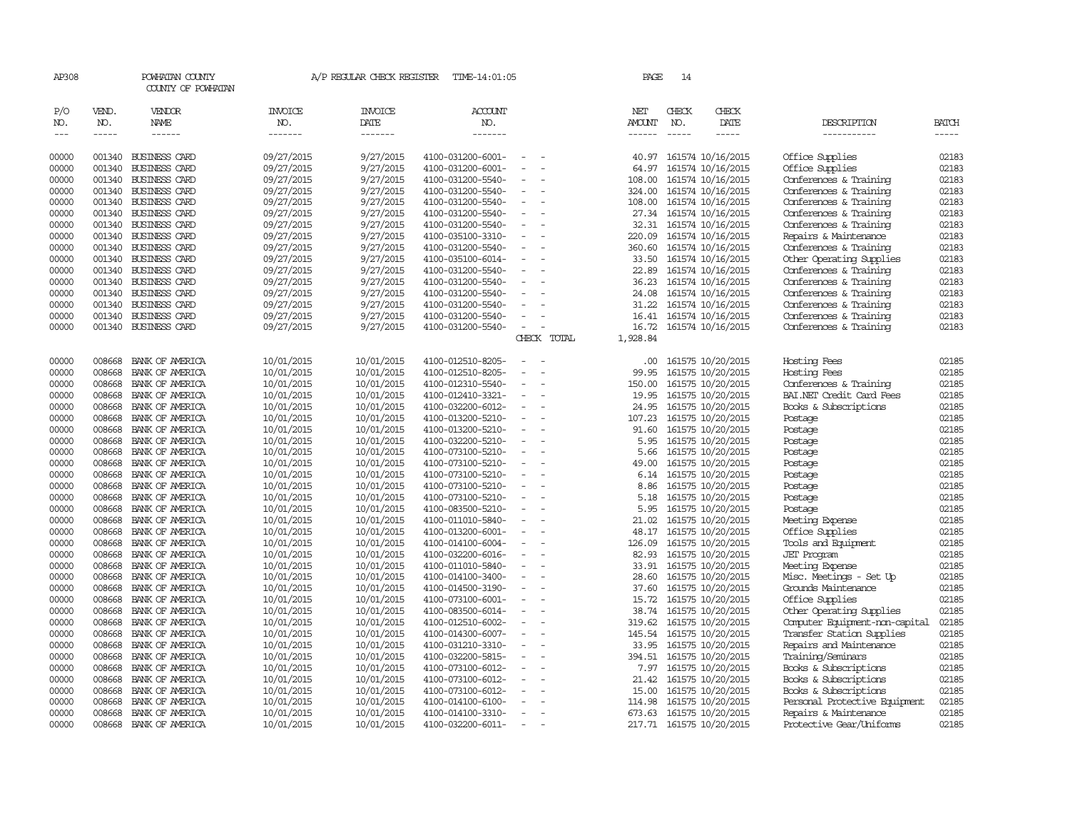AP308 POWHATAN COUNTY A/P REGULAR CHECK REGISTER TIME-14:01:05

COUNTY OF POWHATAN

| P/O NO. | VEND. NO. | VENDOR NAME | INVOICE NO. | INVOICE DATE | ACCOUNT NO. | | NET AMOUNT | CHECK NO. | CHECK DATE | DESCRIPTION | BATCH |
|---|---|---|---|---|---|---|---|---|---|---|---|
| 00000 | 001340 | BUSINESS CARD | 09/27/2015 | 9/27/2015 | 4100-031200-6001- | - - | 40.97 | 161574 | 10/16/2015 | Office Supplies | 02183 |
| 00000 | 001340 | BUSINESS CARD | 09/27/2015 | 9/27/2015 | 4100-031200-6001- | - - | 64.97 | 161574 | 10/16/2015 | Office Supplies | 02183 |
| 00000 | 001340 | BUSINESS CARD | 09/27/2015 | 9/27/2015 | 4100-031200-5540- | - - | 108.00 | 161574 | 10/16/2015 | Conferences & Training | 02183 |
| 00000 | 001340 | BUSINESS CARD | 09/27/2015 | 9/27/2015 | 4100-031200-5540- | - - | 324.00 | 161574 | 10/16/2015 | Conferences & Training | 02183 |
| 00000 | 001340 | BUSINESS CARD | 09/27/2015 | 9/27/2015 | 4100-031200-5540- | - - | 108.00 | 161574 | 10/16/2015 | Conferences & Training | 02183 |
| 00000 | 001340 | BUSINESS CARD | 09/27/2015 | 9/27/2015 | 4100-031200-5540- | - - | 27.34 | 161574 | 10/16/2015 | Conferences & Training | 02183 |
| 00000 | 001340 | BUSINESS CARD | 09/27/2015 | 9/27/2015 | 4100-031200-5540- | - - | 32.31 | 161574 | 10/16/2015 | Conferences & Training | 02183 |
| 00000 | 001340 | BUSINESS CARD | 09/27/2015 | 9/27/2015 | 4100-035100-3310- | - - | 220.09 | 161574 | 10/16/2015 | Repairs & Maintenance | 02183 |
| 00000 | 001340 | BUSINESS CARD | 09/27/2015 | 9/27/2015 | 4100-031200-5540- | - - | 360.60 | 161574 | 10/16/2015 | Conferences & Training | 02183 |
| 00000 | 001340 | BUSINESS CARD | 09/27/2015 | 9/27/2015 | 4100-035100-6014- | - - | 33.50 | 161574 | 10/16/2015 | Other Operating Supplies | 02183 |
| 00000 | 001340 | BUSINESS CARD | 09/27/2015 | 9/27/2015 | 4100-031200-5540- | - - | 22.89 | 161574 | 10/16/2015 | Conferences & Training | 02183 |
| 00000 | 001340 | BUSINESS CARD | 09/27/2015 | 9/27/2015 | 4100-031200-5540- | - - | 36.23 | 161574 | 10/16/2015 | Conferences & Training | 02183 |
| 00000 | 001340 | BUSINESS CARD | 09/27/2015 | 9/27/2015 | 4100-031200-5540- | - - | 24.08 | 161574 | 10/16/2015 | Conferences & Training | 02183 |
| 00000 | 001340 | BUSINESS CARD | 09/27/2015 | 9/27/2015 | 4100-031200-5540- | - - | 31.22 | 161574 | 10/16/2015 | Conferences & Training | 02183 |
| 00000 | 001340 | BUSINESS CARD | 09/27/2015 | 9/27/2015 | 4100-031200-5540- | - - | 16.41 | 161574 | 10/16/2015 | Conferences & Training | 02183 |
| 00000 | 001340 | BUSINESS CARD | 09/27/2015 | 9/27/2015 | 4100-031200-5540- | - - | 16.72 | 161574 | 10/16/2015 | Conferences & Training | 02183 |
| | | | | | | CHECK TOTAL | 1,928.84 | | | | |
| 00000 | 008668 | BANK OF AMERICA | 10/01/2015 | 10/01/2015 | 4100-012510-8205- | - - | .00 | 161575 | 10/20/2015 | Hosting Fees | 02185 |
| 00000 | 008668 | BANK OF AMERICA | 10/01/2015 | 10/01/2015 | 4100-012510-8205- | - - | 99.95 | 161575 | 10/20/2015 | Hosting Fees | 02185 |
| 00000 | 008668 | BANK OF AMERICA | 10/01/2015 | 10/01/2015 | 4100-012310-5540- | - - | 150.00 | 161575 | 10/20/2015 | Conferences & Training | 02185 |
| 00000 | 008668 | BANK OF AMERICA | 10/01/2015 | 10/01/2015 | 4100-012410-3321- | - - | 19.95 | 161575 | 10/20/2015 | BAI.NET Credit Card Fees | 02185 |
| 00000 | 008668 | BANK OF AMERICA | 10/01/2015 | 10/01/2015 | 4100-032200-6012- | - - | 24.95 | 161575 | 10/20/2015 | Books & Subscriptions | 02185 |
| 00000 | 008668 | BANK OF AMERICA | 10/01/2015 | 10/01/2015 | 4100-013200-5210- | - - | 107.23 | 161575 | 10/20/2015 | Postage | 02185 |
| 00000 | 008668 | BANK OF AMERICA | 10/01/2015 | 10/01/2015 | 4100-013200-5210- | - - | 91.60 | 161575 | 10/20/2015 | Postage | 02185 |
| 00000 | 008668 | BANK OF AMERICA | 10/01/2015 | 10/01/2015 | 4100-032200-5210- | - - | 5.95 | 161575 | 10/20/2015 | Postage | 02185 |
| 00000 | 008668 | BANK OF AMERICA | 10/01/2015 | 10/01/2015 | 4100-073100-5210- | - - | 5.66 | 161575 | 10/20/2015 | Postage | 02185 |
| 00000 | 008668 | BANK OF AMERICA | 10/01/2015 | 10/01/2015 | 4100-073100-5210- | - - | 49.00 | 161575 | 10/20/2015 | Postage | 02185 |
| 00000 | 008668 | BANK OF AMERICA | 10/01/2015 | 10/01/2015 | 4100-073100-5210- | - - | 6.14 | 161575 | 10/20/2015 | Postage | 02185 |
| 00000 | 008668 | BANK OF AMERICA | 10/01/2015 | 10/01/2015 | 4100-073100-5210- | - - | 8.86 | 161575 | 10/20/2015 | Postage | 02185 |
| 00000 | 008668 | BANK OF AMERICA | 10/01/2015 | 10/01/2015 | 4100-073100-5210- | - - | 5.18 | 161575 | 10/20/2015 | Postage | 02185 |
| 00000 | 008668 | BANK OF AMERICA | 10/01/2015 | 10/01/2015 | 4100-083500-5210- | - - | 5.95 | 161575 | 10/20/2015 | Postage | 02185 |
| 00000 | 008668 | BANK OF AMERICA | 10/01/2015 | 10/01/2015 | 4100-011010-5840- | - - | 21.02 | 161575 | 10/20/2015 | Meeting Expense | 02185 |
| 00000 | 008668 | BANK OF AMERICA | 10/01/2015 | 10/01/2015 | 4100-013200-6001- | - - | 48.17 | 161575 | 10/20/2015 | Office Supplies | 02185 |
| 00000 | 008668 | BANK OF AMERICA | 10/01/2015 | 10/01/2015 | 4100-014100-6004- | - - | 126.09 | 161575 | 10/20/2015 | Tools and Equipment | 02185 |
| 00000 | 008668 | BANK OF AMERICA | 10/01/2015 | 10/01/2015 | 4100-032200-6016- | - - | 82.93 | 161575 | 10/20/2015 | JET Program | 02185 |
| 00000 | 008668 | BANK OF AMERICA | 10/01/2015 | 10/01/2015 | 4100-011010-5840- | - - | 33.91 | 161575 | 10/20/2015 | Meeting Expense | 02185 |
| 00000 | 008668 | BANK OF AMERICA | 10/01/2015 | 10/01/2015 | 4100-014100-3400- | - - | 28.60 | 161575 | 10/20/2015 | Misc. Meetings - Set Up | 02185 |
| 00000 | 008668 | BANK OF AMERICA | 10/01/2015 | 10/01/2015 | 4100-014500-3190- | - - | 37.60 | 161575 | 10/20/2015 | Grounds Maintenance | 02185 |
| 00000 | 008668 | BANK OF AMERICA | 10/01/2015 | 10/01/2015 | 4100-073100-6001- | - - | 15.72 | 161575 | 10/20/2015 | Office Supplies | 02185 |
| 00000 | 008668 | BANK OF AMERICA | 10/01/2015 | 10/01/2015 | 4100-083500-6014- | - - | 38.74 | 161575 | 10/20/2015 | Other Operating Supplies | 02185 |
| 00000 | 008668 | BANK OF AMERICA | 10/01/2015 | 10/01/2015 | 4100-012510-6002- | - - | 319.62 | 161575 | 10/20/2015 | Computer Equipment-non-capital | 02185 |
| 00000 | 008668 | BANK OF AMERICA | 10/01/2015 | 10/01/2015 | 4100-014300-6007- | - - | 145.54 | 161575 | 10/20/2015 | Transfer Station Supplies | 02185 |
| 00000 | 008668 | BANK OF AMERICA | 10/01/2015 | 10/01/2015 | 4100-031210-3310- | - - | 33.95 | 161575 | 10/20/2015 | Repairs and Maintenance | 02185 |
| 00000 | 008668 | BANK OF AMERICA | 10/01/2015 | 10/01/2015 | 4100-032200-5815- | - - | 394.51 | 161575 | 10/20/2015 | Training/Seminars | 02185 |
| 00000 | 008668 | BANK OF AMERICA | 10/01/2015 | 10/01/2015 | 4100-073100-6012- | - - | 7.97 | 161575 | 10/20/2015 | Books & Subscriptions | 02185 |
| 00000 | 008668 | BANK OF AMERICA | 10/01/2015 | 10/01/2015 | 4100-073100-6012- | - - | 21.42 | 161575 | 10/20/2015 | Books & Subscriptions | 02185 |
| 00000 | 008668 | BANK OF AMERICA | 10/01/2015 | 10/01/2015 | 4100-073100-6012- | - - | 15.00 | 161575 | 10/20/2015 | Books & Subscriptions | 02185 |
| 00000 | 008668 | BANK OF AMERICA | 10/01/2015 | 10/01/2015 | 4100-014100-6100- | - - | 114.98 | 161575 | 10/20/2015 | Personal Protective Equipment | 02185 |
| 00000 | 008668 | BANK OF AMERICA | 10/01/2015 | 10/01/2015 | 4100-014100-3310- | - - | 673.63 | 161575 | 10/20/2015 | Repairs & Maintenance | 02185 |
| 00000 | 008668 | BANK OF AMERICA | 10/01/2015 | 10/01/2015 | 4100-032200-6011- | - - | 217.71 | 161575 | 10/20/2015 | Protective Gear/Uniforms | 02185 |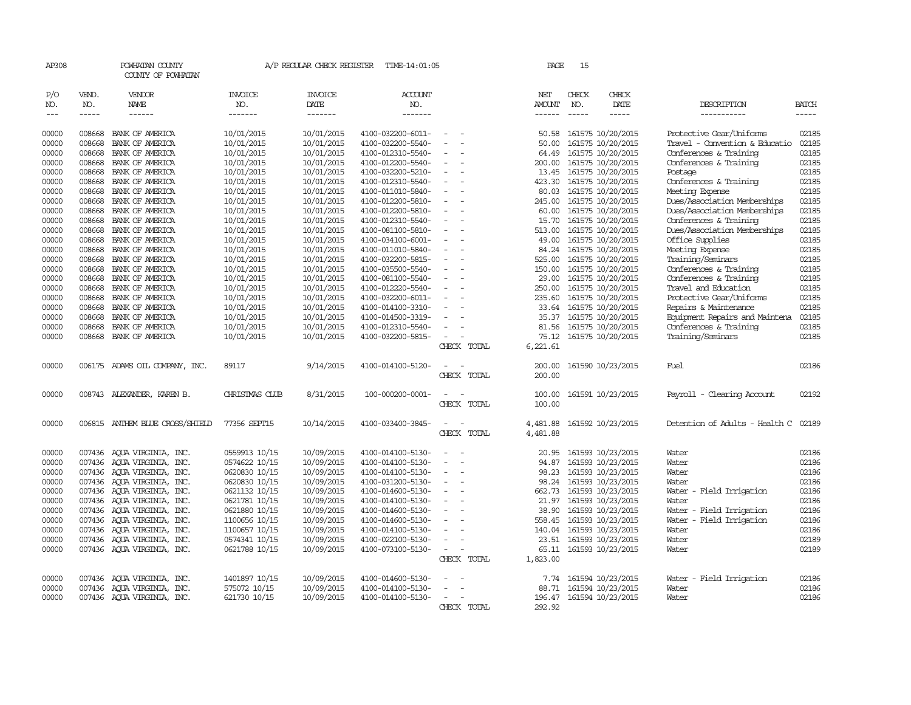AP308 POWHATAN COUNTY A/P REGULAR CHECK REGISTER TIME-14:01:05 PAGE 15
COUNTY OF POWHATAN

| P/O NO. | VEND. NO. | VENDOR NAME | INVOICE NO. | INVOICE DATE | ACCOUNT NO. | | NET AMOUNT | CHECK NO. | CHECK DATE | DESCRIPTION | BATCH |
|---|---|---|---|---|---|---|---|---|---|---|---|
| 00000 | 008668 | BANK OF AMERICA | 10/01/2015 | 10/01/2015 | 4100-032200-6011- | - - | 50.58 | 161575 | 10/20/2015 | Protective Gear/Uniforms | 02185 |
| 00000 | 008668 | BANK OF AMERICA | 10/01/2015 | 10/01/2015 | 4100-032200-5540- | - - | 50.00 | 161575 | 10/20/2015 | Travel - Convention & Educatio | 02185 |
| 00000 | 008668 | BANK OF AMERICA | 10/01/2015 | 10/01/2015 | 4100-012310-5540- | - - | 64.49 | 161575 | 10/20/2015 | Conferences & Training | 02185 |
| 00000 | 008668 | BANK OF AMERICA | 10/01/2015 | 10/01/2015 | 4100-012200-5540- | - - | 200.00 | 161575 | 10/20/2015 | Conferences & Training | 02185 |
| 00000 | 008668 | BANK OF AMERICA | 10/01/2015 | 10/01/2015 | 4100-032200-5210- | - - | 13.45 | 161575 | 10/20/2015 | Postage | 02185 |
| 00000 | 008668 | BANK OF AMERICA | 10/01/2015 | 10/01/2015 | 4100-012310-5540- | - - | 423.30 | 161575 | 10/20/2015 | Conferences & Training | 02185 |
| 00000 | 008668 | BANK OF AMERICA | 10/01/2015 | 10/01/2015 | 4100-011010-5840- | - - | 80.03 | 161575 | 10/20/2015 | Meeting Expense | 02185 |
| 00000 | 008668 | BANK OF AMERICA | 10/01/2015 | 10/01/2015 | 4100-012200-5810- | - - | 245.00 | 161575 | 10/20/2015 | Dues/Association Memberships | 02185 |
| 00000 | 008668 | BANK OF AMERICA | 10/01/2015 | 10/01/2015 | 4100-012200-5810- | - - | 60.00 | 161575 | 10/20/2015 | Dues/Association Memberships | 02185 |
| 00000 | 008668 | BANK OF AMERICA | 10/01/2015 | 10/01/2015 | 4100-012310-5540- | - - | 15.70 | 161575 | 10/20/2015 | Conferences & Training | 02185 |
| 00000 | 008668 | BANK OF AMERICA | 10/01/2015 | 10/01/2015 | 4100-081100-5810- | - - | 513.00 | 161575 | 10/20/2015 | Dues/Association Memberships | 02185 |
| 00000 | 008668 | BANK OF AMERICA | 10/01/2015 | 10/01/2015 | 4100-034100-6001- | - - | 49.00 | 161575 | 10/20/2015 | Office Supplies | 02185 |
| 00000 | 008668 | BANK OF AMERICA | 10/01/2015 | 10/01/2015 | 4100-011010-5840- | - - | 84.24 | 161575 | 10/20/2015 | Meeting Expense | 02185 |
| 00000 | 008668 | BANK OF AMERICA | 10/01/2015 | 10/01/2015 | 4100-032200-5815- | - - | 525.00 | 161575 | 10/20/2015 | Training/Seminars | 02185 |
| 00000 | 008668 | BANK OF AMERICA | 10/01/2015 | 10/01/2015 | 4100-035500-5540- | - - | 150.00 | 161575 | 10/20/2015 | Conferences & Training | 02185 |
| 00000 | 008668 | BANK OF AMERICA | 10/01/2015 | 10/01/2015 | 4100-081100-5540- | - - | 29.00 | 161575 | 10/20/2015 | Conferences & Training | 02185 |
| 00000 | 008668 | BANK OF AMERICA | 10/01/2015 | 10/01/2015 | 4100-012220-5540- | - - | 250.00 | 161575 | 10/20/2015 | Travel and Education | 02185 |
| 00000 | 008668 | BANK OF AMERICA | 10/01/2015 | 10/01/2015 | 4100-032200-6011- | - - | 235.60 | 161575 | 10/20/2015 | Protective Gear/Uniforms | 02185 |
| 00000 | 008668 | BANK OF AMERICA | 10/01/2015 | 10/01/2015 | 4100-014100-3310- | - - | 33.64 | 161575 | 10/20/2015 | Repairs & Maintenance | 02185 |
| 00000 | 008668 | BANK OF AMERICA | 10/01/2015 | 10/01/2015 | 4100-014500-3319- | - - | 35.37 | 161575 | 10/20/2015 | Equipment Repairs and Maintena | 02185 |
| 00000 | 008668 | BANK OF AMERICA | 10/01/2015 | 10/01/2015 | 4100-012310-5540- | - - | 81.56 | 161575 | 10/20/2015 | Conferences & Training | 02185 |
| 00000 | 008668 | BANK OF AMERICA | 10/01/2015 | 10/01/2015 | 4100-032200-5815- | - - | 75.12 | 161575 | 10/20/2015 | Training/Seminars | 02185 |
| | | | | | | CHECK TOTAL | 6,221.61 | | | | |
| 00000 | 006175 | ADAMS OIL COMPANY, INC. | 89117 | 9/14/2015 | 4100-014100-5120- | - - | 200.00 | 161590 | 10/23/2015 | Fuel | 02186 |
| | | | | | | CHECK TOTAL | 200.00 | | | | |
| 00000 | 008743 | ALEXANDER, KAREN B. | CHRISTMAS CLUB | 8/31/2015 | 100-000200-0001- | - - | 100.00 | 161591 | 10/23/2015 | Payroll - Clearing Account | 02192 |
| | | | | | | CHECK TOTAL | 100.00 | | | | |
| 00000 | 006815 | ANTHEM BLUE CROSS/SHIELD | 77356 SEPT15 | 10/14/2015 | 4100-033400-3845- | - - | 4,481.88 | 161592 | 10/23/2015 | Detention of Adults - Health C | 02189 |
| | | | | | | CHECK TOTAL | 4,481.88 | | | | |
| 00000 | 007436 | AQUA VIRGINIA, INC. | 0559913 10/15 | 10/09/2015 | 4100-014100-5130- | - - | 20.95 | 161593 | 10/23/2015 | Water | 02186 |
| 00000 | 007436 | AQUA VIRGINIA, INC. | 0574622 10/15 | 10/09/2015 | 4100-014100-5130- | - - | 94.87 | 161593 | 10/23/2015 | Water | 02186 |
| 00000 | 007436 | AQUA VIRGINIA, INC. | 0620830 10/15 | 10/09/2015 | 4100-014100-5130- | - - | 98.23 | 161593 | 10/23/2015 | Water | 02186 |
| 00000 | 007436 | AQUA VIRGINIA, INC. | 0620830 10/15 | 10/09/2015 | 4100-031200-5130- | - - | 98.24 | 161593 | 10/23/2015 | Water | 02186 |
| 00000 | 007436 | AQUA VIRGINIA, INC. | 0621132 10/15 | 10/09/2015 | 4100-014600-5130- | - - | 662.73 | 161593 | 10/23/2015 | Water - Field Irrigation | 02186 |
| 00000 | 007436 | AQUA VIRGINIA, INC. | 0621781 10/15 | 10/09/2015 | 4100-014100-5130- | - - | 21.97 | 161593 | 10/23/2015 | Water | 02186 |
| 00000 | 007436 | AQUA VIRGINIA, INC. | 0621880 10/15 | 10/09/2015 | 4100-014600-5130- | - - | 38.90 | 161593 | 10/23/2015 | Water - Field Irrigation | 02186 |
| 00000 | 007436 | AQUA VIRGINIA, INC. | 1100656 10/15 | 10/09/2015 | 4100-014600-5130- | - - | 558.45 | 161593 | 10/23/2015 | Water - Field Irrigation | 02186 |
| 00000 | 007436 | AQUA VIRGINIA, INC. | 1100657 10/15 | 10/09/2015 | 4100-014100-5130- | - - | 140.04 | 161593 | 10/23/2015 | Water | 02186 |
| 00000 | 007436 | AQUA VIRGINIA, INC. | 0574341 10/15 | 10/09/2015 | 4100-022100-5130- | - - | 23.51 | 161593 | 10/23/2015 | Water | 02189 |
| 00000 | 007436 | AQUA VIRGINIA, INC. | 0621788 10/15 | 10/09/2015 | 4100-073100-5130- | - - | 65.11 | 161593 | 10/23/2015 | Water | 02189 |
| | | | | | | CHECK TOTAL | 1,823.00 | | | | |
| 00000 | 007436 | AQUA VIRGINIA, INC. | 1401897 10/15 | 10/09/2015 | 4100-014600-5130- | - - | 7.74 | 161594 | 10/23/2015 | Water - Field Irrigation | 02186 |
| 00000 | 007436 | AQUA VIRGINIA, INC. | 575072 10/15 | 10/09/2015 | 4100-014100-5130- | - - | 88.71 | 161594 | 10/23/2015 | Water | 02186 |
| 00000 | 007436 | AQUA VIRGINIA, INC. | 621730 10/15 | 10/09/2015 | 4100-014100-5130- | - - | 196.47 | 161594 | 10/23/2015 | Water | 02186 |
| | | | | | | CHECK TOTAL | 292.92 | | | | |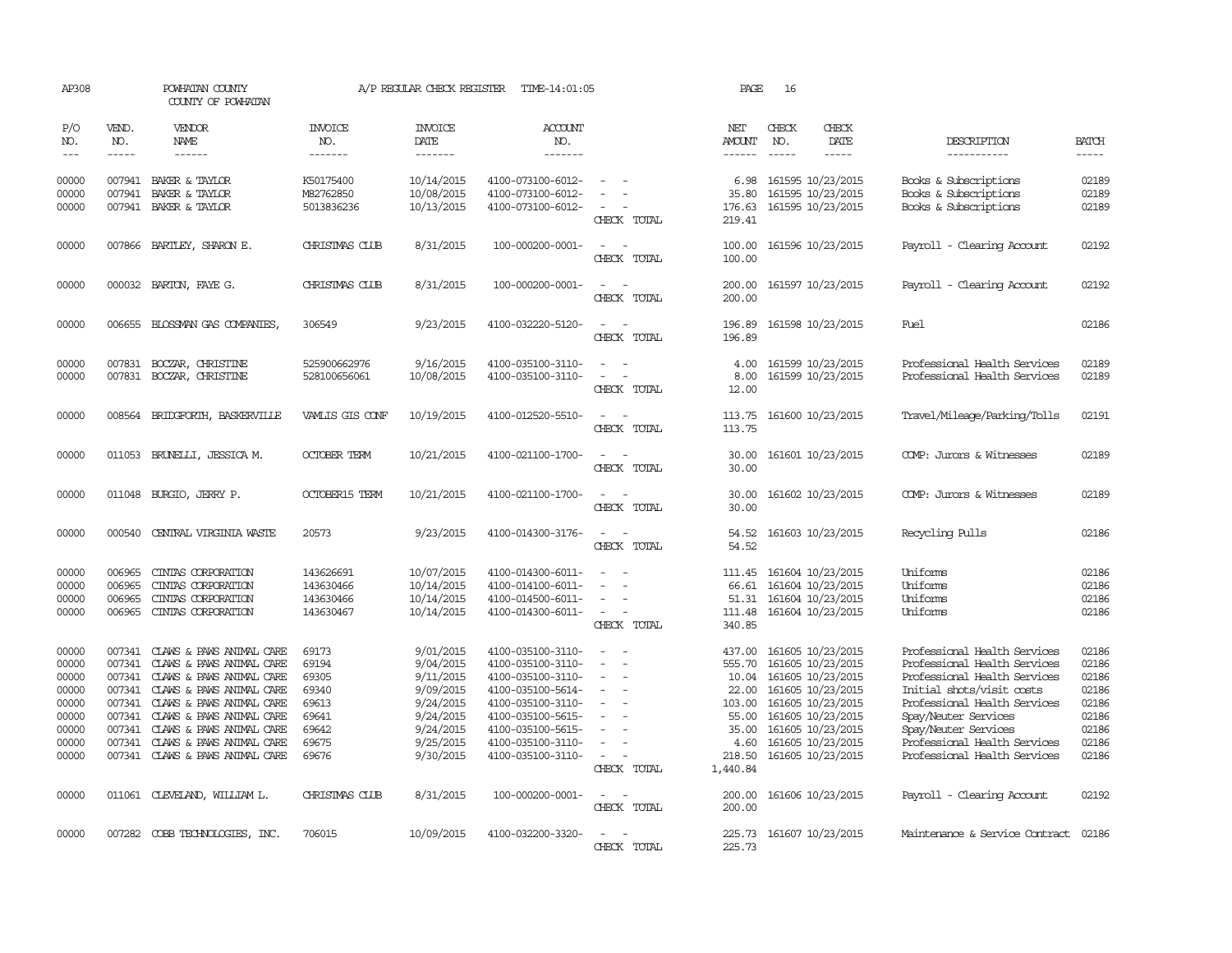AP308 POWHATAN COUNTY A/P REGULAR CHECK REGISTER TIME-14:01:05 PAGE 16

COUNTY OF POWHATAN

| P/O NO. | VEND. NO. | VENDOR NAME | INVOICE NO. | INVOICE DATE | ACCOUNT NO. | | NET AMOUNT | CHECK NO. | CHECK DATE | DESCRIPTION | BATCH |
|---|---|---|---|---|---|---|---|---|---|---|---|
| 00000 | 007941 | BAKER & TAYLOR | K50175400 | 10/14/2015 | 4100-073100-6012- | - - | 6.98 | 161595 | 10/23/2015 | Books & Subscriptions | 02189 |
| 00000 | 007941 | BAKER & TAYLOR | M82762850 | 10/08/2015 | 4100-073100-6012- | - - | 35.80 | 161595 | 10/23/2015 | Books & Subscriptions | 02189 |
| 00000 | 007941 | BAKER & TAYLOR | 5013836236 | 10/13/2015 | 4100-073100-6012- | - - | 176.63 | 161595 | 10/23/2015 | Books & Subscriptions | 02189 |
| | | | | | | CHECK TOTAL | 219.41 | | | | |
| 00000 | 007866 | BARTLEY, SHARON E. | CHRISTMAS CLUB | 8/31/2015 | 100-000200-0001- | - - | 100.00 | 161596 | 10/23/2015 | Payroll - Clearing Account | 02192 |
| | | | | | | CHECK TOTAL | 100.00 | | | | |
| 00000 | 000032 | BARTON, FAYE G. | CHRISTMAS CLUB | 8/31/2015 | 100-000200-0001- | - - | 200.00 | 161597 | 10/23/2015 | Payroll - Clearing Account | 02192 |
| | | | | | | CHECK TOTAL | 200.00 | | | | |
| 00000 | 006655 | BLOSSMAN GAS COMPANIES, | 306549 | 9/23/2015 | 4100-032220-5120- | - - | 196.89 | 161598 | 10/23/2015 | Fuel | 02186 |
| | | | | | | CHECK TOTAL | 196.89 | | | | |
| 00000 | 007831 | BOCZAR, CHRISTINE | 525900662976 | 9/16/2015 | 4100-035100-3110- | - - | 4.00 | 161599 | 10/23/2015 | Professional Health Services | 02189 |
| 00000 | 007831 | BOCZAR, CHRISTINE | 528100656061 | 10/08/2015 | 4100-035100-3110- | - - | 8.00 | 161599 | 10/23/2015 | Professional Health Services | 02189 |
| | | | | | | CHECK TOTAL | 12.00 | | | | |
| 00000 | 008564 | BRIDGFORTH, BASKERVILLE | VAMLIS GIS CONF | 10/19/2015 | 4100-012520-5510- | - - | 113.75 | 161600 | 10/23/2015 | Travel/Mileage/Parking/Tolls | 02191 |
| | | | | | | CHECK TOTAL | 113.75 | | | | |
| 00000 | 011053 | BRUNELLI, JESSICA M. | OCTOBER TERM | 10/21/2015 | 4100-021100-1700- | - - | 30.00 | 161601 | 10/23/2015 | COMP: Jurors & Witnesses | 02189 |
| | | | | | | CHECK TOTAL | 30.00 | | | | |
| 00000 | 011048 | BURGIO, JERRY P. | OCTOBER15 TERM | 10/21/2015 | 4100-021100-1700- | - - | 30.00 | 161602 | 10/23/2015 | COMP: Jurors & Witnesses | 02189 |
| | | | | | | CHECK TOTAL | 30.00 | | | | |
| 00000 | 000540 | CENTRAL VIRGINIA WASTE | 20573 | 9/23/2015 | 4100-014300-3176- | - - | 54.52 | 161603 | 10/23/2015 | Recycling Pulls | 02186 |
| | | | | | | CHECK TOTAL | 54.52 | | | | |
| 00000 | 006965 | CINTAS CORPORATION | 143626691 | 10/07/2015 | 4100-014300-6011- | - - | 111.45 | 161604 | 10/23/2015 | Uniforms | 02186 |
| 00000 | 006965 | CINTAS CORPORATION | 143630466 | 10/14/2015 | 4100-014100-6011- | - - | 66.61 | 161604 | 10/23/2015 | Uniforms | 02186 |
| 00000 | 006965 | CINTAS CORPORATION | 143630466 | 10/14/2015 | 4100-014500-6011- | - - | 51.31 | 161604 | 10/23/2015 | Uniforms | 02186 |
| 00000 | 006965 | CINTAS CORPORATION | 143630467 | 10/14/2015 | 4100-014300-6011- | - - | 111.48 | 161604 | 10/23/2015 | Uniforms | 02186 |
| | | | | | | CHECK TOTAL | 340.85 | | | | |
| 00000 | 007341 | CLAWS & PAWS ANIMAL CARE | 69173 | 9/01/2015 | 4100-035100-3110- | - - | 437.00 | 161605 | 10/23/2015 | Professional Health Services | 02186 |
| 00000 | 007341 | CLAWS & PAWS ANIMAL CARE | 69194 | 9/04/2015 | 4100-035100-3110- | - - | 555.70 | 161605 | 10/23/2015 | Professional Health Services | 02186 |
| 00000 | 007341 | CLAWS & PAWS ANIMAL CARE | 69305 | 9/11/2015 | 4100-035100-3110- | - - | 10.04 | 161605 | 10/23/2015 | Professional Health Services | 02186 |
| 00000 | 007341 | CLAWS & PAWS ANIMAL CARE | 69340 | 9/09/2015 | 4100-035100-5614- | - - | 22.00 | 161605 | 10/23/2015 | Initial shots/visit costs | 02186 |
| 00000 | 007341 | CLAWS & PAWS ANIMAL CARE | 69613 | 9/24/2015 | 4100-035100-3110- | - - | 103.00 | 161605 | 10/23/2015 | Professional Health Services | 02186 |
| 00000 | 007341 | CLAWS & PAWS ANIMAL CARE | 69641 | 9/24/2015 | 4100-035100-5615- | - - | 55.00 | 161605 | 10/23/2015 | Spay/Neuter Services | 02186 |
| 00000 | 007341 | CLAWS & PAWS ANIMAL CARE | 69642 | 9/24/2015 | 4100-035100-5615- | - - | 35.00 | 161605 | 10/23/2015 | Spay/Neuter Services | 02186 |
| 00000 | 007341 | CLAWS & PAWS ANIMAL CARE | 69675 | 9/25/2015 | 4100-035100-3110- | - - | 4.60 | 161605 | 10/23/2015 | Professional Health Services | 02186 |
| 00000 | 007341 | CLAWS & PAWS ANIMAL CARE | 69676 | 9/30/2015 | 4100-035100-3110- | - - | 218.50 | 161605 | 10/23/2015 | Professional Health Services | 02186 |
| | | | | | | CHECK TOTAL | 1,440.84 | | | | |
| 00000 | 011061 | CLEVELAND, WILLIAM L. | CHRISTMAS CLUB | 8/31/2015 | 100-000200-0001- | - - | 200.00 | 161606 | 10/23/2015 | Payroll - Clearing Account | 02192 |
| | | | | | | CHECK TOTAL | 200.00 | | | | |
| 00000 | 007282 | COBB TECHNOLOGIES, INC. | 706015 | 10/09/2015 | 4100-032200-3320- | - - | 225.73 | 161607 | 10/23/2015 | Maintenance & Service Contract | 02186 |
| | | | | | | CHECK TOTAL | 225.73 | | | | |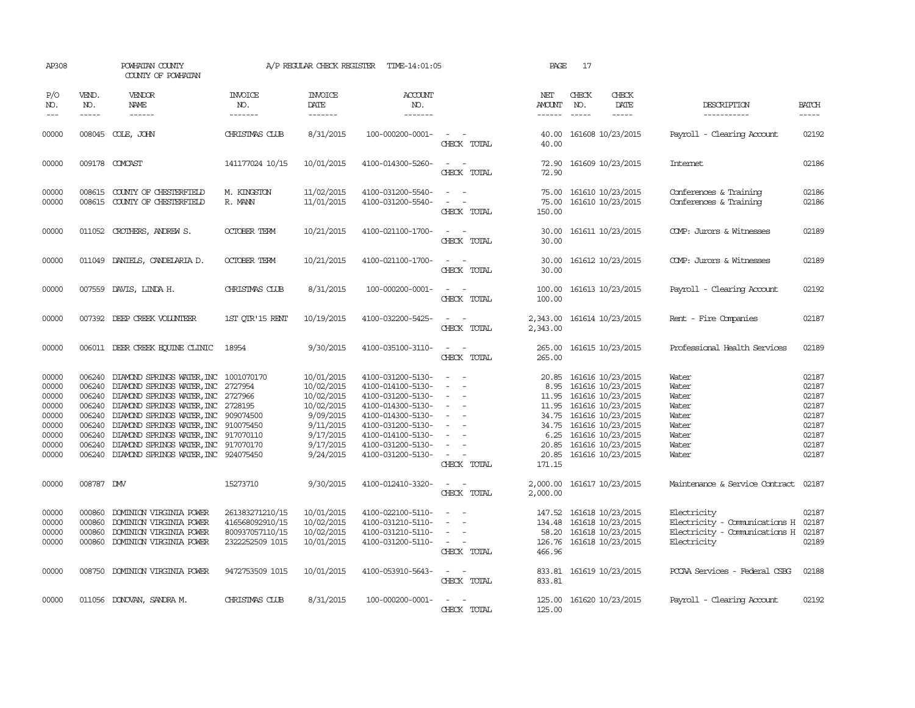AP308 POWHATAN COUNTY A/P REGULAR CHECK REGISTER TIME-14:01:05 PAGE 17
COUNTY OF POWHATAN

| P/O NO. | VEND. NO. | VENDOR NAME | INVOICE NO. | INVOICE DATE | ACCOUNT NO. | | NET AMOUNT | CHECK NO. | CHECK DATE | DESCRIPTION | BATCH |
|---|---|---|---|---|---|---|---|---|---|---|---|
| 00000 | 008045 | COLE, JOHN | CHRISTMAS CLUB | 8/31/2015 | 100-000200-0001- | - - | 40.00 | 161608 | 10/23/2015 | Payroll - Clearing Account | 02192 |
| | | | | | | CHECK TOTAL | 40.00 | | | | |
| 00000 | 009178 | COMCAST | 141177024 10/15 | 10/01/2015 | 4100-014300-5260- | - - | 72.90 | 161609 | 10/23/2015 | Internet | 02186 |
| | | | | | | CHECK TOTAL | 72.90 | | | | |
| 00000 | 008615 | COUNTY OF CHESTERFIELD | M. KINGSTON | 11/02/2015 | 4100-031200-5540- | - - | 75.00 | 161610 | 10/23/2015 | Conferences & Training | 02186 |
| 00000 | 008615 | COUNTY OF CHESTERFIELD | R. MANN | 11/01/2015 | 4100-031200-5540- | - - | 75.00 | 161610 | 10/23/2015 | Conferences & Training | 02186 |
| | | | | | | CHECK TOTAL | 150.00 | | | | |
| 00000 | 011052 | CROTHERS, ANDREW S. | OCTOBER TERM | 10/21/2015 | 4100-021100-1700- | - - | 30.00 | 161611 | 10/23/2015 | COMP: Jurors & Witnesses | 02189 |
| | | | | | | CHECK TOTAL | 30.00 | | | | |
| 00000 | 011049 | DANIELS, CANDELARIA D. | OCTOBER TERM | 10/21/2015 | 4100-021100-1700- | - - | 30.00 | 161612 | 10/23/2015 | COMP: Jurors & Witnesses | 02189 |
| | | | | | | CHECK TOTAL | 30.00 | | | | |
| 00000 | 007559 | DAVIS, LINDA H. | CHRISTMAS CLUB | 8/31/2015 | 100-000200-0001- | - - | 100.00 | 161613 | 10/23/2015 | Payroll - Clearing Account | 02192 |
| | | | | | | CHECK TOTAL | 100.00 | | | | |
| 00000 | 007392 | DEEP CREEK VOLUNTEER | 1ST QTR'15 RENT | 10/19/2015 | 4100-032200-5425- | - - | 2,343.00 | 161614 | 10/23/2015 | Rent - Fire Companies | 02187 |
| | | | | | | CHECK TOTAL | 2,343.00 | | | | |
| 00000 | 006011 | DEER CREEK EQUINE CLINIC | 18954 | 9/30/2015 | 4100-035100-3110- | - - | 265.00 | 161615 | 10/23/2015 | Professional Health Services | 02189 |
| | | | | | | CHECK TOTAL | 265.00 | | | | |
| 00000 | 006240 | DIAMOND SPRINGS WATER, INC | 1001070170 | 10/01/2015 | 4100-031200-5130- | - - | 20.85 | 161616 | 10/23/2015 | Water | 02187 |
| 00000 | 006240 | DIAMOND SPRINGS WATER, INC | 2727954 | 10/02/2015 | 4100-014100-5130- | - - | 8.95 | 161616 | 10/23/2015 | Water | 02187 |
| 00000 | 006240 | DIAMOND SPRINGS WATER, INC | 2727966 | 10/02/2015 | 4100-031200-5130- | - - | 11.95 | 161616 | 10/23/2015 | Water | 02187 |
| 00000 | 006240 | DIAMOND SPRINGS WATER, INC | 2728195 | 10/02/2015 | 4100-014300-5130- | - - | 11.95 | 161616 | 10/23/2015 | Water | 02187 |
| 00000 | 006240 | DIAMOND SPRINGS WATER, INC | 909074500 | 9/09/2015 | 4100-014300-5130- | - - | 34.75 | 161616 | 10/23/2015 | Water | 02187 |
| 00000 | 006240 | DIAMOND SPRINGS WATER, INC | 910075450 | 9/11/2015 | 4100-031200-5130- | - - | 34.75 | 161616 | 10/23/2015 | Water | 02187 |
| 00000 | 006240 | DIAMOND SPRINGS WATER, INC | 917070110 | 9/17/2015 | 4100-014100-5130- | - - | 6.25 | 161616 | 10/23/2015 | Water | 02187 |
| 00000 | 006240 | DIAMOND SPRINGS WATER, INC | 917070170 | 9/17/2015 | 4100-031200-5130- | - - | 20.85 | 161616 | 10/23/2015 | Water | 02187 |
| 00000 | 006240 | DIAMOND SPRINGS WATER, INC | 924075450 | 9/24/2015 | 4100-031200-5130- | - - | 20.85 | 161616 | 10/23/2015 | Water | 02187 |
| | | | | | | CHECK TOTAL | 171.15 | | | | |
| 00000 | 008787 | DMV | 15273710 | 9/30/2015 | 4100-012410-3320- | - - | 2,000.00 | 161617 | 10/23/2015 | Maintenance & Service Contract | 02187 |
| | | | | | | CHECK TOTAL | 2,000.00 | | | | |
| 00000 | 000860 | DOMINION VIRGINIA POWER | 261383271210/15 | 10/01/2015 | 4100-022100-5110- | - - | 147.52 | 161618 | 10/23/2015 | Electricity | 02187 |
| 00000 | 000860 | DOMINION VIRGINIA POWER | 416568092910/15 | 10/02/2015 | 4100-031210-5110- | - - | 134.48 | 161618 | 10/23/2015 | Electricity - Communications H | 02187 |
| 00000 | 000860 | DOMINION VIRGINIA POWER | 800937057110/15 | 10/02/2015 | 4100-031210-5110- | - - | 58.20 | 161618 | 10/23/2015 | Electricity - Communications H | 02187 |
| 00000 | 000860 | DOMINION VIRGINIA POWER | 2322252509 1015 | 10/01/2015 | 4100-031200-5110- | - - | 126.76 | 161618 | 10/23/2015 | Electricity | 02189 |
| | | | | | | CHECK TOTAL | 466.96 | | | | |
| 00000 | 008750 | DOMINION VIRGINIA POWER | 9472753509 1015 | 10/01/2015 | 4100-053910-5643- | - - | 833.81 | 161619 | 10/23/2015 | PCCAA Services - Federal CSBG | 02188 |
| | | | | | | CHECK TOTAL | 833.81 | | | | |
| 00000 | 011056 | DONOVAN, SANDRA M. | CHRISTMAS CLUB | 8/31/2015 | 100-000200-0001- | - - | 125.00 | 161620 | 10/23/2015 | Payroll - Clearing Account | 02192 |
| | | | | | | CHECK TOTAL | 125.00 | | | | |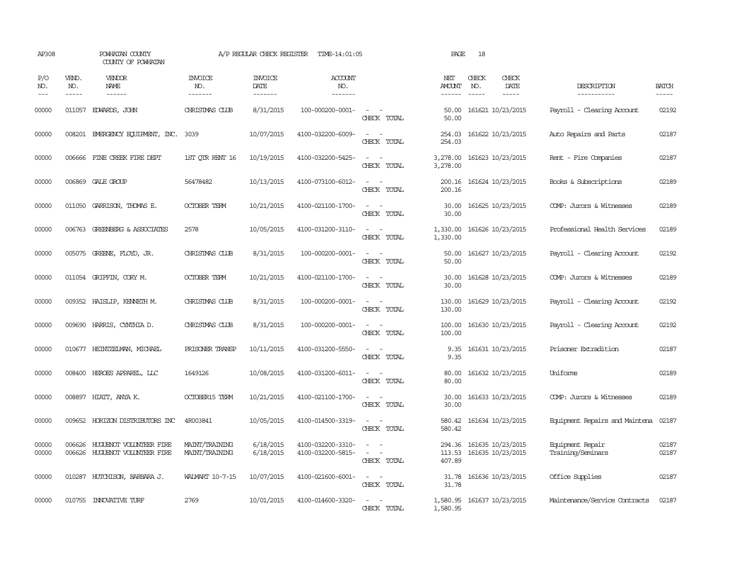AP308 POWHATAN COUNTY A/P REGULAR CHECK REGISTER TIME-14:01:05 PAGE 18
COUNTY OF POWHATAN

| P/O NO. | VEND. NO. | VENDOR NAME | INVOICE NO. | INVOICE DATE | ACCOUNT NO. | | NET AMOUNT | CHECK NO. | CHECK DATE | DESCRIPTION | BATCH |
|---|---|---|---|---|---|---|---|---|---|---|---|
| 00000 | 011057 | EDWARDS, JOHN | CHRISTMAS CLUB | 8/31/2015 | 100-000200-0001- | - - | 50.00 | 161621 | 10/23/2015 | Payroll - Clearing Account | 02192 |
| | | | | | | CHECK TOTAL | 50.00 | | | | |
| 00000 | 008201 | EMERGENCY EQUIPMENT, INC. | 3039 | 10/07/2015 | 4100-032200-6009- | - - | 254.03 | 161622 | 10/23/2015 | Auto Repairs and Parts | 02187 |
| | | | | | | CHECK TOTAL | 254.03 | | | | |
| 00000 | 006666 | FINE CREEK FIRE DEPT | 1ST QTR RENT 16 | 10/19/2015 | 4100-032200-5425- | - - | 3,278.00 | 161623 | 10/23/2015 | Rent - Fire Companies | 02187 |
| | | | | | | CHECK TOTAL | 3,278.00 | | | | |
| 00000 | 006869 | GALE GROUP | 56478482 | 10/13/2015 | 4100-073100-6012- | - - | 200.16 | 161624 | 10/23/2015 | Books & Subscriptions | 02189 |
| | | | | | | CHECK TOTAL | 200.16 | | | | |
| 00000 | 011050 | GARRISON, THOMAS E. | OCTOBER TERM | 10/21/2015 | 4100-021100-1700- | - - | 30.00 | 161625 | 10/23/2015 | COMP: Jurors & Witnesses | 02189 |
| | | | | | | CHECK TOTAL | 30.00 | | | | |
| 00000 | 006763 | GREENBERG & ASSOCIATES | 2578 | 10/05/2015 | 4100-031200-3110- | - - | 1,330.00 | 161626 | 10/23/2015 | Professional Health Services | 02189 |
| | | | | | | CHECK TOTAL | 1,330.00 | | | | |
| 00000 | 005075 | GREENE, FLOYD, JR. | CHRISTMAS CLUB | 8/31/2015 | 100-000200-0001- | - - | 50.00 | 161627 | 10/23/2015 | Payroll - Clearing Account | 02192 |
| | | | | | | CHECK TOTAL | 50.00 | | | | |
| 00000 | 011054 | GRIFFIN, CORY M. | OCTOBER TERM | 10/21/2015 | 4100-021100-1700- | - - | 30.00 | 161628 | 10/23/2015 | COMP: Jurors & Witnesses | 02189 |
| | | | | | | CHECK TOTAL | 30.00 | | | | |
| 00000 | 009352 | HAISLIP, KENNETH M. | CHRISTMAS CLUB | 8/31/2015 | 100-000200-0001- | - - | 130.00 | 161629 | 10/23/2015 | Payroll - Clearing Account | 02192 |
| | | | | | | CHECK TOTAL | 130.00 | | | | |
| 00000 | 009690 | HARRIS, CYNTHIA D. | CHRISTMAS CLUB | 8/31/2015 | 100-000200-0001- | - - | 100.00 | 161630 | 10/23/2015 | Payroll - Clearing Account | 02192 |
| | | | | | | CHECK TOTAL | 100.00 | | | | |
| 00000 | 010677 | HEINTZELMAN, MICHAEL | PRISONER TRANSP | 10/11/2015 | 4100-031200-5550- | - - | 9.35 | 161631 | 10/23/2015 | Prisoner Extradition | 02187 |
| | | | | | | CHECK TOTAL | 9.35 | | | | |
| 00000 | 008400 | HEROES APPAREL, LLC | 1649126 | 10/08/2015 | 4100-031200-6011- | - - | 80.00 | 161632 | 10/23/2015 | Uniforms | 02189 |
| | | | | | | CHECK TOTAL | 80.00 | | | | |
| 00000 | 008897 | HIATT, ANYA K. | OCTOBER15 TERM | 10/21/2015 | 4100-021100-1700- | - - | 30.00 | 161633 | 10/23/2015 | COMP: Jurors & Witnesses | 02189 |
| | | | | | | CHECK TOTAL | 30.00 | | | | |
| 00000 | 009652 | HORIZON DISTRIBUTORS INC | 4R003841 | 10/05/2015 | 4100-014500-3319- | - - | 580.42 | 161634 | 10/23/2015 | Equipment Repairs and Maintena | 02187 |
| | | | | | | CHECK TOTAL | 580.42 | | | | |
| 00000 | 006626 | HUGUENOT VOLUNTEER FIRE | MAINT/TRAINING | 6/18/2015 | 4100-032200-3310- | - - | 294.36 | 161635 | 10/23/2015 | Equipment Repair | 02187 |
| 00000 | 006626 | HUGUENOT VOLUNTEER FIRE | MAINT/TRAINING | 6/18/2015 | 4100-032200-5815- | - - | 113.53 | 161635 | 10/23/2015 | Training/Seminars | 02187 |
| | | | | | | CHECK TOTAL | 407.89 | | | | |
| 00000 | 010287 | HUTCHISON, BARBARA J. | WALMART 10-7-15 | 10/07/2015 | 4100-021600-6001- | - - | 31.78 | 161636 | 10/23/2015 | Office Supplies | 02187 |
| | | | | | | CHECK TOTAL | 31.78 | | | | |
| 00000 | 010755 | INNOVATIVE TURF | 2769 | 10/01/2015 | 4100-014600-3320- | - - | 1,580.95 | 161637 | 10/23/2015 | Maintenance/Service Contracts | 02187 |
| | | | | | | CHECK TOTAL | 1,580.95 | | | | |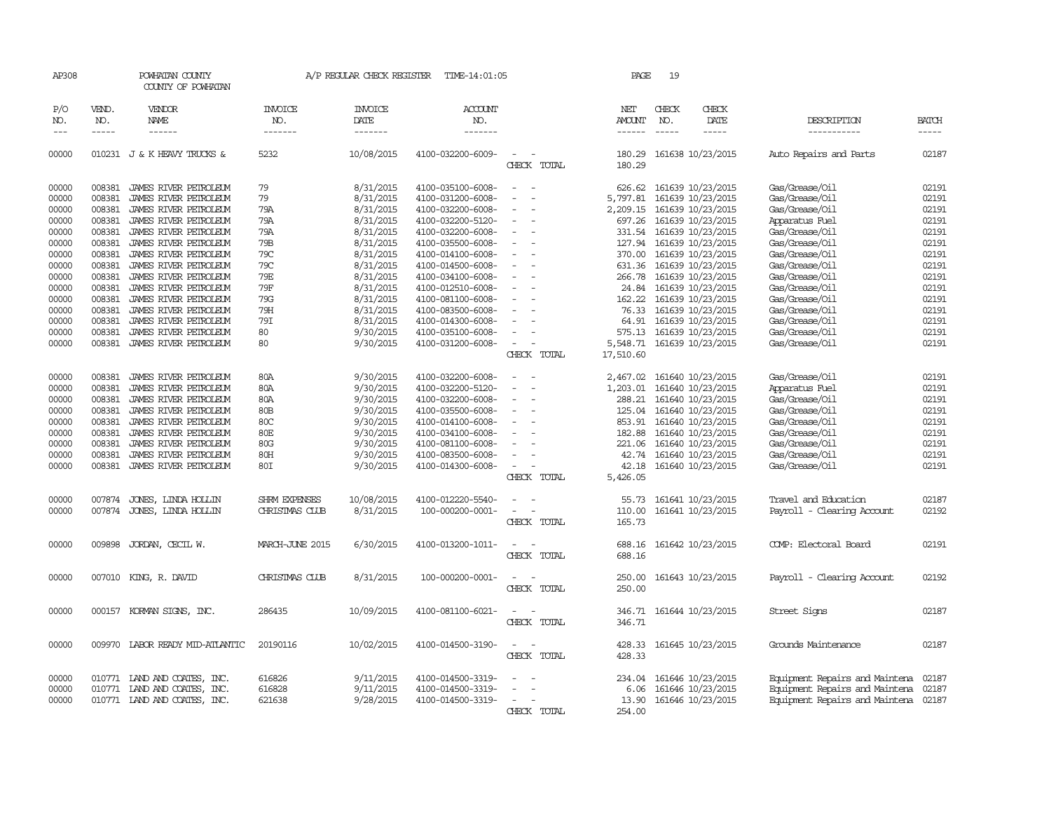AP308 POWHATAN COUNTY COUNTY OF POWHATAN A/P REGULAR CHECK REGISTER TIME-14:01:05 PAGE 19

| P/O NO. | VEND. NO. | VENDOR NAME | INVOICE NO. | INVOICE DATE | ACCOUNT NO. | | NET AMOUNT | CHECK NO. | CHECK DATE | DESCRIPTION | BATCH |
|---|---|---|---|---|---|---|---|---|---|---|---|
| --- | ----- | ------ | ------- | ------- | ------- | | ------ | ----- | ----- | ----------- | ----- |
| 00000 | 010231 | J & K HEAVY TRUCKS & | 5232 | 10/08/2015 | 4100-032200-6009- | - - | 180.29 | 161638 | 10/23/2015 | Auto Repairs and Parts | 02187 |
| | | | | | | CHECK TOTAL | 180.29 | | | | |
| 00000 | 008381 | JAMES RIVER PETROLEUM | 79 | 8/31/2015 | 4100-035100-6008- | - - | 626.62 | 161639 | 10/23/2015 | Gas/Grease/Oil | 02191 |
| 00000 | 008381 | JAMES RIVER PETROLEUM | 79 | 8/31/2015 | 4100-031200-6008- | - - | 5,797.81 | 161639 | 10/23/2015 | Gas/Grease/Oil | 02191 |
| 00000 | 008381 | JAMES RIVER PETROLEUM | 79A | 8/31/2015 | 4100-032200-6008- | - - | 2,209.15 | 161639 | 10/23/2015 | Gas/Grease/Oil | 02191 |
| 00000 | 008381 | JAMES RIVER PETROLEUM | 79A | 8/31/2015 | 4100-032200-5120- | - - | 697.26 | 161639 | 10/23/2015 | Apparatus Fuel | 02191 |
| 00000 | 008381 | JAMES RIVER PETROLEUM | 79A | 8/31/2015 | 4100-032200-6008- | - - | 331.54 | 161639 | 10/23/2015 | Gas/Grease/Oil | 02191 |
| 00000 | 008381 | JAMES RIVER PETROLEUM | 79B | 8/31/2015 | 4100-035500-6008- | - - | 127.94 | 161639 | 10/23/2015 | Gas/Grease/Oil | 02191 |
| 00000 | 008381 | JAMES RIVER PETROLEUM | 79C | 8/31/2015 | 4100-014100-6008- | - - | 370.00 | 161639 | 10/23/2015 | Gas/Grease/Oil | 02191 |
| 00000 | 008381 | JAMES RIVER PETROLEUM | 79C | 8/31/2015 | 4100-014500-6008- | - - | 631.36 | 161639 | 10/23/2015 | Gas/Grease/Oil | 02191 |
| 00000 | 008381 | JAMES RIVER PETROLEUM | 79E | 8/31/2015 | 4100-034100-6008- | - - | 266.78 | 161639 | 10/23/2015 | Gas/Grease/Oil | 02191 |
| 00000 | 008381 | JAMES RIVER PETROLEUM | 79F | 8/31/2015 | 4100-012510-6008- | - - | 24.84 | 161639 | 10/23/2015 | Gas/Grease/Oil | 02191 |
| 00000 | 008381 | JAMES RIVER PETROLEUM | 79G | 8/31/2015 | 4100-081100-6008- | - - | 162.22 | 161639 | 10/23/2015 | Gas/Grease/Oil | 02191 |
| 00000 | 008381 | JAMES RIVER PETROLEUM | 79H | 8/31/2015 | 4100-083500-6008- | - - | 76.33 | 161639 | 10/23/2015 | Gas/Grease/Oil | 02191 |
| 00000 | 008381 | JAMES RIVER PETROLEUM | 79I | 8/31/2015 | 4100-014300-6008- | - - | 64.91 | 161639 | 10/23/2015 | Gas/Grease/Oil | 02191 |
| 00000 | 008381 | JAMES RIVER PETROLEUM | 80 | 9/30/2015 | 4100-035100-6008- | - - | 575.13 | 161639 | 10/23/2015 | Gas/Grease/Oil | 02191 |
| 00000 | 008381 | JAMES RIVER PETROLEUM | 80 | 9/30/2015 | 4100-031200-6008- | - - | 5,548.71 | 161639 | 10/23/2015 | Gas/Grease/Oil | 02191 |
| | | | | | | CHECK TOTAL | 17,510.60 | | | | |
| 00000 | 008381 | JAMES RIVER PETROLEUM | 80A | 9/30/2015 | 4100-032200-6008- | - - | 2,467.02 | 161640 | 10/23/2015 | Gas/Grease/Oil | 02191 |
| 00000 | 008381 | JAMES RIVER PETROLEUM | 80A | 9/30/2015 | 4100-032200-5120- | - - | 1,203.01 | 161640 | 10/23/2015 | Apparatus Fuel | 02191 |
| 00000 | 008381 | JAMES RIVER PETROLEUM | 80A | 9/30/2015 | 4100-032200-6008- | - - | 288.21 | 161640 | 10/23/2015 | Gas/Grease/Oil | 02191 |
| 00000 | 008381 | JAMES RIVER PETROLEUM | 80B | 9/30/2015 | 4100-035500-6008- | - - | 125.04 | 161640 | 10/23/2015 | Gas/Grease/Oil | 02191 |
| 00000 | 008381 | JAMES RIVER PETROLEUM | 80C | 9/30/2015 | 4100-014100-6008- | - - | 853.91 | 161640 | 10/23/2015 | Gas/Grease/Oil | 02191 |
| 00000 | 008381 | JAMES RIVER PETROLEUM | 80E | 9/30/2015 | 4100-034100-6008- | - - | 182.88 | 161640 | 10/23/2015 | Gas/Grease/Oil | 02191 |
| 00000 | 008381 | JAMES RIVER PETROLEUM | 80G | 9/30/2015 | 4100-081100-6008- | - - | 221.06 | 161640 | 10/23/2015 | Gas/Grease/Oil | 02191 |
| 00000 | 008381 | JAMES RIVER PETROLEUM | 80H | 9/30/2015 | 4100-083500-6008- | - - | 42.74 | 161640 | 10/23/2015 | Gas/Grease/Oil | 02191 |
| 00000 | 008381 | JAMES RIVER PETROLEUM | 80I | 9/30/2015 | 4100-014300-6008- | - - | 42.18 | 161640 | 10/23/2015 | Gas/Grease/Oil | 02191 |
| | | | | | | CHECK TOTAL | 5,426.05 | | | | |
| 00000 | 007874 | JONES, LINDA HOLLIN | SHRM EXPENSES | 10/08/2015 | 4100-012220-5540- | - - | 55.73 | 161641 | 10/23/2015 | Travel and Education | 02187 |
| 00000 | 007874 | JONES, LINDA HOLLIN | CHRISTMAS CLUB | 8/31/2015 | 100-000200-0001- | - - | 110.00 | 161641 | 10/23/2015 | Payroll - Clearing Account | 02192 |
| | | | | | | CHECK TOTAL | 165.73 | | | | |
| 00000 | 009898 | JORDAN, CECIL W. | MARCH-JUNE 2015 | 6/30/2015 | 4100-013200-1011- | - - | 688.16 | 161642 | 10/23/2015 | COMP: Electoral Board | 02191 |
| | | | | | | CHECK TOTAL | 688.16 | | | | |
| 00000 | 007010 | KING, R. DAVID | CHRISTMAS CLUB | 8/31/2015 | 100-000200-0001- | - - | 250.00 | 161643 | 10/23/2015 | Payroll - Clearing Account | 02192 |
| | | | | | | CHECK TOTAL | 250.00 | | | | |
| 00000 | 000157 | KORMAN SIGNS, INC. | 286435 | 10/09/2015 | 4100-081100-6021- | - - | 346.71 | 161644 | 10/23/2015 | Street Signs | 02187 |
| | | | | | | CHECK TOTAL | 346.71 | | | | |
| 00000 | 009970 | LABOR READY MID-ATLANTIC | 20190116 | 10/02/2015 | 4100-014500-3190- | - - | 428.33 | 161645 | 10/23/2015 | Grounds Maintenance | 02187 |
| | | | | | | CHECK TOTAL | 428.33 | | | | |
| 00000 | 010771 | LAND AND COATES, INC. | 616826 | 9/11/2015 | 4100-014500-3319- | - - | 234.04 | 161646 | 10/23/2015 | Equipment Repairs and Maintena | 02187 |
| 00000 | 010771 | LAND AND COATES, INC. | 616828 | 9/11/2015 | 4100-014500-3319- | - - | 6.06 | 161646 | 10/23/2015 | Equipment Repairs and Maintena | 02187 |
| 00000 | 010771 | LAND AND COATES, INC. | 621638 | 9/28/2015 | 4100-014500-3319- | - - | 13.90 | 161646 | 10/23/2015 | Equipment Repairs and Maintena | 02187 |
| | | | | | | CHECK TOTAL | 254.00 | | | | |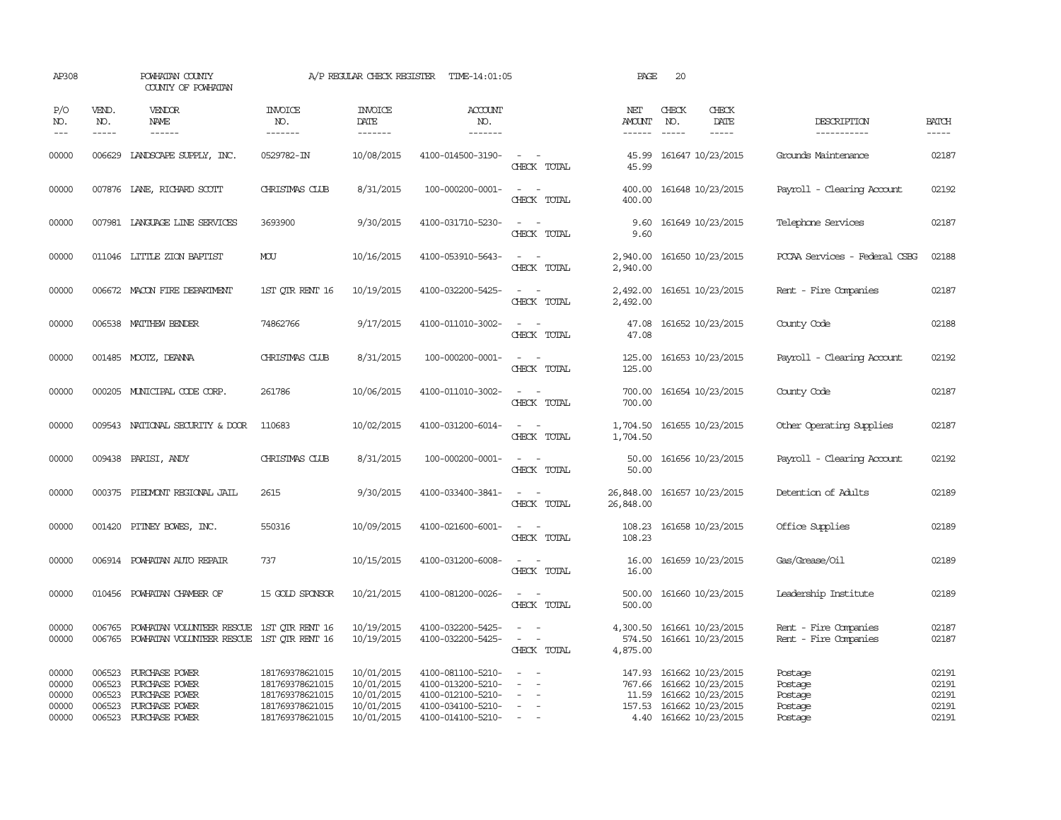AP308 POWHATAN COUNTY COUNTY OF POWHATAN A/P REGULAR CHECK REGISTER TIME-14:01:05 PAGE 20

| P/O NO. | VEND. NO. | VENDOR NAME | INVOICE NO. | INVOICE DATE | ACCOUNT NO. | | NET AMOUNT | CHECK NO. | CHECK DATE | DESCRIPTION | BATCH |
|---|---|---|---|---|---|---|---|---|---|---|---|
| 00000 | 006629 | LANDSCAPE SUPPLY, INC. | 0529782-IN | 10/08/2015 | 4100-014500-3190- | - - | 45.99 | 161647 | 10/23/2015 | Grounds Maintenance | 02187 |
| | | | | | | CHECK TOTAL | 45.99 | | | | |
| 00000 | 007876 | LANE, RICHARD SCOTT | CHRISTMAS CLUB | 8/31/2015 | 100-000200-0001- | - - | 400.00 | 161648 | 10/23/2015 | Payroll - Clearing Account | 02192 |
| | | | | | | CHECK TOTAL | 400.00 | | | | |
| 00000 | 007981 | LANGUAGE LINE SERVICES | 3693900 | 9/30/2015 | 4100-031710-5230- | - - | 9.60 | 161649 | 10/23/2015 | Telephone Services | 02187 |
| | | | | | | CHECK TOTAL | 9.60 | | | | |
| 00000 | 011046 | LITTLE ZION BAPTIST | MOU | 10/16/2015 | 4100-053910-5643- | - - | 2,940.00 | 161650 | 10/23/2015 | PCCAA Services - Federal CSBG | 02188 |
| | | | | | | CHECK TOTAL | 2,940.00 | | | | |
| 00000 | 006672 | MACON FIRE DEPARTMENT | 1ST QTR RENT 16 | 10/19/2015 | 4100-032200-5425- | - - | 2,492.00 | 161651 | 10/23/2015 | Rent - Fire Companies | 02187 |
| | | | | | | CHECK TOTAL | 2,492.00 | | | | |
| 00000 | 006538 | MATTHEW BENDER | 74862766 | 9/17/2015 | 4100-011010-3002- | - - | 47.08 | 161652 | 10/23/2015 | County Code | 02188 |
| | | | | | | CHECK TOTAL | 47.08 | | | | |
| 00000 | 001485 | MOOTZ, DEANNA | CHRISTMAS CLUB | 8/31/2015 | 100-000200-0001- | - - | 125.00 | 161653 | 10/23/2015 | Payroll - Clearing Account | 02192 |
| | | | | | | CHECK TOTAL | 125.00 | | | | |
| 00000 | 000205 | MUNICIPAL CODE CORP. | 261786 | 10/06/2015 | 4100-011010-3002- | - - | 700.00 | 161654 | 10/23/2015 | County Code | 02187 |
| | | | | | | CHECK TOTAL | 700.00 | | | | |
| 00000 | 009543 | NATIONAL SECURITY & DOOR | 110683 | 10/02/2015 | 4100-031200-6014- | - - | 1,704.50 | 161655 | 10/23/2015 | Other Operating Supplies | 02187 |
| | | | | | | CHECK TOTAL | 1,704.50 | | | | |
| 00000 | 009438 | PARISI, ANDY | CHRISTMAS CLUB | 8/31/2015 | 100-000200-0001- | - - | 50.00 | 161656 | 10/23/2015 | Payroll - Clearing Account | 02192 |
| | | | | | | CHECK TOTAL | 50.00 | | | | |
| 00000 | 000375 | PIEDMONT REGIONAL JAIL | 2615 | 9/30/2015 | 4100-033400-3841- | - - | 26,848.00 | 161657 | 10/23/2015 | Detention of Adults | 02189 |
| | | | | | | CHECK TOTAL | 26,848.00 | | | | |
| 00000 | 001420 | PITNEY BOWES, INC. | 550316 | 10/09/2015 | 4100-021600-6001- | - - | 108.23 | 161658 | 10/23/2015 | Office Supplies | 02189 |
| | | | | | | CHECK TOTAL | 108.23 | | | | |
| 00000 | 006914 | POWHATAN AUTO REPAIR | 737 | 10/15/2015 | 4100-031200-6008- | - - | 16.00 | 161659 | 10/23/2015 | Gas/Grease/Oil | 02189 |
| | | | | | | CHECK TOTAL | 16.00 | | | | |
| 00000 | 010456 | POWHATAN CHAMBER OF | 15 GOLD SPONSOR | 10/21/2015 | 4100-081200-0026- | - - | 500.00 | 161660 | 10/23/2015 | Leadership Institute | 02189 |
| | | | | | | CHECK TOTAL | 500.00 | | | | |
| 00000 | 006765 | POWHATAN VOLUNTEER RESCUE | 1ST QTR RENT 16 | 10/19/2015 | 4100-032200-5425- | - - | 4,300.50 | 161661 | 10/23/2015 | Rent - Fire Companies | 02187 |
| 00000 | 006765 | POWHATAN VOLUNTEER RESCUE | 1ST QTR RENT 16 | 10/19/2015 | 4100-032200-5425- | - - | 574.50 | 161661 | 10/23/2015 | Rent - Fire Companies | 02187 |
| | | | | | | CHECK TOTAL | 4,875.00 | | | | |
| 00000 | 006523 | PURCHASE POWER | 181769378621015 | 10/01/2015 | 4100-081100-5210- | - - | 147.93 | 161662 | 10/23/2015 | Postage | 02191 |
| 00000 | 006523 | PURCHASE POWER | 181769378621015 | 10/01/2015 | 4100-013200-5210- | - - | 767.66 | 161662 | 10/23/2015 | Postage | 02191 |
| 00000 | 006523 | PURCHASE POWER | 181769378621015 | 10/01/2015 | 4100-012100-5210- | - - | 11.59 | 161662 | 10/23/2015 | Postage | 02191 |
| 00000 | 006523 | PURCHASE POWER | 181769378621015 | 10/01/2015 | 4100-034100-5210- | - - | 157.53 | 161662 | 10/23/2015 | Postage | 02191 |
| 00000 | 006523 | PURCHASE POWER | 181769378621015 | 10/01/2015 | 4100-014100-5210- | - - | 4.40 | 161662 | 10/23/2015 | Postage | 02191 |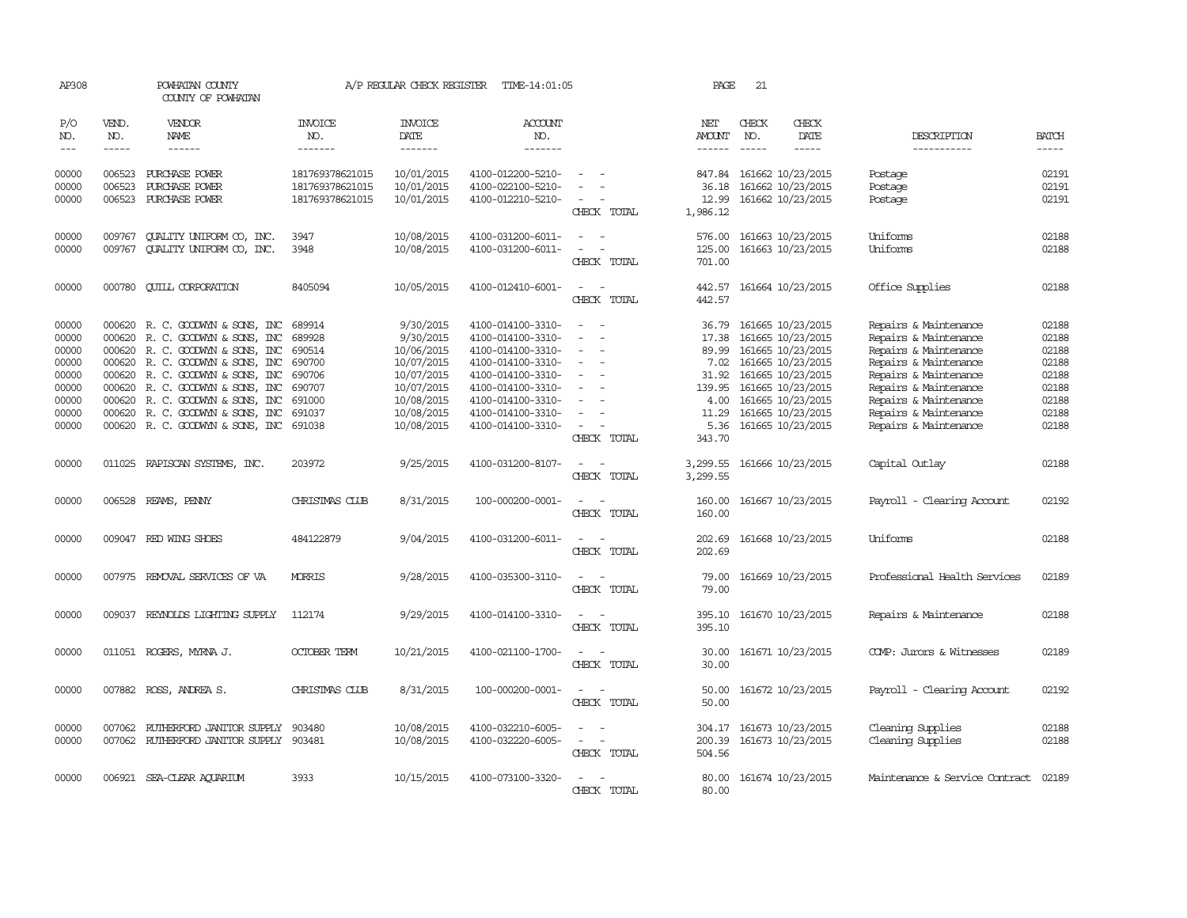AP308 POWHATAN COUNTY A/P REGULAR CHECK REGISTER TIME-14:01:05 PAGE 21

COUNTY OF POWHATAN

| P/O NO. | VEND. NO. | VENDOR NAME | INVOICE NO. | INVOICE DATE | ACCOUNT NO. | | NET AMOUNT | CHECK NO. | CHECK DATE | DESCRIPTION | BATCH |
|---|---|---|---|---|---|---|---|---|---|---|---|
| 00000 | 006523 | PURCHASE POWER | 181769378621015 | 10/01/2015 | 4100-012200-5210- | - - | 847.84 | 161662 | 10/23/2015 | Postage | 02191 |
| 00000 | 006523 | PURCHASE POWER | 181769378621015 | 10/01/2015 | 4100-022100-5210- | - - | 36.18 | 161662 | 10/23/2015 | Postage | 02191 |
| 00000 | 006523 | PURCHASE POWER | 181769378621015 | 10/01/2015 | 4100-012210-5210- | - - | 12.99 | 161662 | 10/23/2015 | Postage | 02191 |
| | | | | | | CHECK TOTAL | 1,986.12 | | | | |
| 00000 | 009767 | QUALITY UNIFORM CO, INC. | 3947 | 10/08/2015 | 4100-031200-6011- | - - | 576.00 | 161663 | 10/23/2015 | Uniforms | 02188 |
| 00000 | 009767 | QUALITY UNIFORM CO, INC. | 3948 | 10/08/2015 | 4100-031200-6011- | - - | 125.00 | 161663 | 10/23/2015 | Uniforms | 02188 |
| | | | | | | CHECK TOTAL | 701.00 | | | | |
| 00000 | 000780 | QUILL CORPORATION | 8405094 | 10/05/2015 | 4100-012410-6001- | - - | 442.57 | 161664 | 10/23/2015 | Office Supplies | 02188 |
| | | | | | | CHECK TOTAL | 442.57 | | | | |
| 00000 | 000620 | R. C. GOODWYN & SONS, INC | 689914 | 9/30/2015 | 4100-014100-3310- | - - | 36.79 | 161665 | 10/23/2015 | Repairs & Maintenance | 02188 |
| 00000 | 000620 | R. C. GOODWYN & SONS, INC | 689928 | 9/30/2015 | 4100-014100-3310- | - - | 17.38 | 161665 | 10/23/2015 | Repairs & Maintenance | 02188 |
| 00000 | 000620 | R. C. GOODWYN & SONS, INC | 690514 | 10/06/2015 | 4100-014100-3310- | - - | 89.99 | 161665 | 10/23/2015 | Repairs & Maintenance | 02188 |
| 00000 | 000620 | R. C. GOODWYN & SONS, INC | 690700 | 10/07/2015 | 4100-014100-3310- | - - | 7.02 | 161665 | 10/23/2015 | Repairs & Maintenance | 02188 |
| 00000 | 000620 | R. C. GOODWYN & SONS, INC | 690706 | 10/07/2015 | 4100-014100-3310- | - - | 31.92 | 161665 | 10/23/2015 | Repairs & Maintenance | 02188 |
| 00000 | 000620 | R. C. GOODWYN & SONS, INC | 690707 | 10/07/2015 | 4100-014100-3310- | - - | 139.95 | 161665 | 10/23/2015 | Repairs & Maintenance | 02188 |
| 00000 | 000620 | R. C. GOODWYN & SONS, INC | 691000 | 10/08/2015 | 4100-014100-3310- | - - | 4.00 | 161665 | 10/23/2015 | Repairs & Maintenance | 02188 |
| 00000 | 000620 | R. C. GOODWYN & SONS, INC | 691037 | 10/08/2015 | 4100-014100-3310- | - - | 11.29 | 161665 | 10/23/2015 | Repairs & Maintenance | 02188 |
| 00000 | 000620 | R. C. GOODWYN & SONS, INC | 691038 | 10/08/2015 | 4100-014100-3310- | - - | 5.36 | 161665 | 10/23/2015 | Repairs & Maintenance | 02188 |
| | | | | | | CHECK TOTAL | 343.70 | | | | |
| 00000 | 011025 | RAPISCAN SYSTEMS, INC. | 203972 | 9/25/2015 | 4100-031200-8107- | - - | 3,299.55 | 161666 | 10/23/2015 | Capital Outlay | 02188 |
| | | | | | | CHECK TOTAL | 3,299.55 | | | | |
| 00000 | 006528 | REAMS, PENNY | CHRISTMAS CLUB | 8/31/2015 | 100-000200-0001- | - - | 160.00 | 161667 | 10/23/2015 | Payroll - Clearing Account | 02192 |
| | | | | | | CHECK TOTAL | 160.00 | | | | |
| 00000 | 009047 | RED WING SHOES | 484122879 | 9/04/2015 | 4100-031200-6011- | - - | 202.69 | 161668 | 10/23/2015 | Uniforms | 02188 |
| | | | | | | CHECK TOTAL | 202.69 | | | | |
| 00000 | 007975 | REMOVAL SERVICES OF VA | MORRIS | 9/28/2015 | 4100-035300-3110- | - - | 79.00 | 161669 | 10/23/2015 | Professional Health Services | 02189 |
| | | | | | | CHECK TOTAL | 79.00 | | | | |
| 00000 | 009037 | REYNOLDS LIGHTING SUPPLY | 112174 | 9/29/2015 | 4100-014100-3310- | - - | 395.10 | 161670 | 10/23/2015 | Repairs & Maintenance | 02188 |
| | | | | | | CHECK TOTAL | 395.10 | | | | |
| 00000 | 011051 | ROGERS, MYRNA J. | OCTOBER TERM | 10/21/2015 | 4100-021100-1700- | - - | 30.00 | 161671 | 10/23/2015 | COMP: Jurors & Witnesses | 02189 |
| | | | | | | CHECK TOTAL | 30.00 | | | | |
| 00000 | 007882 | ROSS, ANDREA S. | CHRISTMAS CLUB | 8/31/2015 | 100-000200-0001- | - - | 50.00 | 161672 | 10/23/2015 | Payroll - Clearing Account | 02192 |
| | | | | | | CHECK TOTAL | 50.00 | | | | |
| 00000 | 007062 | RUTHERFORD JANITOR SUPPLY | 903480 | 10/08/2015 | 4100-032210-6005- | - - | 304.17 | 161673 | 10/23/2015 | Cleaning Supplies | 02188 |
| 00000 | 007062 | RUTHERFORD JANITOR SUPPLY | 903481 | 10/08/2015 | 4100-032220-6005- | - - | 200.39 | 161673 | 10/23/2015 | Cleaning Supplies | 02188 |
| | | | | | | CHECK TOTAL | 504.56 | | | | |
| 00000 | 006921 | SEA-CLEAR AQUARIUM | 3933 | 10/15/2015 | 4100-073100-3320- | - - | 80.00 | 161674 | 10/23/2015 | Maintenance & Service Contract | 02189 |
| | | | | | | CHECK TOTAL | 80.00 | | | | |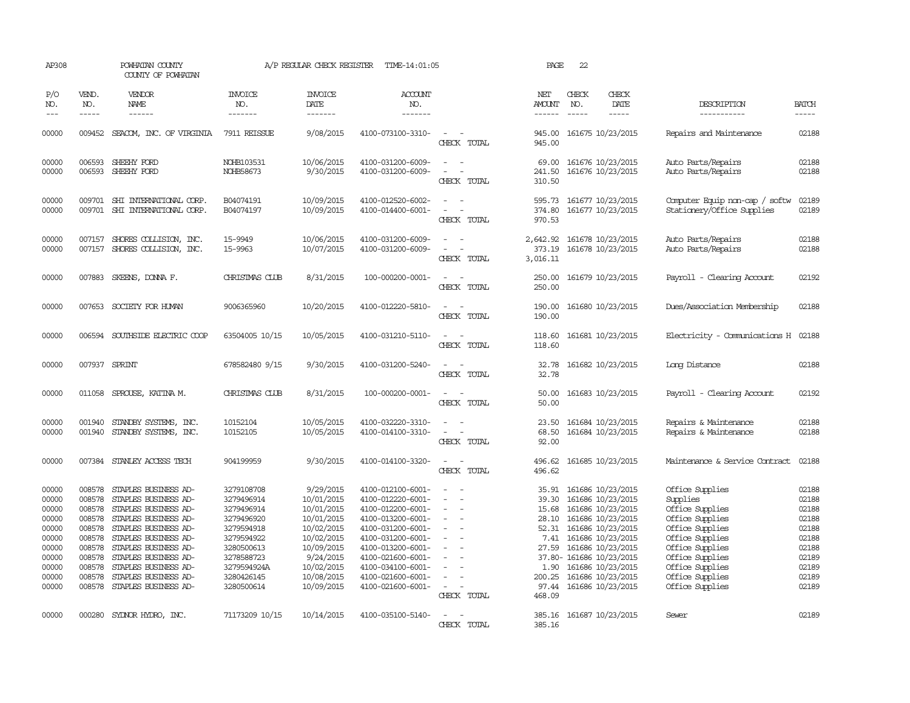AP308 POWHATAN COUNTY A/P REGULAR CHECK REGISTER TIME-14:01:05 PAGE 22

COUNTY OF POWHATAN

| P/O NO. | VEND. NO. | VENDOR NAME | INVOICE NO. | INVOICE DATE | ACCOUNT NO. | | NET AMOUNT | CHECK NO. | CHECK DATE | DESCRIPTION | BATCH |
|---|---|---|---|---|---|---|---|---|---|---|---|
| 00000 | 009452 | SEACOM, INC. OF VIRGINIA | 7911 REISSUE | 9/08/2015 | 4100-073100-3310- | - - | 945.00 | 161675 | 10/23/2015 | Repairs and Maintenance | 02188 |
| | | | | | | CHECK TOTAL | 945.00 | | | | |
| 00000 | 006593 | SHEEHY FORD | NOHB103531 | 10/06/2015 | 4100-031200-6009- | - - | 69.00 | 161676 | 10/23/2015 | Auto Parts/Repairs | 02188 |
| 00000 | 006593 | SHEEHY FORD | NOHB58673 | 9/30/2015 | 4100-031200-6009- | - - | 241.50 | 161676 | 10/23/2015 | Auto Parts/Repairs | 02188 |
| | | | | | | CHECK TOTAL | 310.50 | | | | |
| 00000 | 009701 | SHI INTERNATIONAL CORP. | B04074191 | 10/09/2015 | 4100-012520-6002- | - - | 595.73 | 161677 | 10/23/2015 | Computer Equip non-cap / softw | 02189 |
| 00000 | 009701 | SHI INTERNATIONAL CORP. | B04074197 | 10/09/2015 | 4100-014400-6001- | - - | 374.80 | 161677 | 10/23/2015 | Stationery/Office Supplies | 02189 |
| | | | | | | CHECK TOTAL | 970.53 | | | | |
| 00000 | 007157 | SHORES COLLISION, INC. | 15-9949 | 10/06/2015 | 4100-031200-6009- | - - | 2,642.92 | 161678 | 10/23/2015 | Auto Parts/Repairs | 02188 |
| 00000 | 007157 | SHORES COLLISION, INC. | 15-9963 | 10/07/2015 | 4100-031200-6009- | - - | 373.19 | 161678 | 10/23/2015 | Auto Parts/Repairs | 02188 |
| | | | | | | CHECK TOTAL | 3,016.11 | | | | |
| 00000 | 007883 | SKEENS, DONNA F. | CHRISTMAS CLUB | 8/31/2015 | 100-000200-0001- | - - | 250.00 | 161679 | 10/23/2015 | Payroll - Clearing Account | 02192 |
| | | | | | | CHECK TOTAL | 250.00 | | | | |
| 00000 | 007653 | SOCIETY FOR HUMAN | 9006365960 | 10/20/2015 | 4100-012220-5810- | - - | 190.00 | 161680 | 10/23/2015 | Dues/Association Membership | 02188 |
| | | | | | | CHECK TOTAL | 190.00 | | | | |
| 00000 | 006594 | SOUTHSIDE ELECTRIC COOP | 63504005 10/15 | 10/05/2015 | 4100-031210-5110- | - - | 118.60 | 161681 | 10/23/2015 | Electricity - Communications H | 02188 |
| | | | | | | CHECK TOTAL | 118.60 | | | | |
| 00000 | 007937 | SPRINT | 678582480 9/15 | 9/30/2015 | 4100-031200-5240- | - - | 32.78 | 161682 | 10/23/2015 | Long Distance | 02188 |
| | | | | | | CHECK TOTAL | 32.78 | | | | |
| 00000 | 011058 | SPROUSE, KATINA M. | CHRISTMAS CLUB | 8/31/2015 | 100-000200-0001- | - - | 50.00 | 161683 | 10/23/2015 | Payroll - Clearing Account | 02192 |
| | | | | | | CHECK TOTAL | 50.00 | | | | |
| 00000 | 001940 | STANDBY SYSTEMS, INC. | 10152104 | 10/05/2015 | 4100-032220-3310- | - - | 23.50 | 161684 | 10/23/2015 | Repairs & Maintenance | 02188 |
| 00000 | 001940 | STANDBY SYSTEMS, INC. | 10152105 | 10/05/2015 | 4100-014100-3310- | - - | 68.50 | 161684 | 10/23/2015 | Repairs & Maintenance | 02188 |
| | | | | | | CHECK TOTAL | 92.00 | | | | |
| 00000 | 007384 | STANLEY ACCESS TECH | 904199959 | 9/30/2015 | 4100-014100-3320- | - - | 496.62 | 161685 | 10/23/2015 | Maintenance & Service Contract | 02188 |
| | | | | | | CHECK TOTAL | 496.62 | | | | |
| 00000 | 008578 | STAPLES BUSINESS AD- | 3279108708 | 9/29/2015 | 4100-012100-6001- | - - | 35.91 | 161686 | 10/23/2015 | Office Supplies | 02188 |
| 00000 | 008578 | STAPLES BUSINESS AD- | 3279496914 | 10/01/2015 | 4100-012220-6001- | - - | 39.30 | 161686 | 10/23/2015 | Supplies | 02188 |
| 00000 | 008578 | STAPLES BUSINESS AD- | 3279496914 | 10/01/2015 | 4100-012200-6001- | - - | 15.68 | 161686 | 10/23/2015 | Office Supplies | 02188 |
| 00000 | 008578 | STAPLES BUSINESS AD- | 3279496920 | 10/01/2015 | 4100-013200-6001- | - - | 28.10 | 161686 | 10/23/2015 | Office Supplies | 02188 |
| 00000 | 008578 | STAPLES BUSINESS AD- | 3279594918 | 10/02/2015 | 4100-031200-6001- | - - | 52.31 | 161686 | 10/23/2015 | Office Supplies | 02188 |
| 00000 | 008578 | STAPLES BUSINESS AD- | 3279594922 | 10/02/2015 | 4100-031200-6001- | - - | 7.41 | 161686 | 10/23/2015 | Office Supplies | 02188 |
| 00000 | 008578 | STAPLES BUSINESS AD- | 3280500613 | 10/09/2015 | 4100-013200-6001- | - - | 27.59 | 161686 | 10/23/2015 | Office Supplies | 02188 |
| 00000 | 008578 | STAPLES BUSINESS AD- | 3278588723 | 9/24/2015 | 4100-021600-6001- | - - | 37.80- | 161686 | 10/23/2015 | Office Supplies | 02189 |
| 00000 | 008578 | STAPLES BUSINESS AD- | 3279594924A | 10/02/2015 | 4100-034100-6001- | - - | 1.90 | 161686 | 10/23/2015 | Office Supplies | 02189 |
| 00000 | 008578 | STAPLES BUSINESS AD- | 3280426145 | 10/08/2015 | 4100-021600-6001- | - - | 200.25 | 161686 | 10/23/2015 | Office Supplies | 02189 |
| 00000 | 008578 | STAPLES BUSINESS AD- | 3280500614 | 10/09/2015 | 4100-021600-6001- | - - | 97.44 | 161686 | 10/23/2015 | Office Supplies | 02189 |
| | | | | | | CHECK TOTAL | 468.09 | | | | |
| 00000 | 000280 | SYDNOR HYDRO, INC. | 71173209 10/15 | 10/14/2015 | 4100-035100-5140- | - - | 385.16 | 161687 | 10/23/2015 | Sewer | 02189 |
| | | | | | | CHECK TOTAL | 385.16 | | | | |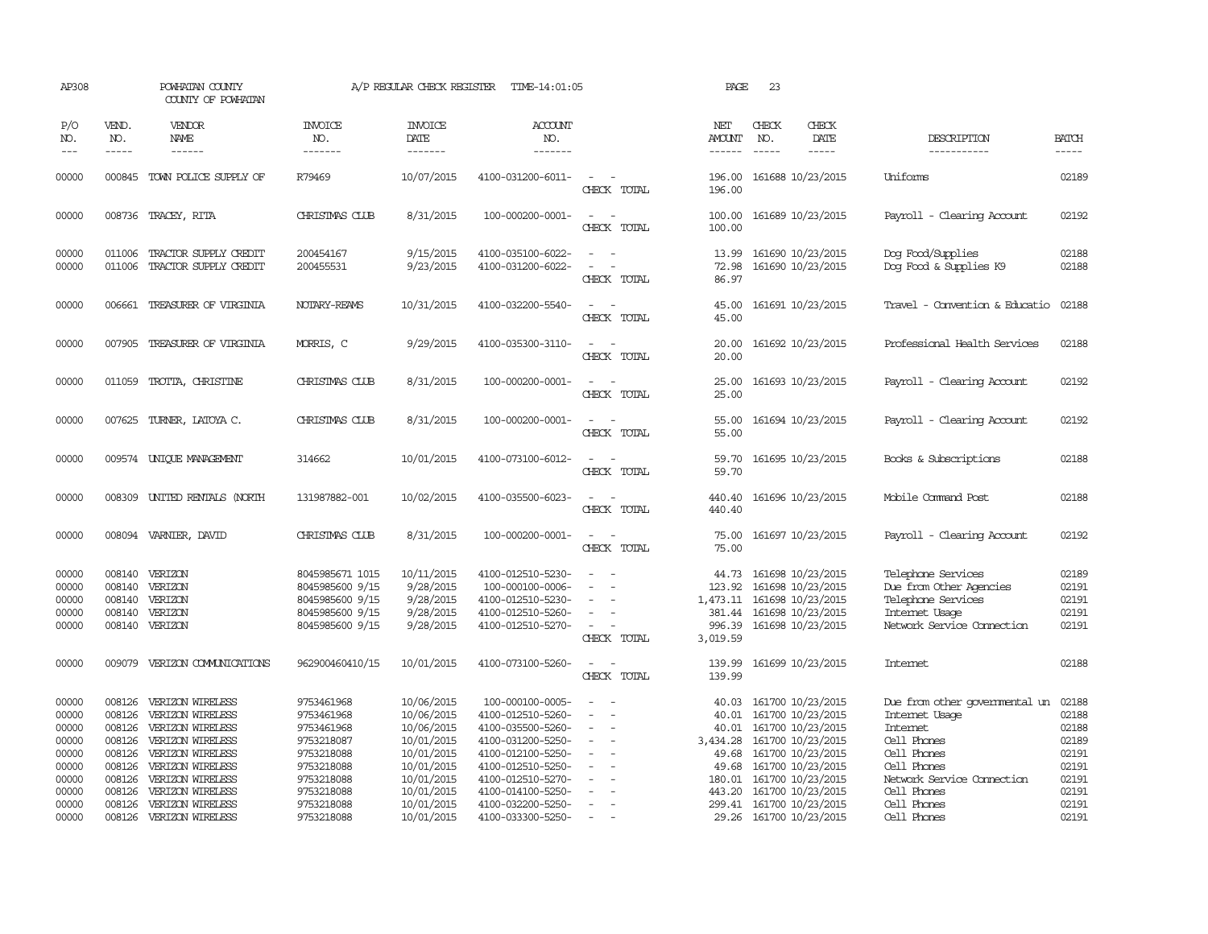AP308 POWHATAN COUNTY COUNTY OF POWHATAN — A/P REGULAR CHECK REGISTER TIME-14:01:05 — PAGE 23

| P/O NO. | VEND. NO. | VENDOR NAME | INVOICE NO. | INVOICE DATE | ACCOUNT NO. | | NET AMOUNT | CHECK NO. | CHECK DATE | DESCRIPTION | BATCH |
|---|---|---|---|---|---|---|---|---|---|---|---|
| 00000 | 000845 | TOWN POLICE SUPPLY OF | R79469 | 10/07/2015 | 4100-031200-6011- | - - | 196.00 | 161688 | 10/23/2015 | Uniforms | 02189 |
| | | | | | | CHECK TOTAL | 196.00 | | | | |
| 00000 | 008736 | TRACEY, RITA | CHRISTMAS CLUB | 8/31/2015 | 100-000200-0001- | - - | 100.00 | 161689 | 10/23/2015 | Payroll - Clearing Account | 02192 |
| | | | | | | CHECK TOTAL | 100.00 | | | | |
| 00000 | 011006 | TRACTOR SUPPLY CREDIT | 200454167 | 9/15/2015 | 4100-035100-6022- | - - | 13.99 | 161690 | 10/23/2015 | Dog Food/Supplies | 02188 |
| 00000 | 011006 | TRACTOR SUPPLY CREDIT | 200455531 | 9/23/2015 | 4100-031200-6022- | - - | 72.98 | 161690 | 10/23/2015 | Dog Food & Supplies K9 | 02188 |
| | | | | | | CHECK TOTAL | 86.97 | | | | |
| 00000 | 006661 | TREASURER OF VIRGINIA | NOTARY-REAMS | 10/31/2015 | 4100-032200-5540- | - - | 45.00 | 161691 | 10/23/2015 | Travel - Convention & Educatio | 02188 |
| | | | | | | CHECK TOTAL | 45.00 | | | | |
| 00000 | 007905 | TREASURER OF VIRGINIA | MORRIS, C | 9/29/2015 | 4100-035300-3110- | - - | 20.00 | 161692 | 10/23/2015 | Professional Health Services | 02188 |
| | | | | | | CHECK TOTAL | 20.00 | | | | |
| 00000 | 011059 | TROTTA, CHRISTINE | CHRISTMAS CLUB | 8/31/2015 | 100-000200-0001- | - - | 25.00 | 161693 | 10/23/2015 | Payroll - Clearing Account | 02192 |
| | | | | | | CHECK TOTAL | 25.00 | | | | |
| 00000 | 007625 | TURNER, LATOYA C. | CHRISTMAS CLUB | 8/31/2015 | 100-000200-0001- | - - | 55.00 | 161694 | 10/23/2015 | Payroll - Clearing Account | 02192 |
| | | | | | | CHECK TOTAL | 55.00 | | | | |
| 00000 | 009574 | UNIQUE MANAGEMENT | 314662 | 10/01/2015 | 4100-073100-6012- | - - | 59.70 | 161695 | 10/23/2015 | Books & Subscriptions | 02188 |
| | | | | | | CHECK TOTAL | 59.70 | | | | |
| 00000 | 008309 | UNITED RENTALS (NORTH | 131987882-001 | 10/02/2015 | 4100-035500-6023- | - - | 440.40 | 161696 | 10/23/2015 | Mobile Command Post | 02188 |
| | | | | | | CHECK TOTAL | 440.40 | | | | |
| 00000 | 008094 | VARNIER, DAVID | CHRISTMAS CLUB | 8/31/2015 | 100-000200-0001- | - - | 75.00 | 161697 | 10/23/2015 | Payroll - Clearing Account | 02192 |
| | | | | | | CHECK TOTAL | 75.00 | | | | |
| 00000 | 008140 | VERIZON | 8045985671 1015 | 10/11/2015 | 4100-012510-5230- | - - | 44.73 | 161698 | 10/23/2015 | Telephone Services | 02189 |
| 00000 | 008140 | VERIZON | 8045985600 9/15 | 9/28/2015 | 100-000100-0006- | - - | 123.92 | 161698 | 10/23/2015 | Due from Other Agencies | 02191 |
| 00000 | 008140 | VERIZON | 8045985600 9/15 | 9/28/2015 | 4100-012510-5230- | - - | 1,473.11 | 161698 | 10/23/2015 | Telephone Services | 02191 |
| 00000 | 008140 | VERIZON | 8045985600 9/15 | 9/28/2015 | 4100-012510-5260- | - - | 381.44 | 161698 | 10/23/2015 | Internet Usage | 02191 |
| 00000 | 008140 | VERIZON | 8045985600 9/15 | 9/28/2015 | 4100-012510-5270- | - - | 996.39 | 161698 | 10/23/2015 | Network Service Connection | 02191 |
| | | | | | | CHECK TOTAL | 3,019.59 | | | | |
| 00000 | 009079 | VERIZON COMMUNICATIONS | 962900460410/15 | 10/01/2015 | 4100-073100-5260- | - - | 139.99 | 161699 | 10/23/2015 | Internet | 02188 |
| | | | | | | CHECK TOTAL | 139.99 | | | | |
| 00000 | 008126 | VERIZON WIRELESS | 9753461968 | 10/06/2015 | 100-000100-0005- | - - | 40.03 | 161700 | 10/23/2015 | Due from other governmental un | 02188 |
| 00000 | 008126 | VERIZON WIRELESS | 9753461968 | 10/06/2015 | 4100-012510-5260- | - - | 40.01 | 161700 | 10/23/2015 | Internet Usage | 02188 |
| 00000 | 008126 | VERIZON WIRELESS | 9753461968 | 10/06/2015 | 4100-035500-5260- | - - | 40.01 | 161700 | 10/23/2015 | Internet | 02188 |
| 00000 | 008126 | VERIZON WIRELESS | 9753218087 | 10/01/2015 | 4100-031200-5250- | - - | 3,434.28 | 161700 | 10/23/2015 | Cell Phones | 02189 |
| 00000 | 008126 | VERIZON WIRELESS | 9753218088 | 10/01/2015 | 4100-012100-5250- | - - | 49.68 | 161700 | 10/23/2015 | Cell Phones | 02191 |
| 00000 | 008126 | VERIZON WIRELESS | 9753218088 | 10/01/2015 | 4100-012510-5250- | - - | 49.68 | 161700 | 10/23/2015 | Cell Phones | 02191 |
| 00000 | 008126 | VERIZON WIRELESS | 9753218088 | 10/01/2015 | 4100-012510-5270- | - - | 180.01 | 161700 | 10/23/2015 | Network Service Connection | 02191 |
| 00000 | 008126 | VERIZON WIRELESS | 9753218088 | 10/01/2015 | 4100-014100-5250- | - - | 443.20 | 161700 | 10/23/2015 | Cell Phones | 02191 |
| 00000 | 008126 | VERIZON WIRELESS | 9753218088 | 10/01/2015 | 4100-032200-5250- | - - | 299.41 | 161700 | 10/23/2015 | Cell Phones | 02191 |
| 00000 | 008126 | VERIZON WIRELESS | 9753218088 | 10/01/2015 | 4100-033300-5250- | - - | 29.26 | 161700 | 10/23/2015 | Cell Phones | 02191 |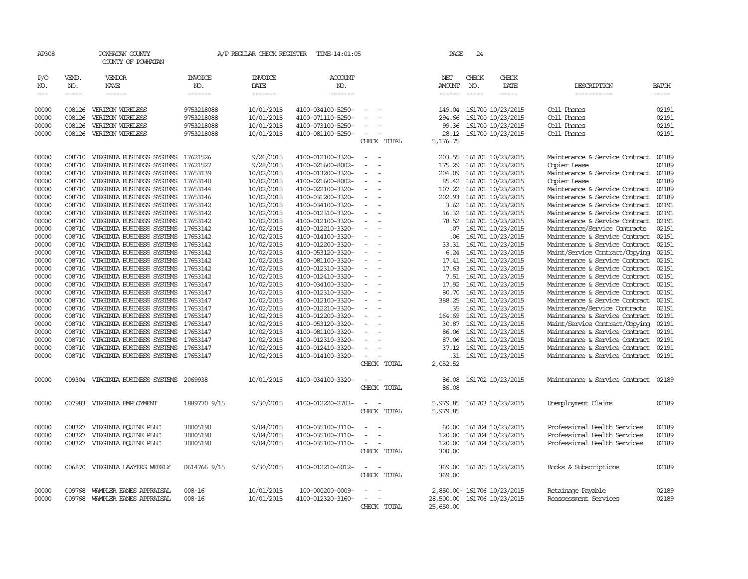AP308 POWHATAN COUNTY A/P REGULAR CHECK REGISTER TIME-14:01:05 PAGE 24

COUNTY OF POWHATAN

| P/O NO. | VEND. NO. | VENDOR NAME | INVOICE NO. | INVOICE DATE | ACCOUNT NO. | | NET AMOUNT | CHECK NO. | CHECK DATE | DESCRIPTION | BATCH |
|---|---|---|---|---|---|---|---|---|---|---|---|
| 00000 | 008126 | VERIZON WIRELESS | 9753218088 | 10/01/2015 | 4100-034100-5250- | - - | 149.04 | 161700 | 10/23/2015 | Cell Phones | 02191 |
| 00000 | 008126 | VERIZON WIRELESS | 9753218088 | 10/01/2015 | 4100-071110-5250- | - - | 294.66 | 161700 | 10/23/2015 | Cell Phones | 02191 |
| 00000 | 008126 | VERIZON WIRELESS | 9753218088 | 10/01/2015 | 4100-073100-5250- | - - | 99.36 | 161700 | 10/23/2015 | Cell Phones | 02191 |
| 00000 | 008126 | VERIZON WIRELESS | 9753218088 | 10/01/2015 | 4100-081100-5250- | - - | 28.12 | 161700 | 10/23/2015 | Cell Phones | 02191 |
| | | | | | | CHECK TOTAL | 5,176.75 | | | | |
| 00000 | 008710 | VIRGINIA BUSINESS SYSTEMS | 17621526 | 9/26/2015 | 4100-012100-3320- | - - | 203.55 | 161701 | 10/23/2015 | Maintenance & Service Contract | 02189 |
| 00000 | 008710 | VIRGINIA BUSINESS SYSTEMS | 17621527 | 9/28/2015 | 4100-021600-8002- | - - | 175.29 | 161701 | 10/23/2015 | Copier Lease | 02189 |
| 00000 | 008710 | VIRGINIA BUSINESS SYSTEMS | 17653139 | 10/02/2015 | 4100-013200-3320- | - - | 204.09 | 161701 | 10/23/2015 | Maintenance & Service Contract | 02189 |
| 00000 | 008710 | VIRGINIA BUSINESS SYSTEMS | 17653140 | 10/02/2015 | 4100-021600-8002- | - - | 85.42 | 161701 | 10/23/2015 | Copier Lease | 02189 |
| 00000 | 008710 | VIRGINIA BUSINESS SYSTEMS | 17653144 | 10/02/2015 | 4100-022100-3320- | - - | 107.22 | 161701 | 10/23/2015 | Maintenance & Service Contract | 02189 |
| 00000 | 008710 | VIRGINIA BUSINESS SYSTEMS | 17653146 | 10/02/2015 | 4100-031200-3320- | - - | 202.93 | 161701 | 10/23/2015 | Maintenance & Service Contract | 02189 |
| 00000 | 008710 | VIRGINIA BUSINESS SYSTEMS | 17653142 | 10/02/2015 | 4100-034100-3320- | - - | 3.62 | 161701 | 10/23/2015 | Maintenance & Service Contract | 02191 |
| 00000 | 008710 | VIRGINIA BUSINESS SYSTEMS | 17653142 | 10/02/2015 | 4100-012310-3320- | - - | 16.32 | 161701 | 10/23/2015 | Maintenance & Service Contract | 02191 |
| 00000 | 008710 | VIRGINIA BUSINESS SYSTEMS | 17653142 | 10/02/2015 | 4100-012100-3320- | - - | 78.52 | 161701 | 10/23/2015 | Maintenance & Service Contract | 02191 |
| 00000 | 008710 | VIRGINIA BUSINESS SYSTEMS | 17653142 | 10/02/2015 | 4100-012210-3320- | - - | .07 | 161701 | 10/23/2015 | Maintenance/Service Contracts | 02191 |
| 00000 | 008710 | VIRGINIA BUSINESS SYSTEMS | 17653142 | 10/02/2015 | 4100-014100-3320- | - - | .06 | 161701 | 10/23/2015 | Maintenance & Service Contract | 02191 |
| 00000 | 008710 | VIRGINIA BUSINESS SYSTEMS | 17653142 | 10/02/2015 | 4100-012200-3320- | - - | 33.31 | 161701 | 10/23/2015 | Maintenance & Service Contract | 02191 |
| 00000 | 008710 | VIRGINIA BUSINESS SYSTEMS | 17653142 | 10/02/2015 | 4100-053120-3320- | - - | 6.24 | 161701 | 10/23/2015 | Maint/Service Contract/Copying | 02191 |
| 00000 | 008710 | VIRGINIA BUSINESS SYSTEMS | 17653142 | 10/02/2015 | 4100-081100-3320- | - - | 17.41 | 161701 | 10/23/2015 | Maintenance & Service Contract | 02191 |
| 00000 | 008710 | VIRGINIA BUSINESS SYSTEMS | 17653142 | 10/02/2015 | 4100-012310-3320- | - - | 17.63 | 161701 | 10/23/2015 | Maintenance & Service Contract | 02191 |
| 00000 | 008710 | VIRGINIA BUSINESS SYSTEMS | 17653142 | 10/02/2015 | 4100-012410-3320- | - - | 7.51 | 161701 | 10/23/2015 | Maintenance & Service Contract | 02191 |
| 00000 | 008710 | VIRGINIA BUSINESS SYSTEMS | 17653147 | 10/02/2015 | 4100-034100-3320- | - - | 17.92 | 161701 | 10/23/2015 | Maintenance & Service Contract | 02191 |
| 00000 | 008710 | VIRGINIA BUSINESS SYSTEMS | 17653147 | 10/02/2015 | 4100-012310-3320- | - - | 80.70 | 161701 | 10/23/2015 | Maintenance & Service Contract | 02191 |
| 00000 | 008710 | VIRGINIA BUSINESS SYSTEMS | 17653147 | 10/02/2015 | 4100-012100-3320- | - - | 388.25 | 161701 | 10/23/2015 | Maintenance & Service Contract | 02191 |
| 00000 | 008710 | VIRGINIA BUSINESS SYSTEMS | 17653147 | 10/02/2015 | 4100-012210-3320- | - - | .35 | 161701 | 10/23/2015 | Maintenance/Service Contracts | 02191 |
| 00000 | 008710 | VIRGINIA BUSINESS SYSTEMS | 17653147 | 10/02/2015 | 4100-012200-3320- | - - | 164.69 | 161701 | 10/23/2015 | Maintenance & Service Contract | 02191 |
| 00000 | 008710 | VIRGINIA BUSINESS SYSTEMS | 17653147 | 10/02/2015 | 4100-053120-3320- | - - | 30.87 | 161701 | 10/23/2015 | Maint/Service Contract/Copying | 02191 |
| 00000 | 008710 | VIRGINIA BUSINESS SYSTEMS | 17653147 | 10/02/2015 | 4100-081100-3320- | - - | 86.06 | 161701 | 10/23/2015 | Maintenance & Service Contract | 02191 |
| 00000 | 008710 | VIRGINIA BUSINESS SYSTEMS | 17653147 | 10/02/2015 | 4100-012310-3320- | - - | 87.06 | 161701 | 10/23/2015 | Maintenance & Service Contract | 02191 |
| 00000 | 008710 | VIRGINIA BUSINESS SYSTEMS | 17653147 | 10/02/2015 | 4100-012410-3320- | - - | 37.12 | 161701 | 10/23/2015 | Maintenance & Service Contract | 02191 |
| 00000 | 008710 | VIRGINIA BUSINESS SYSTEMS | 17653147 | 10/02/2015 | 4100-014100-3320- | - - | .31 | 161701 | 10/23/2015 | Maintenance & Service Contract | 02191 |
| | | | | | | CHECK TOTAL | 2,052.52 | | | | |
| 00000 | 009304 | VIRGINIA BUSINESS SYSTEMS | 2069938 | 10/01/2015 | 4100-034100-3320- | - - | 86.08 | 161702 | 10/23/2015 | Maintenance & Service Contract | 02189 |
| | | | | | | CHECK TOTAL | 86.08 | | | | |
| 00000 | 007983 | VIRGINIA EMPLOYMENT | 1889770 9/15 | 9/30/2015 | 4100-012220-2703- | - - | 5,979.85 | 161703 | 10/23/2015 | Unemployment Claims | 02189 |
| | | | | | | CHECK TOTAL | 5,979.85 | | | | |
| 00000 | 008327 | VIRGINIA EQUINE PLLC | 30005190 | 9/04/2015 | 4100-035100-3110- | - - | 60.00 | 161704 | 10/23/2015 | Professional Health Services | 02189 |
| 00000 | 008327 | VIRGINIA EQUINE PLLC | 30005190 | 9/04/2015 | 4100-035100-3110- | - - | 120.00 | 161704 | 10/23/2015 | Professional Health Services | 02189 |
| 00000 | 008327 | VIRGINIA EQUINE PLLC | 30005190 | 9/04/2015 | 4100-035100-3110- | - - | 120.00 | 161704 | 10/23/2015 | Professional Health Services | 02189 |
| | | | | | | CHECK TOTAL | 300.00 | | | | |
| 00000 | 006870 | VIRGINIA LAWYERS WEEKLY | 0614766 9/15 | 9/30/2015 | 4100-012210-6012- | - - | 369.00 | 161705 | 10/23/2015 | Books & Subscriptions | 02189 |
| | | | | | | CHECK TOTAL | 369.00 | | | | |
| 00000 | 009768 | WAMPLER EANES APPRAISAL | 008-16 | 10/01/2015 | 100-000200-0009- | - - | 2,850.00- | 161706 | 10/23/2015 | Retainage Payable | 02189 |
| 00000 | 009768 | WAMPLER EANES APPRAISAL | 008-16 | 10/01/2015 | 4100-012320-3160- | - - | 28,500.00 | 161706 | 10/23/2015 | Reassessment Services | 02189 |
| | | | | | | CHECK TOTAL | 25,650.00 | | | | |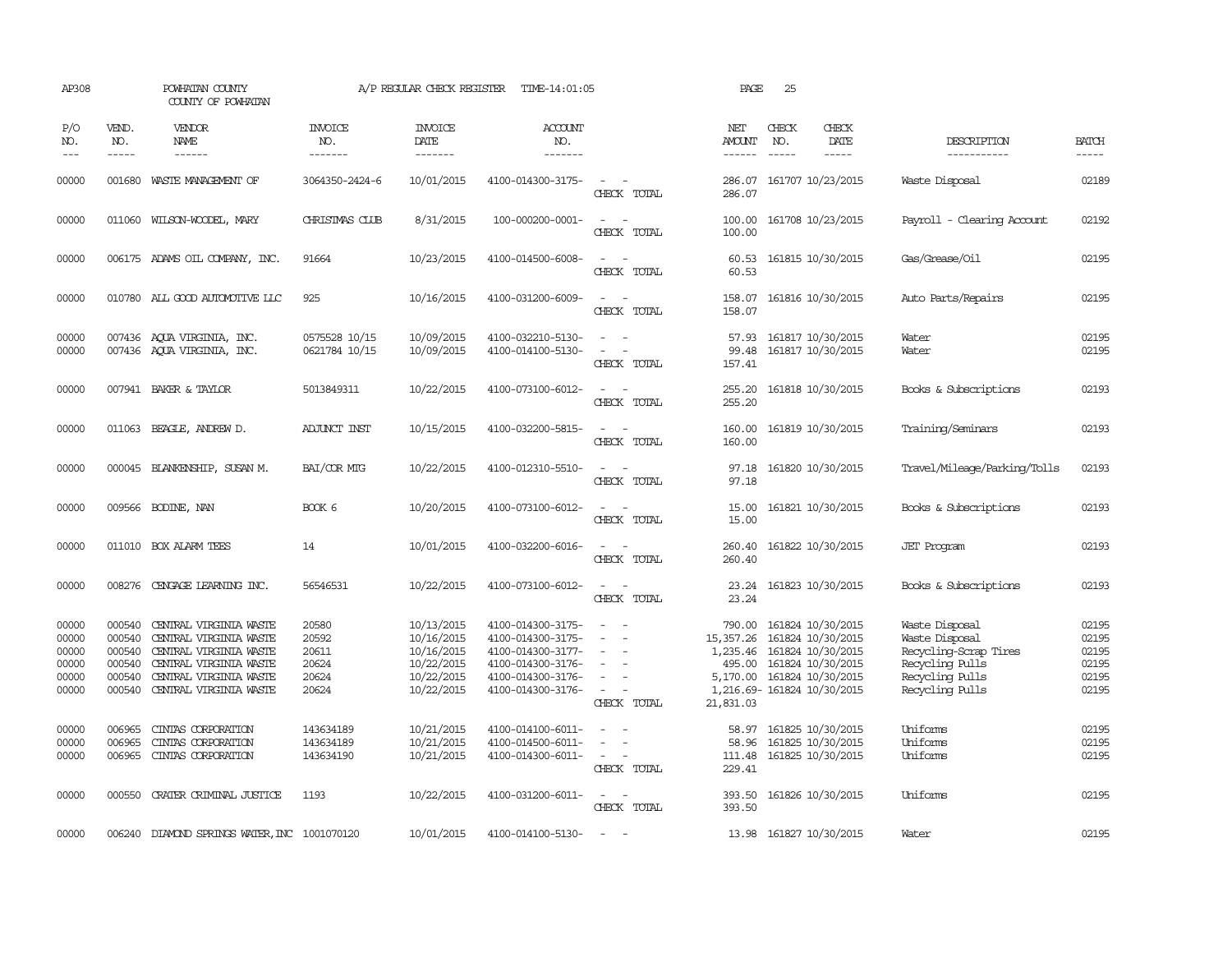AP308 POWHATAN COUNTY A/P REGULAR CHECK REGISTER TIME-14:01:05 PAGE 25

COUNTY OF POWHATAN

| P/O NO. | VEND. NO. | VENDOR NAME | INVOICE NO. | INVOICE DATE | ACCOUNT NO. | | NET AMOUNT | CHECK NO. | CHECK DATE | DESCRIPTION | BATCH |
|---|---|---|---|---|---|---|---|---|---|---|---|
| 00000 | 001680 | WASTE MANAGEMENT OF | 3064350-2424-6 | 10/01/2015 | 4100-014300-3175- | - - | 286.07 | 161707 | 10/23/2015 | Waste Disposal | 02189 |
| | | | | | | CHECK TOTAL | 286.07 | | | | |
| 00000 | 011060 | WILSON-WOODEL, MARY | CHRISTMAS CLUB | 8/31/2015 | 100-000200-0001- | - - | 100.00 | 161708 | 10/23/2015 | Payroll - Clearing Account | 02192 |
| | | | | | | CHECK TOTAL | 100.00 | | | | |
| 00000 | 006175 | ADAMS OIL COMPANY, INC. | 91664 | 10/23/2015 | 4100-014500-6008- | - - | 60.53 | 161815 | 10/30/2015 | Gas/Grease/Oil | 02195 |
| | | | | | | CHECK TOTAL | 60.53 | | | | |
| 00000 | 010780 | ALL GOOD AUTOMOTIVE LLC | 925 | 10/16/2015 | 4100-031200-6009- | - - | 158.07 | 161816 | 10/30/2015 | Auto Parts/Repairs | 02195 |
| | | | | | | CHECK TOTAL | 158.07 | | | | |
| 00000 | 007436 | AQUA VIRGINIA, INC. | 0575528 10/15 | 10/09/2015 | 4100-032210-5130- | - - | 57.93 | 161817 | 10/30/2015 | Water | 02195 |
| 00000 | 007436 | AQUA VIRGINIA, INC. | 0621784 10/15 | 10/09/2015 | 4100-014100-5130- | - - | 99.48 | 161817 | 10/30/2015 | Water | 02195 |
| | | | | | | CHECK TOTAL | 157.41 | | | | |
| 00000 | 007941 | BAKER & TAYLOR | 5013849311 | 10/22/2015 | 4100-073100-6012- | - - | 255.20 | 161818 | 10/30/2015 | Books & Subscriptions | 02193 |
| | | | | | | CHECK TOTAL | 255.20 | | | | |
| 00000 | 011063 | BEAGLE, ANDREW D. | ADJUNCT INST | 10/15/2015 | 4100-032200-5815- | - - | 160.00 | 161819 | 10/30/2015 | Training/Seminars | 02193 |
| | | | | | | CHECK TOTAL | 160.00 | | | | |
| 00000 | 000045 | BLANKENSHIP, SUSAN M. | BAI/COR MTG | 10/22/2015 | 4100-012310-5510- | - - | 97.18 | 161820 | 10/30/2015 | Travel/Mileage/Parking/Tolls | 02193 |
| | | | | | | CHECK TOTAL | 97.18 | | | | |
| 00000 | 009566 | BODINE, NAN | BOOK 6 | 10/20/2015 | 4100-073100-6012- | - - | 15.00 | 161821 | 10/30/2015 | Books & Subscriptions | 02193 |
| | | | | | | CHECK TOTAL | 15.00 | | | | |
| 00000 | 011010 | BOX ALARM TEES | 14 | 10/01/2015 | 4100-032200-6016- | - - | 260.40 | 161822 | 10/30/2015 | JET Program | 02193 |
| | | | | | | CHECK TOTAL | 260.40 | | | | |
| 00000 | 008276 | CENGAGE LEARNING INC. | 56546531 | 10/22/2015 | 4100-073100-6012- | - - | 23.24 | 161823 | 10/30/2015 | Books & Subscriptions | 02193 |
| | | | | | | CHECK TOTAL | 23.24 | | | | |
| 00000 | 000540 | CENTRAL VIRGINIA WASTE | 20580 | 10/13/2015 | 4100-014300-3175- | - - | 790.00 | 161824 | 10/30/2015 | Waste Disposal | 02195 |
| 00000 | 000540 | CENTRAL VIRGINIA WASTE | 20592 | 10/16/2015 | 4100-014300-3175- | - - | 15,357.26 | 161824 | 10/30/2015 | Waste Disposal | 02195 |
| 00000 | 000540 | CENTRAL VIRGINIA WASTE | 20611 | 10/16/2015 | 4100-014300-3177- | - - | 1,235.46 | 161824 | 10/30/2015 | Recycling-Scrap Tires | 02195 |
| 00000 | 000540 | CENTRAL VIRGINIA WASTE | 20624 | 10/22/2015 | 4100-014300-3176- | - - | 495.00 | 161824 | 10/30/2015 | Recycling Pulls | 02195 |
| 00000 | 000540 | CENTRAL VIRGINIA WASTE | 20624 | 10/22/2015 | 4100-014300-3176- | - - | 5,170.00 | 161824 | 10/30/2015 | Recycling Pulls | 02195 |
| 00000 | 000540 | CENTRAL VIRGINIA WASTE | 20624 | 10/22/2015 | 4100-014300-3176- | - - | 1,216.69- | 161824 | 10/30/2015 | Recycling Pulls | 02195 |
| | | | | | | CHECK TOTAL | 21,831.03 | | | | |
| 00000 | 006965 | CINTAS CORPORATION | 143634189 | 10/21/2015 | 4100-014100-6011- | - - | 58.97 | 161825 | 10/30/2015 | Uniforms | 02195 |
| 00000 | 006965 | CINTAS CORPORATION | 143634189 | 10/21/2015 | 4100-014500-6011- | - - | 58.96 | 161825 | 10/30/2015 | Uniforms | 02195 |
| 00000 | 006965 | CINTAS CORPORATION | 143634190 | 10/21/2015 | 4100-014300-6011- | - - | 111.48 | 161825 | 10/30/2015 | Uniforms | 02195 |
| | | | | | | CHECK TOTAL | 229.41 | | | | |
| 00000 | 000550 | CRATER CRIMINAL JUSTICE | 1193 | 10/22/2015 | 4100-031200-6011- | - - | 393.50 | 161826 | 10/30/2015 | Uniforms | 02195 |
| | | | | | | CHECK TOTAL | 393.50 | | | | |
| 00000 | 006240 | DIAMOND SPRINGS WATER, INC | 1001070120 | 10/01/2015 | 4100-014100-5130- | - - | 13.98 | 161827 | 10/30/2015 | Water | 02195 |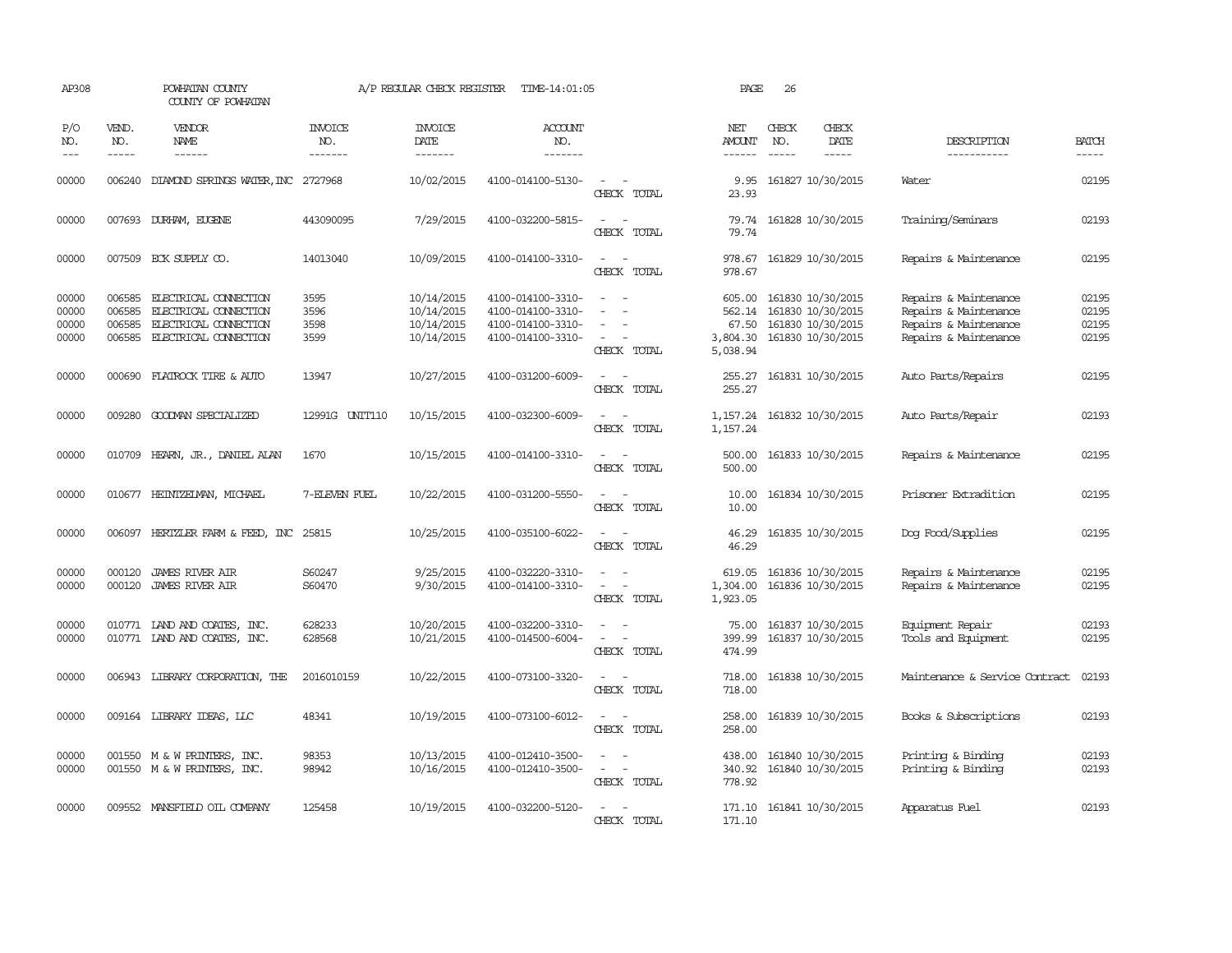AP308 POWHATAN COUNTY A/P REGULAR CHECK REGISTER TIME-14:01:05 PAGE 26
COUNTY OF POWHATAN

| P/O NO. | VEND. NO. | VENDOR NAME | INVOICE NO. | INVOICE DATE | ACCOUNT NO. | | NET AMOUNT | CHECK NO. | CHECK DATE | DESCRIPTION | BATCH |
|---|---|---|---|---|---|---|---|---|---|---|---|
| 00000 | 006240 | DIAMOND SPRINGS WATER, INC | 2727968 | 10/02/2015 | 4100-014100-5130- | - - | 9.95 | 161827 | 10/30/2015 | Water | 02195 |
| | | | | | | CHECK TOTAL | 23.93 | | | | |
| 00000 | 007693 | DURHAM, EUGENE | 443090095 | 7/29/2015 | 4100-032200-5815- | - - | 79.74 | 161828 | 10/30/2015 | Training/Seminars | 02193 |
| | | | | | | CHECK TOTAL | 79.74 | | | | |
| 00000 | 007509 | ECK SUPPLY CO. | 14013040 | 10/09/2015 | 4100-014100-3310- | - - | 978.67 | 161829 | 10/30/2015 | Repairs & Maintenance | 02195 |
| | | | | | | CHECK TOTAL | 978.67 | | | | |
| 00000 | 006585 | ELECTRICAL CONNECTION | 3595 | 10/14/2015 | 4100-014100-3310- | - - | 605.00 | 161830 | 10/30/2015 | Repairs & Maintenance | 02195 |
| 00000 | 006585 | ELECTRICAL CONNECTION | 3596 | 10/14/2015 | 4100-014100-3310- | - - | 562.14 | 161830 | 10/30/2015 | Repairs & Maintenance | 02195 |
| 00000 | 006585 | ELECTRICAL CONNECTION | 3598 | 10/14/2015 | 4100-014100-3310- | - - | 67.50 | 161830 | 10/30/2015 | Repairs & Maintenance | 02195 |
| 00000 | 006585 | ELECTRICAL CONNECTION | 3599 | 10/14/2015 | 4100-014100-3310- | - - | 3,804.30 | 161830 | 10/30/2015 | Repairs & Maintenance | 02195 |
| | | | | | | CHECK TOTAL | 5,038.94 | | | | |
| 00000 | 000690 | FLATROCK TIRE & AUTO | 13947 | 10/27/2015 | 4100-031200-6009- | - - | 255.27 | 161831 | 10/30/2015 | Auto Parts/Repairs | 02195 |
| | | | | | | CHECK TOTAL | 255.27 | | | | |
| 00000 | 009280 | GOODMAN SPECIALIZED | 12991G UNIT110 | 10/15/2015 | 4100-032300-6009- | - - | 1,157.24 | 161832 | 10/30/2015 | Auto Parts/Repair | 02193 |
| | | | | | | CHECK TOTAL | 1,157.24 | | | | |
| 00000 | 010709 | HEARN, JR., DANIEL ALAN | 1670 | 10/15/2015 | 4100-014100-3310- | - - | 500.00 | 161833 | 10/30/2015 | Repairs & Maintenance | 02195 |
| | | | | | | CHECK TOTAL | 500.00 | | | | |
| 00000 | 010677 | HEINTZELMAN, MICHAEL | 7-ELEVEN FUEL | 10/22/2015 | 4100-031200-5550- | - - | 10.00 | 161834 | 10/30/2015 | Prisoner Extradition | 02195 |
| | | | | | | CHECK TOTAL | 10.00 | | | | |
| 00000 | 006097 | HERTZLER FARM & FEED, INC | 25815 | 10/25/2015 | 4100-035100-6022- | - - | 46.29 | 161835 | 10/30/2015 | Dog Food/Supplies | 02195 |
| | | | | | | CHECK TOTAL | 46.29 | | | | |
| 00000 | 000120 | JAMES RIVER AIR | S60247 | 9/25/2015 | 4100-032220-3310- | - - | 619.05 | 161836 | 10/30/2015 | Repairs & Maintenance | 02195 |
| 00000 | 000120 | JAMES RIVER AIR | S60470 | 9/30/2015 | 4100-014100-3310- | - - | 1,304.00 | 161836 | 10/30/2015 | Repairs & Maintenance | 02195 |
| | | | | | | CHECK TOTAL | 1,923.05 | | | | |
| 00000 | 010771 | LAND AND COATES, INC. | 628233 | 10/20/2015 | 4100-032200-3310- | - - | 75.00 | 161837 | 10/30/2015 | Equipment Repair | 02193 |
| 00000 | 010771 | LAND AND COATES, INC. | 628568 | 10/21/2015 | 4100-014500-6004- | - - | 399.99 | 161837 | 10/30/2015 | Tools and Equipment | 02195 |
| | | | | | | CHECK TOTAL | 474.99 | | | | |
| 00000 | 006943 | LIBRARY CORPORATION, THE | 2016010159 | 10/22/2015 | 4100-073100-3320- | - - | 718.00 | 161838 | 10/30/2015 | Maintenance & Service Contract | 02193 |
| | | | | | | CHECK TOTAL | 718.00 | | | | |
| 00000 | 009164 | LIBRARY IDEAS, LLC | 48341 | 10/19/2015 | 4100-073100-6012- | - - | 258.00 | 161839 | 10/30/2015 | Books & Subscriptions | 02193 |
| | | | | | | CHECK TOTAL | 258.00 | | | | |
| 00000 | 001550 | M & W PRINTERS, INC. | 98353 | 10/13/2015 | 4100-012410-3500- | - - | 438.00 | 161840 | 10/30/2015 | Printing & Binding | 02193 |
| 00000 | 001550 | M & W PRINTERS, INC. | 98942 | 10/16/2015 | 4100-012410-3500- | - - | 340.92 | 161840 | 10/30/2015 | Printing & Binding | 02193 |
| | | | | | | CHECK TOTAL | 778.92 | | | | |
| 00000 | 009552 | MANSFIELD OIL COMPANY | 125458 | 10/19/2015 | 4100-032200-5120- | - - | 171.10 | 161841 | 10/30/2015 | Apparatus Fuel | 02193 |
| | | | | | | CHECK TOTAL | 171.10 | | | | |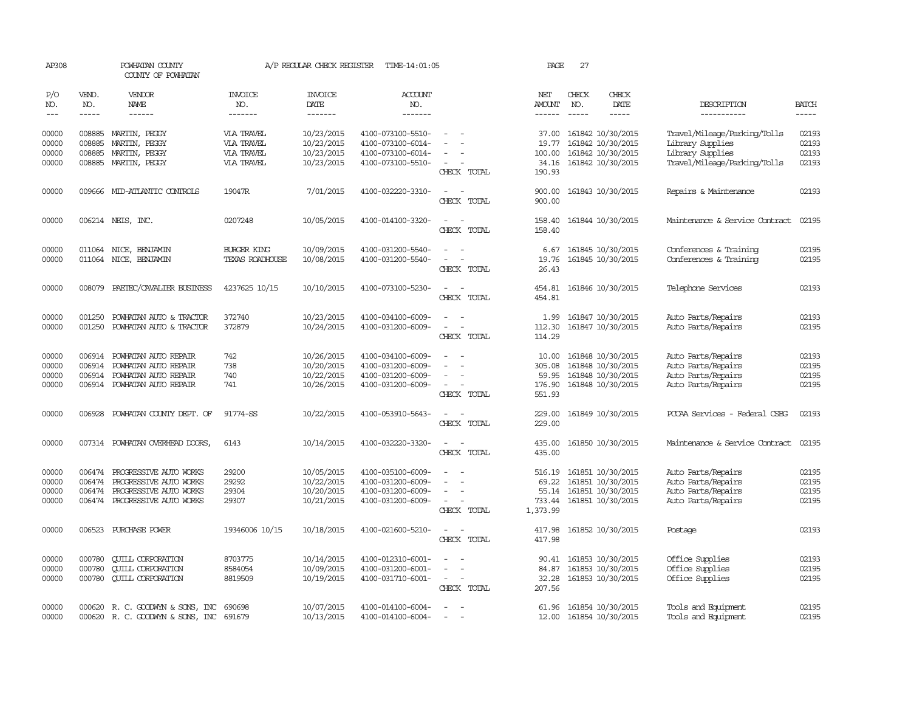AP308 POWHATAN COUNTY A/P REGULAR CHECK REGISTER TIME-14:01:05 PAGE 27

COUNTY OF POWHATAN

| P/O NO. | VEND. NO. | VENDOR NAME | INVOICE NO. | INVOICE DATE | ACCOUNT NO. | | NET AMOUNT | CHECK NO. | CHECK DATE | DESCRIPTION | BATCH |
|---|---|---|---|---|---|---|---|---|---|---|---|
| 00000 | 008885 | MARTIN, PEGGY | VIA TRAVEL | 10/23/2015 | 4100-073100-5510- | - - | 37.00 | 161842 | 10/30/2015 | Travel/Mileage/Parking/Tolls | 02193 |
| 00000 | 008885 | MARTIN, PEGGY | VIA TRAVEL | 10/23/2015 | 4100-073100-6014- | - - | 19.77 | 161842 | 10/30/2015 | Library Supplies | 02193 |
| 00000 | 008885 | MARTIN, PEGGY | VIA TRAVEL | 10/23/2015 | 4100-073100-6014- | - - | 100.00 | 161842 | 10/30/2015 | Library Supplies | 02193 |
| 00000 | 008885 | MARTIN, PEGGY | VIA TRAVEL | 10/23/2015 | 4100-073100-5510- | - - | 34.16 | 161842 | 10/30/2015 | Travel/Mileage/Parking/Tolls | 02193 |
| | | | | | | CHECK TOTAL | 190.93 | | | | |
| 00000 | 009666 | MID-ATLANTIC CONTROLS | 19047R | 7/01/2015 | 4100-032220-3310- | - - | 900.00 | 161843 | 10/30/2015 | Repairs & Maintenance | 02193 |
| | | | | | | CHECK TOTAL | 900.00 | | | | |
| 00000 | 006214 | NEIS, INC. | 0207248 | 10/05/2015 | 4100-014100-3320- | - - | 158.40 | 161844 | 10/30/2015 | Maintenance & Service Contract | 02195 |
| | | | | | | CHECK TOTAL | 158.40 | | | | |
| 00000 | 011064 | NICE, BENJAMIN | BURGER KING | 10/09/2015 | 4100-031200-5540- | - - | 6.67 | 161845 | 10/30/2015 | Conferences & Training | 02195 |
| 00000 | 011064 | NICE, BENJAMIN | TEXAS ROADHOUSE | 10/08/2015 | 4100-031200-5540- | - - | 19.76 | 161845 | 10/30/2015 | Conferences & Training | 02195 |
| | | | | | | CHECK TOTAL | 26.43 | | | | |
| 00000 | 008079 | PAETEC/CAVALIER BUSINESS | 4237625 10/15 | 10/10/2015 | 4100-073100-5230- | - - | 454.81 | 161846 | 10/30/2015 | Telephone Services | 02193 |
| | | | | | | CHECK TOTAL | 454.81 | | | | |
| 00000 | 001250 | POWHATAN AUTO & TRACTOR | 372740 | 10/23/2015 | 4100-034100-6009- | - - | 1.99 | 161847 | 10/30/2015 | Auto Parts/Repairs | 02193 |
| 00000 | 001250 | POWHATAN AUTO & TRACTOR | 372879 | 10/24/2015 | 4100-031200-6009- | - - | 112.30 | 161847 | 10/30/2015 | Auto Parts/Repairs | 02195 |
| | | | | | | CHECK TOTAL | 114.29 | | | | |
| 00000 | 006914 | POWHATAN AUTO REPAIR | 742 | 10/26/2015 | 4100-034100-6009- | - - | 10.00 | 161848 | 10/30/2015 | Auto Parts/Repairs | 02193 |
| 00000 | 006914 | POWHATAN AUTO REPAIR | 738 | 10/20/2015 | 4100-031200-6009- | - - | 305.08 | 161848 | 10/30/2015 | Auto Parts/Repairs | 02195 |
| 00000 | 006914 | POWHATAN AUTO REPAIR | 740 | 10/22/2015 | 4100-031200-6009- | - - | 59.95 | 161848 | 10/30/2015 | Auto Parts/Repairs | 02195 |
| 00000 | 006914 | POWHATAN AUTO REPAIR | 741 | 10/26/2015 | 4100-031200-6009- | - - | 176.90 | 161848 | 10/30/2015 | Auto Parts/Repairs | 02195 |
| | | | | | | CHECK TOTAL | 551.93 | | | | |
| 00000 | 006928 | POWHATAN COUNTY DEPT. OF | 91774-SS | 10/22/2015 | 4100-053910-5643- | - - | 229.00 | 161849 | 10/30/2015 | PCCAA Services - Federal CSBG | 02193 |
| | | | | | | CHECK TOTAL | 229.00 | | | | |
| 00000 | 007314 | POWHATAN OVERHEAD DOORS, | 6143 | 10/14/2015 | 4100-032220-3320- | - - | 435.00 | 161850 | 10/30/2015 | Maintenance & Service Contract | 02195 |
| | | | | | | CHECK TOTAL | 435.00 | | | | |
| 00000 | 006474 | PROGRESSIVE AUTO WORKS | 29200 | 10/05/2015 | 4100-035100-6009- | - - | 516.19 | 161851 | 10/30/2015 | Auto Parts/Repairs | 02195 |
| 00000 | 006474 | PROGRESSIVE AUTO WORKS | 29292 | 10/22/2015 | 4100-031200-6009- | - - | 69.22 | 161851 | 10/30/2015 | Auto Parts/Repairs | 02195 |
| 00000 | 006474 | PROGRESSIVE AUTO WORKS | 29304 | 10/20/2015 | 4100-031200-6009- | - - | 55.14 | 161851 | 10/30/2015 | Auto Parts/Repairs | 02195 |
| 00000 | 006474 | PROGRESSIVE AUTO WORKS | 29307 | 10/21/2015 | 4100-031200-6009- | - - | 733.44 | 161851 | 10/30/2015 | Auto Parts/Repairs | 02195 |
| | | | | | | CHECK TOTAL | 1,373.99 | | | | |
| 00000 | 006523 | PURCHASE POWER | 19346006 10/15 | 10/18/2015 | 4100-021600-5210- | - - | 417.98 | 161852 | 10/30/2015 | Postage | 02193 |
| | | | | | | CHECK TOTAL | 417.98 | | | | |
| 00000 | 000780 | QUILL CORPORATION | 8703775 | 10/14/2015 | 4100-012310-6001- | - - | 90.41 | 161853 | 10/30/2015 | Office Supplies | 02193 |
| 00000 | 000780 | QUILL CORPORATION | 8584054 | 10/09/2015 | 4100-031200-6001- | - - | 84.87 | 161853 | 10/30/2015 | Office Supplies | 02195 |
| 00000 | 000780 | QUILL CORPORATION | 8819509 | 10/19/2015 | 4100-031710-6001- | - - | 32.28 | 161853 | 10/30/2015 | Office Supplies | 02195 |
| | | | | | | CHECK TOTAL | 207.56 | | | | |
| 00000 | 000620 | R. C. GOODWYN & SONS, INC | 690698 | 10/07/2015 | 4100-014100-6004- | - - | 61.96 | 161854 | 10/30/2015 | Tools and Equipment | 02195 |
| 00000 | 000620 | R. C. GOODWYN & SONS, INC | 691679 | 10/13/2015 | 4100-014100-6004- | - - | 12.00 | 161854 | 10/30/2015 | Tools and Equipment | 02195 |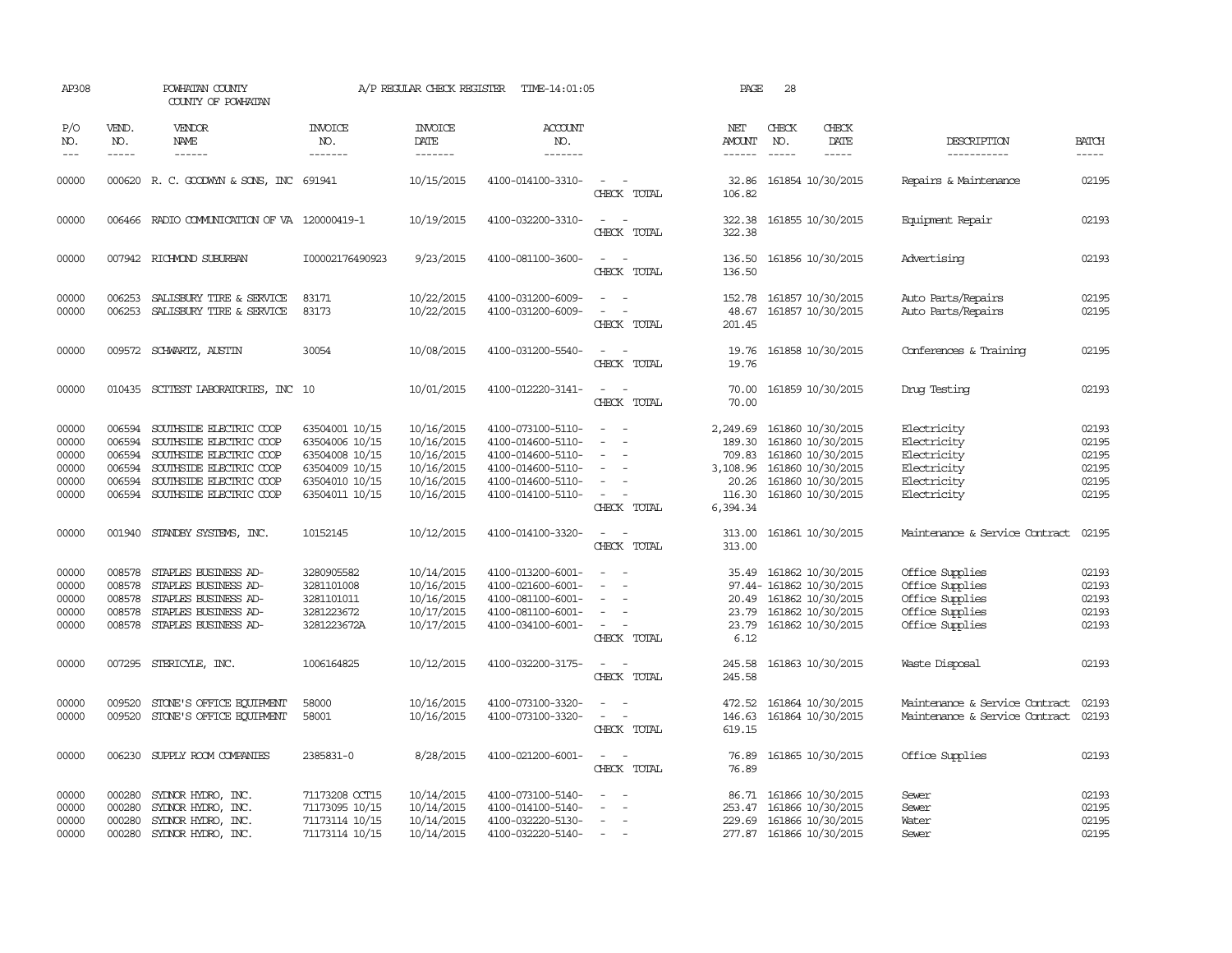AP308 POWHATAN COUNTY A/P REGULAR CHECK REGISTER TIME-14:01:05 PAGE 28
COUNTY OF POWHATAN

| P/O NO. | VEND. NO. | VENDOR NAME | INVOICE NO. | INVOICE DATE | ACCOUNT NO. | | NET AMOUNT | CHECK NO. | CHECK DATE | DESCRIPTION | BATCH |
|---|---|---|---|---|---|---|---|---|---|---|---|
| --- | ----- | ------ | ------- | ------- | ------- | | ------ | ----- | ----- | ----------- | ----- |
| 00000 | 000620 | R. C. GOODWYN & SONS, INC | 691941 | 10/15/2015 | 4100-014100-3310- | - - | 32.86 | 161854 | 10/30/2015 | Repairs & Maintenance | 02195 |
| | | | | | | CHECK TOTAL | 106.82 | | | | |
| 00000 | 006466 | RADIO COMMUNICATION OF VA | 120000419-1 | 10/19/2015 | 4100-032200-3310- | - - | 322.38 | 161855 | 10/30/2015 | Equipment Repair | 02193 |
| | | | | | | CHECK TOTAL | 322.38 | | | | |
| 00000 | 007942 | RICHMOND SUBURBAN | I00002176490923 | 9/23/2015 | 4100-081100-3600- | - - | 136.50 | 161856 | 10/30/2015 | Advertising | 02193 |
| | | | | | | CHECK TOTAL | 136.50 | | | | |
| 00000 | 006253 | SALISBURY TIRE & SERVICE | 83171 | 10/22/2015 | 4100-031200-6009- | - - | 152.78 | 161857 | 10/30/2015 | Auto Parts/Repairs | 02195 |
| 00000 | 006253 | SALISBURY TIRE & SERVICE | 83173 | 10/22/2015 | 4100-031200-6009- | - - | 48.67 | 161857 | 10/30/2015 | Auto Parts/Repairs | 02195 |
| | | | | | | CHECK TOTAL | 201.45 | | | | |
| 00000 | 009572 | SCHWARTZ, AUSTIN | 30054 | 10/08/2015 | 4100-031200-5540- | - - | 19.76 | 161858 | 10/30/2015 | Conferences & Training | 02195 |
| | | | | | | CHECK TOTAL | 19.76 | | | | |
| 00000 | 010435 | SCITEST LABORATORIES, INC | 10 | 10/01/2015 | 4100-012220-3141- | - - | 70.00 | 161859 | 10/30/2015 | Drug Testing | 02193 |
| | | | | | | CHECK TOTAL | 70.00 | | | | |
| 00000 | 006594 | SOUTHSIDE ELECTRIC COOP | 63504001 10/15 | 10/16/2015 | 4100-073100-5110- | - - | 2,249.69 | 161860 | 10/30/2015 | Electricity | 02193 |
| 00000 | 006594 | SOUTHSIDE ELECTRIC COOP | 63504006 10/15 | 10/16/2015 | 4100-014600-5110- | - - | 189.30 | 161860 | 10/30/2015 | Electricity | 02195 |
| 00000 | 006594 | SOUTHSIDE ELECTRIC COOP | 63504008 10/15 | 10/16/2015 | 4100-014600-5110- | - - | 709.83 | 161860 | 10/30/2015 | Electricity | 02195 |
| 00000 | 006594 | SOUTHSIDE ELECTRIC COOP | 63504009 10/15 | 10/16/2015 | 4100-014600-5110- | - - | 3,108.96 | 161860 | 10/30/2015 | Electricity | 02195 |
| 00000 | 006594 | SOUTHSIDE ELECTRIC COOP | 63504010 10/15 | 10/16/2015 | 4100-014600-5110- | - - | 20.26 | 161860 | 10/30/2015 | Electricity | 02195 |
| 00000 | 006594 | SOUTHSIDE ELECTRIC COOP | 63504011 10/15 | 10/16/2015 | 4100-014100-5110- | - - | 116.30 | 161860 | 10/30/2015 | Electricity | 02195 |
| | | | | | | CHECK TOTAL | 6,394.34 | | | | |
| 00000 | 001940 | STANDBY SYSTEMS, INC. | 10152145 | 10/12/2015 | 4100-014100-3320- | - - | 313.00 | 161861 | 10/30/2015 | Maintenance & Service Contract | 02195 |
| | | | | | | CHECK TOTAL | 313.00 | | | | |
| 00000 | 008578 | STAPLES BUSINESS AD- | 3280905582 | 10/14/2015 | 4100-013200-6001- | - - | 35.49 | 161862 | 10/30/2015 | Office Supplies | 02193 |
| 00000 | 008578 | STAPLES BUSINESS AD- | 3281101008 | 10/16/2015 | 4100-021600-6001- | - - | 97.44- | 161862 | 10/30/2015 | Office Supplies | 02193 |
| 00000 | 008578 | STAPLES BUSINESS AD- | 3281101011 | 10/16/2015 | 4100-081100-6001- | - - | 20.49 | 161862 | 10/30/2015 | Office Supplies | 02193 |
| 00000 | 008578 | STAPLES BUSINESS AD- | 3281223672 | 10/17/2015 | 4100-081100-6001- | - - | 23.79 | 161862 | 10/30/2015 | Office Supplies | 02193 |
| 00000 | 008578 | STAPLES BUSINESS AD- | 3281223672A | 10/17/2015 | 4100-034100-6001- | - - | 23.79 | 161862 | 10/30/2015 | Office Supplies | 02193 |
| | | | | | | CHECK TOTAL | 6.12 | | | | |
| 00000 | 007295 | STERICYLE, INC. | 1006164825 | 10/12/2015 | 4100-032200-3175- | - - | 245.58 | 161863 | 10/30/2015 | Waste Disposal | 02193 |
| | | | | | | CHECK TOTAL | 245.58 | | | | |
| 00000 | 009520 | STONE'S OFFICE EQUIPMENT | 58000 | 10/16/2015 | 4100-073100-3320- | - - | 472.52 | 161864 | 10/30/2015 | Maintenance & Service Contract | 02193 |
| 00000 | 009520 | STONE'S OFFICE EQUIPMENT | 58001 | 10/16/2015 | 4100-073100-3320- | - - | 146.63 | 161864 | 10/30/2015 | Maintenance & Service Contract | 02193 |
| | | | | | | CHECK TOTAL | 619.15 | | | | |
| 00000 | 006230 | SUPPLY ROOM COMPANIES | 2385831-0 | 8/28/2015 | 4100-021200-6001- | - - | 76.89 | 161865 | 10/30/2015 | Office Supplies | 02193 |
| | | | | | | CHECK TOTAL | 76.89 | | | | |
| 00000 | 000280 | SYDNOR HYDRO, INC. | 71173208 OCT15 | 10/14/2015 | 4100-073100-5140- | - - | 86.71 | 161866 | 10/30/2015 | Sewer | 02193 |
| 00000 | 000280 | SYDNOR HYDRO, INC. | 71173095 10/15 | 10/14/2015 | 4100-014100-5140- | - - | 253.47 | 161866 | 10/30/2015 | Sewer | 02195 |
| 00000 | 000280 | SYDNOR HYDRO, INC. | 71173114 10/15 | 10/14/2015 | 4100-032220-5130- | - - | 229.69 | 161866 | 10/30/2015 | Water | 02195 |
| 00000 | 000280 | SYDNOR HYDRO, INC. | 71173114 10/15 | 10/14/2015 | 4100-032220-5140- | - - | 277.87 | 161866 | 10/30/2015 | Sewer | 02195 |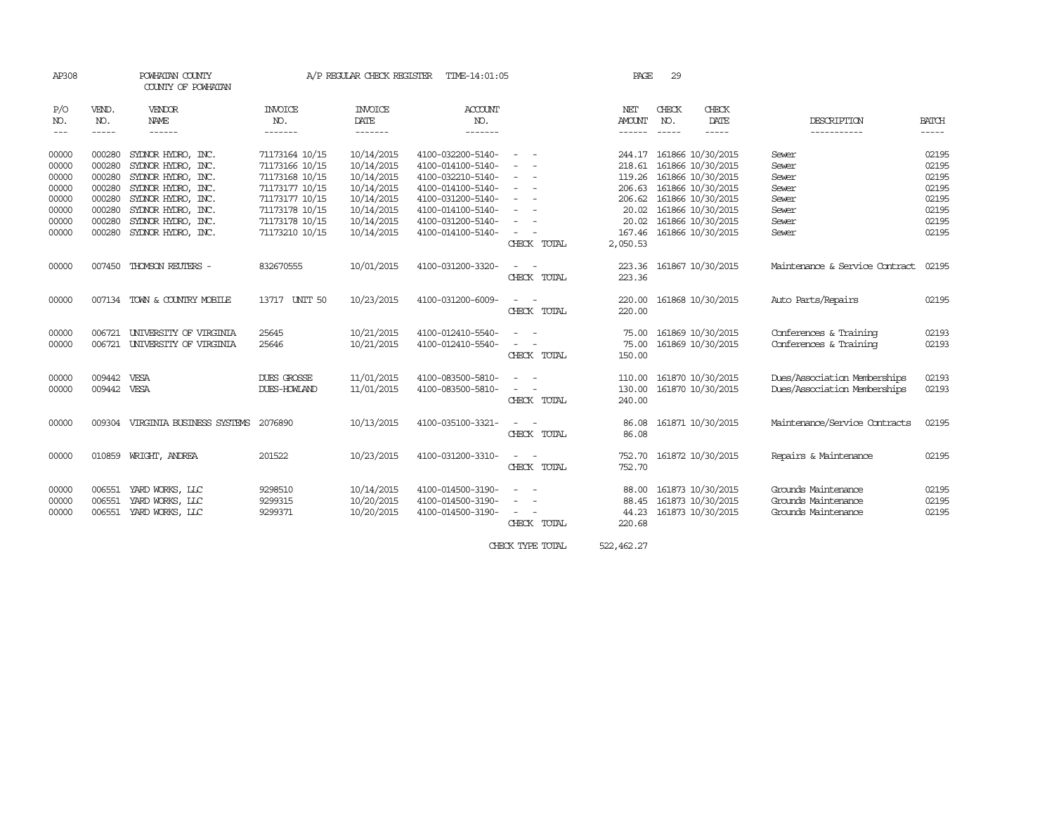AP308 POWHATAN COUNTY A/P REGULAR CHECK REGISTER TIME-14:01:05 PAGE 29

COUNTY OF POWHATAN

| P/O NO. | VEND. NO. | VENDOR NAME | INVOICE NO. | INVOICE DATE | ACCOUNT NO. | | NET AMOUNT | CHECK NO. | CHECK DATE | DESCRIPTION | BATCH |
|---|---|---|---|---|---|---|---|---|---|---|---|
| 00000 | 000280 | SYDNOR HYDRO, INC. | 71173164 10/15 | 10/14/2015 | 4100-032200-5140- | - - | 244.17 | 161866 | 10/30/2015 | Sewer | 02195 |
| 00000 | 000280 | SYDNOR HYDRO, INC. | 71173166 10/15 | 10/14/2015 | 4100-014100-5140- | - - | 218.61 | 161866 | 10/30/2015 | Sewer | 02195 |
| 00000 | 000280 | SYDNOR HYDRO, INC. | 71173168 10/15 | 10/14/2015 | 4100-032210-5140- | - - | 119.26 | 161866 | 10/30/2015 | Sewer | 02195 |
| 00000 | 000280 | SYDNOR HYDRO, INC. | 71173177 10/15 | 10/14/2015 | 4100-014100-5140- | - - | 206.63 | 161866 | 10/30/2015 | Sewer | 02195 |
| 00000 | 000280 | SYDNOR HYDRO, INC. | 71173177 10/15 | 10/14/2015 | 4100-031200-5140- | - - | 206.62 | 161866 | 10/30/2015 | Sewer | 02195 |
| 00000 | 000280 | SYDNOR HYDRO, INC. | 71173178 10/15 | 10/14/2015 | 4100-014100-5140- | - - | 20.02 | 161866 | 10/30/2015 | Sewer | 02195 |
| 00000 | 000280 | SYDNOR HYDRO, INC. | 71173178 10/15 | 10/14/2015 | 4100-031200-5140- | - - | 20.02 | 161866 | 10/30/2015 | Sewer | 02195 |
| 00000 | 000280 | SYDNOR HYDRO, INC. | 71173210 10/15 | 10/14/2015 | 4100-014100-5140- | - - | 167.46 | 161866 | 10/30/2015 | Sewer | 02195 |
| | | | | | | CHECK TOTAL | 2,050.53 | | | | |
| 00000 | 007450 | THOMSON REUTERS - | 832670555 | 10/01/2015 | 4100-031200-3320- | - - | 223.36 | 161867 | 10/30/2015 | Maintenance & Service Contract | 02195 |
| | | | | | | CHECK TOTAL | 223.36 | | | | |
| 00000 | 007134 | TOWN & COUNTRY MOBILE | 13717 UNIT 50 | 10/23/2015 | 4100-031200-6009- | - - | 220.00 | 161868 | 10/30/2015 | Auto Parts/Repairs | 02195 |
| | | | | | | CHECK TOTAL | 220.00 | | | | |
| 00000 | 006721 | UNIVERSITY OF VIRGINIA | 25645 | 10/21/2015 | 4100-012410-5540- | - - | 75.00 | 161869 | 10/30/2015 | Conferences & Training | 02193 |
| 00000 | 006721 | UNIVERSITY OF VIRGINIA | 25646 | 10/21/2015 | 4100-012410-5540- | - - | 75.00 | 161869 | 10/30/2015 | Conferences & Training | 02193 |
| | | | | | | CHECK TOTAL | 150.00 | | | | |
| 00000 | 009442 | VESA | DUES GROSSE | 11/01/2015 | 4100-083500-5810- | - - | 110.00 | 161870 | 10/30/2015 | Dues/Association Memberships | 02193 |
| 00000 | 009442 | VESA | DUES-HOWLAND | 11/01/2015 | 4100-083500-5810- | - - | 130.00 | 161870 | 10/30/2015 | Dues/Association Memberships | 02193 |
| | | | | | | CHECK TOTAL | 240.00 | | | | |
| 00000 | 009304 | VIRGINIA BUSINESS SYSTEMS | 2076890 | 10/13/2015 | 4100-035100-3321- | - - | 86.08 | 161871 | 10/30/2015 | Maintenance/Service Contracts | 02195 |
| | | | | | | CHECK TOTAL | 86.08 | | | | |
| 00000 | 010859 | WRIGHT, ANDREA | 201522 | 10/23/2015 | 4100-031200-3310- | - - | 752.70 | 161872 | 10/30/2015 | Repairs & Maintenance | 02195 |
| | | | | | | CHECK TOTAL | 752.70 | | | | |
| 00000 | 006551 | YARD WORKS, LLC | 9298510 | 10/14/2015 | 4100-014500-3190- | - - | 88.00 | 161873 | 10/30/2015 | Grounds Maintenance | 02195 |
| 00000 | 006551 | YARD WORKS, LLC | 9299315 | 10/20/2015 | 4100-014500-3190- | - - | 88.45 | 161873 | 10/30/2015 | Grounds Maintenance | 02195 |
| 00000 | 006551 | YARD WORKS, LLC | 9299371 | 10/20/2015 | 4100-014500-3190- | - - | 44.23 | 161873 | 10/30/2015 | Grounds Maintenance | 02195 |
| | | | | | | CHECK TOTAL | 220.68 | | | | |
| | | | | | | CHECK TYPE TOTAL | 522,462.27 | | | | |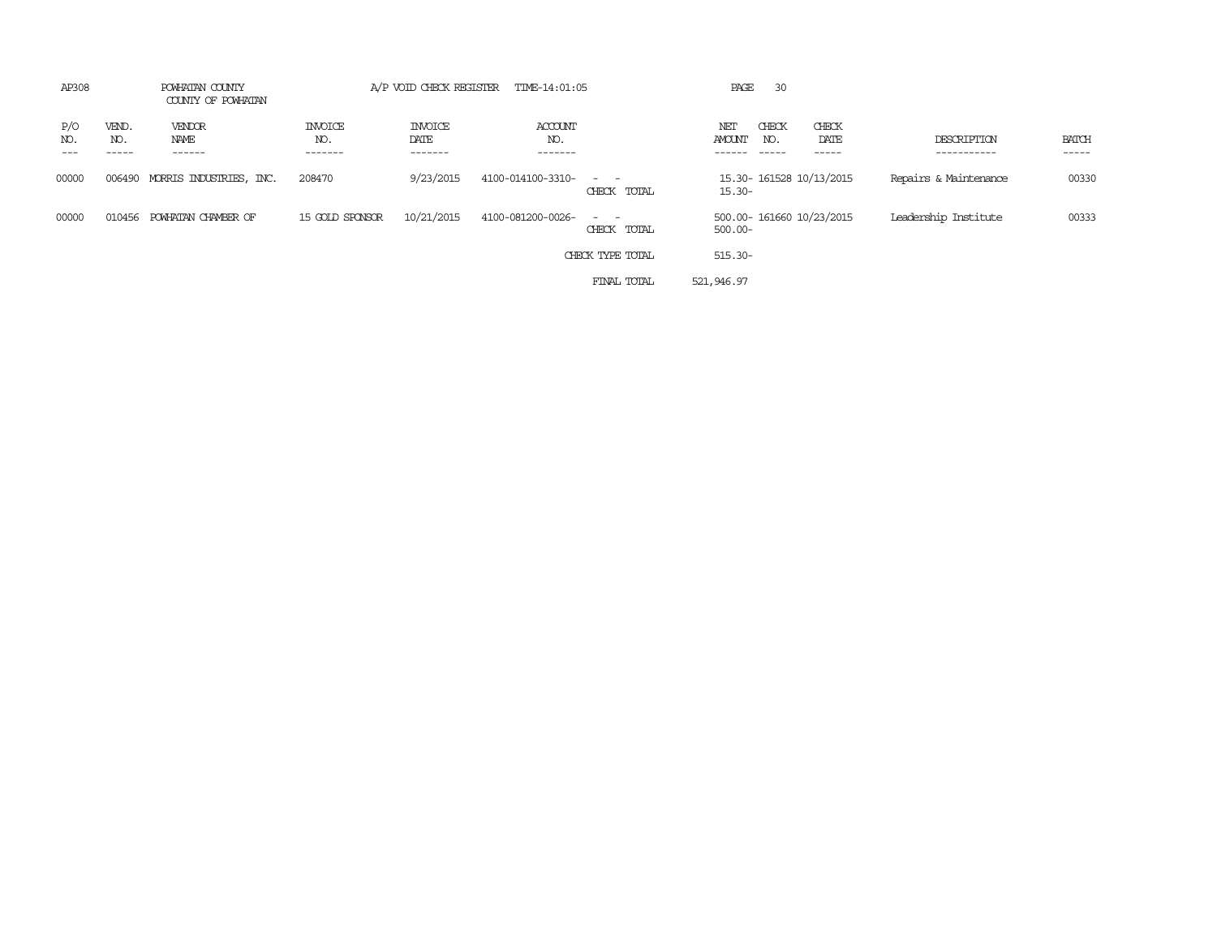AP308 POWHATAN COUNTY A/P VOID CHECK REGISTER TIME-14:01:05

COUNTY OF POWHATAN

| P/O NO. | VEND. NO. | VENDOR NAME | INVOICE NO. | INVOICE DATE | ACCOUNT NO. | | NET AMOUNT | CHECK NO. | CHECK DATE | DESCRIPTION | BATCH |
|---|---|---|---|---|---|---|---|---|---|---|---|
| 00000 | 006490 | MORRIS INDUSTRIES, INC. | 208470 | 9/23/2015 | 4100-014100-3310- | - - | 15.30- | 161528 | 10/13/2015 | Repairs & Maintenance | 00330 |
| | | | | | | CHECK TOTAL | 15.30- | | | | |
| 00000 | 010456 | POWHATAN CHAMBER OF | 15 GOLD SPONSOR | 10/21/2015 | 4100-081200-0026- | - - | 500.00- | 161660 | 10/23/2015 | Leadership Institute | 00333 |
| | | | | | | CHECK TOTAL | 500.00- | | | | |
| | | | | | | CHECK TYPE TOTAL | 515.30- | | | | |
| | | | | | | FINAL TOTAL | 521,946.97 | | | | |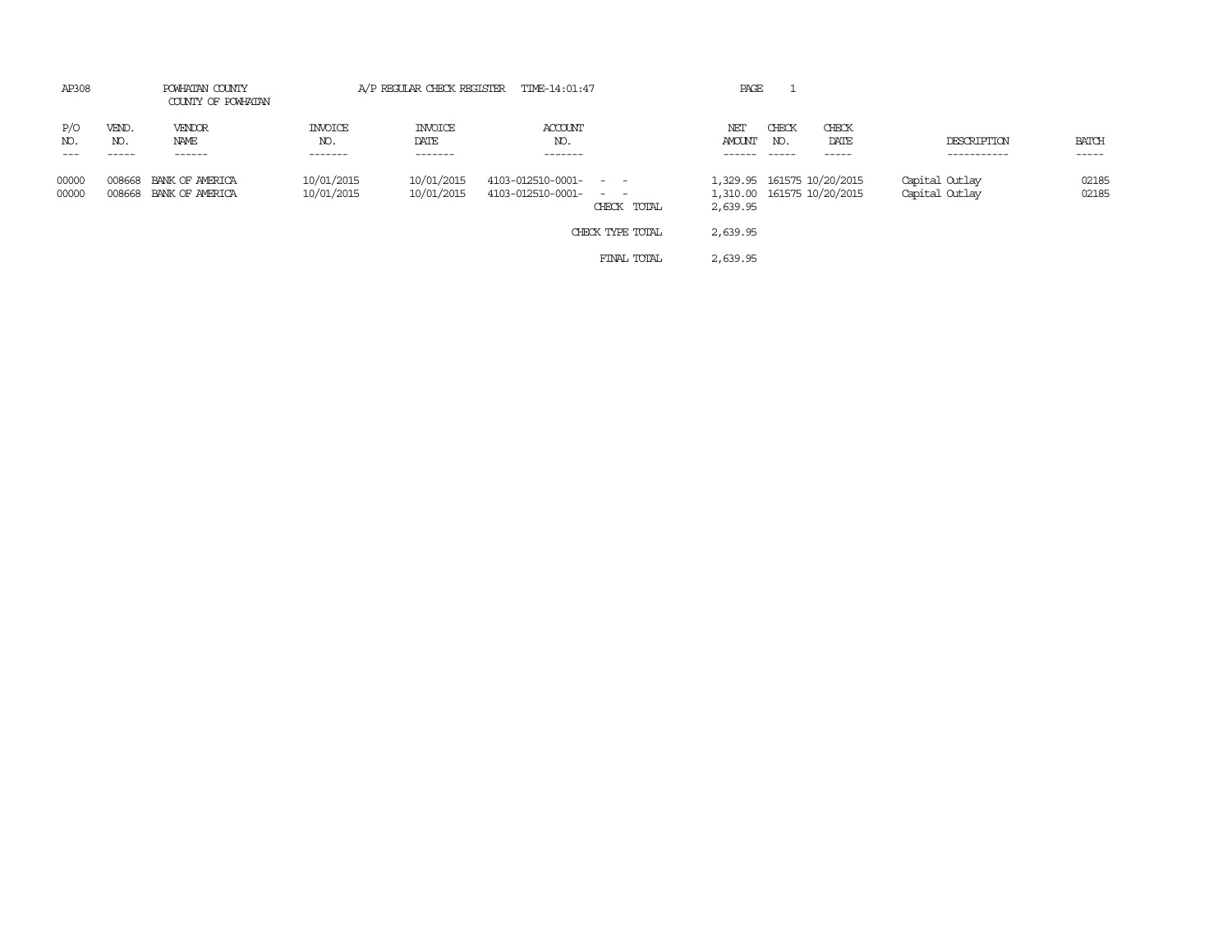AP308 POWHATAN COUNTY A/P REGULAR CHECK REGISTER TIME-14:01:47 PAGE 1

COUNTY OF POWHATAN

| P/O NO. | VEND. NO. | VENDOR NAME | INVOICE NO. | INVOICE DATE | ACCOUNT NO. | | NET AMOUNT | CHECK NO. | CHECK DATE | DESCRIPTION | BATCH |
|---|---|---|---|---|---|---|---|---|---|---|---|
| 00000 | 008668 | BANK OF AMERICA | 10/01/2015 | 10/01/2015 | 4103-012510-0001- | - - | 1,329.95 | 161575 | 10/20/2015 | Capital Outlay | 02185 |
| 00000 | 008668 | BANK OF AMERICA | 10/01/2015 | 10/01/2015 | 4103-012510-0001- | - - | 1,310.00 | 161575 | 10/20/2015 | Capital Outlay | 02185 |
| | | | | | | CHECK TOTAL | 2,639.95 | | | | |
| | | | | | | CHECK TYPE TOTAL | 2,639.95 | | | | |
| | | | | | | FINAL TOTAL | 2,639.95 | | | | |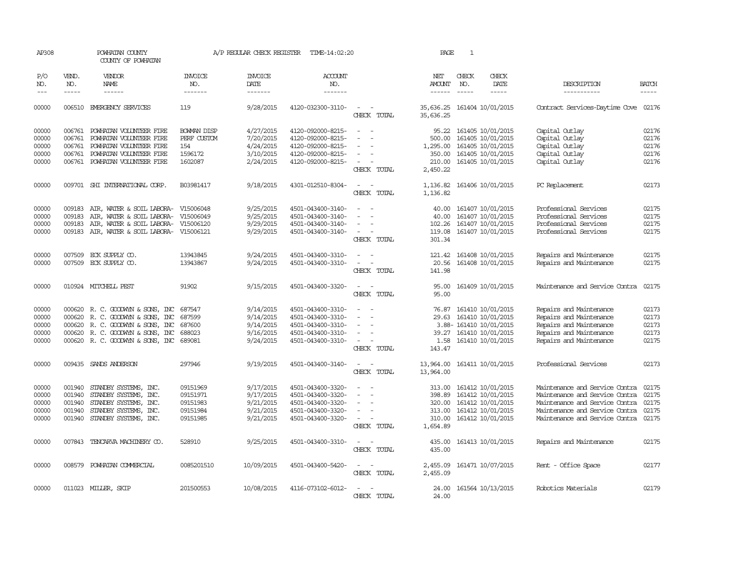AP308 POWHATAN COUNTY A/P REGULAR CHECK REGISTER TIME-14:02:20 PAGE 1

COUNTY OF POWHATAN

| P/O NO. | VEND. NO. | VENDOR NAME | INVOICE NO. | INVOICE DATE | ACCOUNT NO. | | NET AMOUNT | CHECK NO. | CHECK DATE | DESCRIPTION | BATCH |
|---|---|---|---|---|---|---|---|---|---|---|---|
| 00000 | 006510 | EMERGENCY SERVICES | 119 | 9/28/2015 | 4120-032300-3110- | - - | 35,636.25 | 161404 | 10/01/2015 | Contract Services-Daytime Cove | 02176 |
| | | | | | | CHECK TOTAL | 35,636.25 | | | | |
| 00000 | 006761 | POWHATAN VOLUNTEER FIRE | BOWMAN DISP | 4/27/2015 | 4120-092000-8215- | - - | 95.22 | 161405 | 10/01/2015 | Capital Outlay | 02176 |
| 00000 | 006761 | POWHATAN VOLUNTEER FIRE | PERF CUSTOM | 7/20/2015 | 4120-092000-8215- | - - | 500.00 | 161405 | 10/01/2015 | Capital Outlay | 02176 |
| 00000 | 006761 | POWHATAN VOLUNTEER FIRE | 154 | 4/24/2015 | 4120-092000-8215- | - - | 1,295.00 | 161405 | 10/01/2015 | Capital Outlay | 02176 |
| 00000 | 006761 | POWHATAN VOLUNTEER FIRE | 1596172 | 3/10/2015 | 4120-092000-8215- | - - | 350.00 | 161405 | 10/01/2015 | Capital Outlay | 02176 |
| 00000 | 006761 | POWHATAN VOLUNTEER FIRE | 1602087 | 2/24/2015 | 4120-092000-8215- | - - | 210.00 | 161405 | 10/01/2015 | Capital Outlay | 02176 |
| | | | | | | CHECK TOTAL | 2,450.22 | | | | |
| 00000 | 009701 | SHI INTERNATIONAL CORP. | B03981417 | 9/18/2015 | 4301-012510-8304- | - - | 1,136.82 | 161406 | 10/01/2015 | PC Replacement | 02173 |
| | | | | | | CHECK TOTAL | 1,136.82 | | | | |
| 00000 | 009183 | AIR, WATER & SOIL LABORA- | V15006048 | 9/25/2015 | 4501-043400-3140- | - - | 40.00 | 161407 | 10/01/2015 | Professional Services | 02175 |
| 00000 | 009183 | AIR, WATER & SOIL LABORA- | V15006049 | 9/25/2015 | 4501-043400-3140- | - - | 40.00 | 161407 | 10/01/2015 | Professional Services | 02175 |
| 00000 | 009183 | AIR, WATER & SOIL LABORA- | V15006120 | 9/29/2015 | 4501-043400-3140- | - - | 102.26 | 161407 | 10/01/2015 | Professional Services | 02175 |
| 00000 | 009183 | AIR, WATER & SOIL LABORA- | V15006121 | 9/29/2015 | 4501-043400-3140- | - - | 119.08 | 161407 | 10/01/2015 | Professional Services | 02175 |
| | | | | | | CHECK TOTAL | 301.34 | | | | |
| 00000 | 007509 | ECK SUPPLY CO. | 13943845 | 9/24/2015 | 4501-043400-3310- | - - | 121.42 | 161408 | 10/01/2015 | Repairs and Maintenance | 02175 |
| 00000 | 007509 | ECK SUPPLY CO. | 13943867 | 9/24/2015 | 4501-043400-3310- | - - | 20.56 | 161408 | 10/01/2015 | Repairs and Maintenance | 02175 |
| | | | | | | CHECK TOTAL | 141.98 | | | | |
| 00000 | 010924 | MITCHELL PEST | 91902 | 9/15/2015 | 4501-043400-3320- | - - | 95.00 | 161409 | 10/01/2015 | Maintenance and Service Contra | 02175 |
| | | | | | | CHECK TOTAL | 95.00 | | | | |
| 00000 | 000620 | R. C. GOODWYN & SONS, INC | 687547 | 9/14/2015 | 4501-043400-3310- | - - | 76.87 | 161410 | 10/01/2015 | Repairs and Maintenance | 02173 |
| 00000 | 000620 | R. C. GOODWYN & SONS, INC | 687599 | 9/14/2015 | 4501-043400-3310- | - - | 29.63 | 161410 | 10/01/2015 | Repairs and Maintenance | 02173 |
| 00000 | 000620 | R. C. GOODWYN & SONS, INC | 687600 | 9/14/2015 | 4501-043400-3310- | - - | 3.88- | 161410 | 10/01/2015 | Repairs and Maintenance | 02173 |
| 00000 | 000620 | R. C. GOODWYN & SONS, INC | 688023 | 9/16/2015 | 4501-043400-3310- | - - | 39.27 | 161410 | 10/01/2015 | Repairs and Maintenance | 02173 |
| 00000 | 000620 | R. C. GOODWYN & SONS, INC | 689081 | 9/24/2015 | 4501-043400-3310- | - - | 1.58 | 161410 | 10/01/2015 | Repairs and Maintenance | 02175 |
| | | | | | | CHECK TOTAL | 143.47 | | | | |
| 00000 | 009435 | SANDS ANDERSON | 297946 | 9/19/2015 | 4501-043400-3140- | - - | 13,964.00 | 161411 | 10/01/2015 | Professional Services | 02173 |
| | | | | | | CHECK TOTAL | 13,964.00 | | | | |
| 00000 | 001940 | STANDBY SYSTEMS, INC. | 09151969 | 9/17/2015 | 4501-043400-3320- | - - | 313.00 | 161412 | 10/01/2015 | Maintenance and Service Contra | 02175 |
| 00000 | 001940 | STANDBY SYSTEMS, INC. | 09151971 | 9/17/2015 | 4501-043400-3320- | - - | 398.89 | 161412 | 10/01/2015 | Maintenance and Service Contra | 02175 |
| 00000 | 001940 | STANDBY SYSTEMS, INC. | 09151983 | 9/21/2015 | 4501-043400-3320- | - - | 320.00 | 161412 | 10/01/2015 | Maintenance and Service Contra | 02175 |
| 00000 | 001940 | STANDBY SYSTEMS, INC. | 09151984 | 9/21/2015 | 4501-043400-3320- | - - | 313.00 | 161412 | 10/01/2015 | Maintenance and Service Contra | 02175 |
| 00000 | 001940 | STANDBY SYSTEMS, INC. | 09151985 | 9/21/2015 | 4501-043400-3320- | - - | 310.00 | 161412 | 10/01/2015 | Maintenance and Service Contra | 02175 |
| | | | | | | CHECK TOTAL | 1,654.89 | | | | |
| 00000 | 007843 | TENCARVA MACHINERY CO. | 528910 | 9/25/2015 | 4501-043400-3310- | - - | 435.00 | 161413 | 10/01/2015 | Repairs and Maintenance | 02175 |
| | | | | | | CHECK TOTAL | 435.00 | | | | |
| 00000 | 008579 | POWHATAN COMMERCIAL | 0085201510 | 10/09/2015 | 4501-043400-5420- | - - | 2,455.09 | 161471 | 10/07/2015 | Rent - Office Space | 02177 |
| | | | | | | CHECK TOTAL | 2,455.09 | | | | |
| 00000 | 011023 | MILLER, SKIP | 201500553 | 10/08/2015 | 4116-073102-6012- | - - | 24.00 | 161564 | 10/13/2015 | Robotics Materials | 02179 |
| | | | | | | CHECK TOTAL | 24.00 | | | | |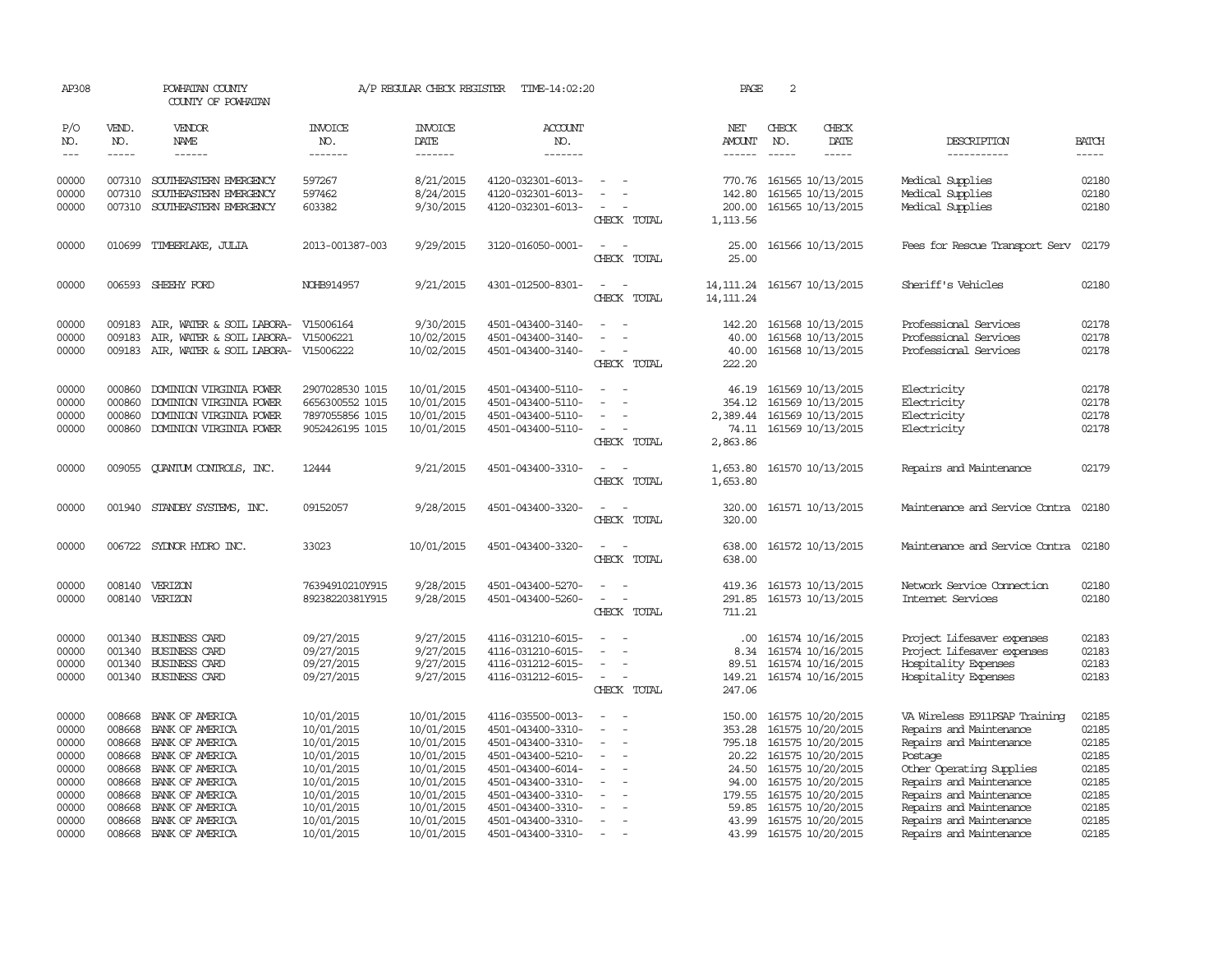AP308 POWHATAN COUNTY A/P REGULAR CHECK REGISTER TIME-14:02:20 PAGE 2
COUNTY OF POWHATAN

| P/O NO. | VEND. NO. | VENDOR NAME | INVOICE NO. | INVOICE DATE | ACCOUNT NO. | | NET AMOUNT | CHECK NO. | CHECK DATE | DESCRIPTION | BATCH |
|---|---|---|---|---|---|---|---|---|---|---|---|
| 00000 | 007310 | SOUTHEASTERN EMERGENCY | 597267 | 8/21/2015 | 4120-032301-6013- | - - | 770.76 | 161565 | 10/13/2015 | Medical Supplies | 02180 |
| 00000 | 007310 | SOUTHEASTERN EMERGENCY | 597462 | 8/24/2015 | 4120-032301-6013- | - - | 142.80 | 161565 | 10/13/2015 | Medical Supplies | 02180 |
| 00000 | 007310 | SOUTHEASTERN EMERGENCY | 603382 | 9/30/2015 | 4120-032301-6013- | - - | 200.00 | 161565 | 10/13/2015 | Medical Supplies | 02180 |
| | | | | | | CHECK TOTAL | 1,113.56 | | | | |
| 00000 | 010699 | TIMBERLAKE, JULIA | 2013-001387-003 | 9/29/2015 | 3120-016050-0001- | - - | 25.00 | 161566 | 10/13/2015 | Fees for Rescue Transport Serv | 02179 |
| | | | | | | CHECK TOTAL | 25.00 | | | | |
| 00000 | 006593 | SHEEHY FORD | NOHB914957 | 9/21/2015 | 4301-012500-8301- | - - | 14,111.24 | 161567 | 10/13/2015 | Sheriff's Vehicles | 02180 |
| | | | | | | CHECK TOTAL | 14,111.24 | | | | |
| 00000 | 009183 | AIR, WATER & SOIL LABORA- | V15006164 | 9/30/2015 | 4501-043400-3140- | - - | 142.20 | 161568 | 10/13/2015 | Professional Services | 02178 |
| 00000 | 009183 | AIR, WATER & SOIL LABORA- | V15006221 | 10/02/2015 | 4501-043400-3140- | - - | 40.00 | 161568 | 10/13/2015 | Professional Services | 02178 |
| 00000 | 009183 | AIR, WATER & SOIL LABORA- | V15006222 | 10/02/2015 | 4501-043400-3140- | - - | 40.00 | 161568 | 10/13/2015 | Professional Services | 02178 |
| | | | | | | CHECK TOTAL | 222.20 | | | | |
| 00000 | 000860 | DOMINION VIRGINIA POWER | 2907028530 1015 | 10/01/2015 | 4501-043400-5110- | - - | 46.19 | 161569 | 10/13/2015 | Electricity | 02178 |
| 00000 | 000860 | DOMINION VIRGINIA POWER | 6656300552 1015 | 10/01/2015 | 4501-043400-5110- | - - | 354.12 | 161569 | 10/13/2015 | Electricity | 02178 |
| 00000 | 000860 | DOMINION VIRGINIA POWER | 7897055856 1015 | 10/01/2015 | 4501-043400-5110- | - - | 2,389.44 | 161569 | 10/13/2015 | Electricity | 02178 |
| 00000 | 000860 | DOMINION VIRGINIA POWER | 9052426195 1015 | 10/01/2015 | 4501-043400-5110- | - - | 74.11 | 161569 | 10/13/2015 | Electricity | 02178 |
| | | | | | | CHECK TOTAL | 2,863.86 | | | | |
| 00000 | 009055 | QUANTUM CONTROLS, INC. | 12444 | 9/21/2015 | 4501-043400-3310- | - - | 1,653.80 | 161570 | 10/13/2015 | Repairs and Maintenance | 02179 |
| | | | | | | CHECK TOTAL | 1,653.80 | | | | |
| 00000 | 001940 | STANDBY SYSTEMS, INC. | 09152057 | 9/28/2015 | 4501-043400-3320- | - - | 320.00 | 161571 | 10/13/2015 | Maintenance and Service Contra | 02180 |
| | | | | | | CHECK TOTAL | 320.00 | | | | |
| 00000 | 006722 | SYDNOR HYDRO INC. | 33023 | 10/01/2015 | 4501-043400-3320- | - - | 638.00 | 161572 | 10/13/2015 | Maintenance and Service Contra | 02180 |
| | | | | | | CHECK TOTAL | 638.00 | | | | |
| 00000 | 008140 | VERIZON | 76394910210Y915 | 9/28/2015 | 4501-043400-5270- | - - | 419.36 | 161573 | 10/13/2015 | Network Service Connection | 02180 |
| 00000 | 008140 | VERIZON | 89238220381Y915 | 9/28/2015 | 4501-043400-5260- | - - | 291.85 | 161573 | 10/13/2015 | Internet Services | 02180 |
| | | | | | | CHECK TOTAL | 711.21 | | | | |
| 00000 | 001340 | BUSINESS CARD | 09/27/2015 | 9/27/2015 | 4116-031210-6015- | - - | .00 | 161574 | 10/16/2015 | Project Lifesaver expenses | 02183 |
| 00000 | 001340 | BUSINESS CARD | 09/27/2015 | 9/27/2015 | 4116-031210-6015- | - - | 8.34 | 161574 | 10/16/2015 | Project Lifesaver expenses | 02183 |
| 00000 | 001340 | BUSINESS CARD | 09/27/2015 | 9/27/2015 | 4116-031212-6015- | - - | 89.51 | 161574 | 10/16/2015 | Hospitality Expenses | 02183 |
| 00000 | 001340 | BUSINESS CARD | 09/27/2015 | 9/27/2015 | 4116-031212-6015- | - - | 149.21 | 161574 | 10/16/2015 | Hospitality Expenses | 02183 |
| | | | | | | CHECK TOTAL | 247.06 | | | | |
| 00000 | 008668 | BANK OF AMERICA | 10/01/2015 | 10/01/2015 | 4116-035500-0013- | - - | 150.00 | 161575 | 10/20/2015 | VA Wireless E911PSAP Training | 02185 |
| 00000 | 008668 | BANK OF AMERICA | 10/01/2015 | 10/01/2015 | 4501-043400-3310- | - - | 353.28 | 161575 | 10/20/2015 | Repairs and Maintenance | 02185 |
| 00000 | 008668 | BANK OF AMERICA | 10/01/2015 | 10/01/2015 | 4501-043400-3310- | - - | 795.18 | 161575 | 10/20/2015 | Repairs and Maintenance | 02185 |
| 00000 | 008668 | BANK OF AMERICA | 10/01/2015 | 10/01/2015 | 4501-043400-5210- | - - | 20.22 | 161575 | 10/20/2015 | Postage | 02185 |
| 00000 | 008668 | BANK OF AMERICA | 10/01/2015 | 10/01/2015 | 4501-043400-6014- | - - | 24.50 | 161575 | 10/20/2015 | Other Operating Supplies | 02185 |
| 00000 | 008668 | BANK OF AMERICA | 10/01/2015 | 10/01/2015 | 4501-043400-3310- | - - | 94.00 | 161575 | 10/20/2015 | Repairs and Maintenance | 02185 |
| 00000 | 008668 | BANK OF AMERICA | 10/01/2015 | 10/01/2015 | 4501-043400-3310- | - - | 179.55 | 161575 | 10/20/2015 | Repairs and Maintenance | 02185 |
| 00000 | 008668 | BANK OF AMERICA | 10/01/2015 | 10/01/2015 | 4501-043400-3310- | - - | 59.85 | 161575 | 10/20/2015 | Repairs and Maintenance | 02185 |
| 00000 | 008668 | BANK OF AMERICA | 10/01/2015 | 10/01/2015 | 4501-043400-3310- | - - | 43.99 | 161575 | 10/20/2015 | Repairs and Maintenance | 02185 |
| 00000 | 008668 | BANK OF AMERICA | 10/01/2015 | 10/01/2015 | 4501-043400-3310- | - - | 43.99 | 161575 | 10/20/2015 | Repairs and Maintenance | 02185 |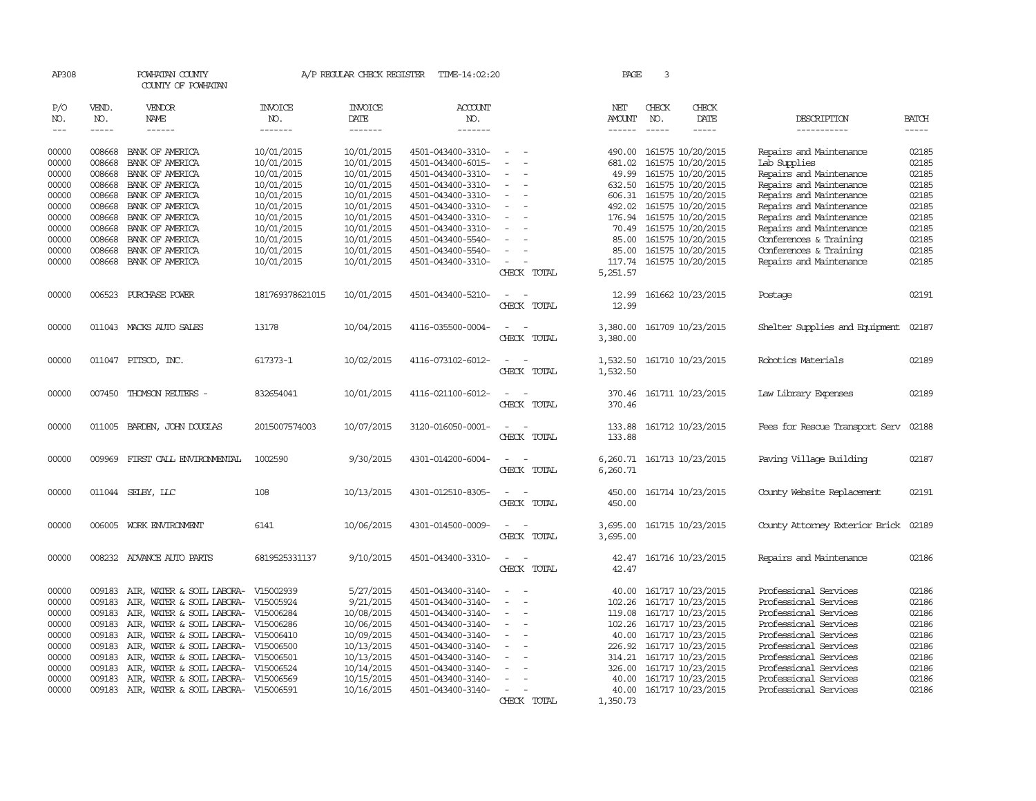AP308 POWHATAN COUNTY A/P REGULAR CHECK REGISTER TIME-14:02:20 PAGE 3

COUNTY OF POWHATAN

| P/O NO. | VEND. NO. | VENDOR NAME | INVOICE NO. | INVOICE DATE | ACCOUNT NO. | | NET AMOUNT | CHECK NO. | CHECK DATE | DESCRIPTION | BATCH |
|---|---|---|---|---|---|---|---|---|---|---|---|
| --- | ----- | ------ | ------- | ------- | ------- | | ------ | ----- | ----- | ----------- | ----- |
| 00000 | 008668 | BANK OF AMERICA | 10/01/2015 | 10/01/2015 | 4501-043400-3310- | - - | 490.00 | 161575 | 10/20/2015 | Repairs and Maintenance | 02185 |
| 00000 | 008668 | BANK OF AMERICA | 10/01/2015 | 10/01/2015 | 4501-043400-6015- | - - | 681.02 | 161575 | 10/20/2015 | Lab Supplies | 02185 |
| 00000 | 008668 | BANK OF AMERICA | 10/01/2015 | 10/01/2015 | 4501-043400-3310- | - - | 49.99 | 161575 | 10/20/2015 | Repairs and Maintenance | 02185 |
| 00000 | 008668 | BANK OF AMERICA | 10/01/2015 | 10/01/2015 | 4501-043400-3310- | - - | 632.50 | 161575 | 10/20/2015 | Repairs and Maintenance | 02185 |
| 00000 | 008668 | BANK OF AMERICA | 10/01/2015 | 10/01/2015 | 4501-043400-3310- | - - | 606.31 | 161575 | 10/20/2015 | Repairs and Maintenance | 02185 |
| 00000 | 008668 | BANK OF AMERICA | 10/01/2015 | 10/01/2015 | 4501-043400-3310- | - - | 492.02 | 161575 | 10/20/2015 | Repairs and Maintenance | 02185 |
| 00000 | 008668 | BANK OF AMERICA | 10/01/2015 | 10/01/2015 | 4501-043400-3310- | - - | 176.94 | 161575 | 10/20/2015 | Repairs and Maintenance | 02185 |
| 00000 | 008668 | BANK OF AMERICA | 10/01/2015 | 10/01/2015 | 4501-043400-3310- | - - | 70.49 | 161575 | 10/20/2015 | Repairs and Maintenance | 02185 |
| 00000 | 008668 | BANK OF AMERICA | 10/01/2015 | 10/01/2015 | 4501-043400-5540- | - - | 85.00 | 161575 | 10/20/2015 | Conferences & Training | 02185 |
| 00000 | 008668 | BANK OF AMERICA | 10/01/2015 | 10/01/2015 | 4501-043400-5540- | - - | 85.00 | 161575 | 10/20/2015 | Conferences & Training | 02185 |
| 00000 | 008668 | BANK OF AMERICA | 10/01/2015 | 10/01/2015 | 4501-043400-3310- | - - | 117.74 | 161575 | 10/20/2015 | Repairs and Maintenance | 02185 |
| | | | | | | CHECK TOTAL | 5,251.57 | | | | |
| 00000 | 006523 | PURCHASE POWER | 181769378621015 | 10/01/2015 | 4501-043400-5210- | - - | 12.99 | 161662 | 10/23/2015 | Postage | 02191 |
| | | | | | | CHECK TOTAL | 12.99 | | | | |
| 00000 | 011043 | MACKS AUTO SALES | 13178 | 10/04/2015 | 4116-035500-0004- | - - | 3,380.00 | 161709 | 10/23/2015 | Shelter Supplies and Equipment | 02187 |
| | | | | | | CHECK TOTAL | 3,380.00 | | | | |
| 00000 | 011047 | PITSCO, INC. | 617373-1 | 10/02/2015 | 4116-073102-6012- | - - | 1,532.50 | 161710 | 10/23/2015 | Robotics Materials | 02189 |
| | | | | | | CHECK TOTAL | 1,532.50 | | | | |
| 00000 | 007450 | THOMSON REUTERS - | 832654041 | 10/01/2015 | 4116-021100-6012- | - - | 370.46 | 161711 | 10/23/2015 | Law Library Expenses | 02189 |
| | | | | | | CHECK TOTAL | 370.46 | | | | |
| 00000 | 011005 | BARDEN, JOHN DOUGLAS | 2015007574003 | 10/07/2015 | 3120-016050-0001- | - - | 133.88 | 161712 | 10/23/2015 | Fees for Rescue Transport Serv | 02188 |
| | | | | | | CHECK TOTAL | 133.88 | | | | |
| 00000 | 009969 | FIRST CALL ENVIRONMENTAL | 1002590 | 9/30/2015 | 4301-014200-6004- | - - | 6,260.71 | 161713 | 10/23/2015 | Paving Village Building | 02187 |
| | | | | | | CHECK TOTAL | 6,260.71 | | | | |
| 00000 | 011044 | SELBY, LLC | 108 | 10/13/2015 | 4301-012510-8305- | - - | 450.00 | 161714 | 10/23/2015 | County Website Replacement | 02191 |
| | | | | | | CHECK TOTAL | 450.00 | | | | |
| 00000 | 006005 | WORK ENVIRONMENT | 6141 | 10/06/2015 | 4301-014500-0009- | - - | 3,695.00 | 161715 | 10/23/2015 | County Attorney Exterior Brick | 02189 |
| | | | | | | CHECK TOTAL | 3,695.00 | | | | |
| 00000 | 008232 | ADVANCE AUTO PARTS | 6819525331137 | 9/10/2015 | 4501-043400-3310- | - - | 42.47 | 161716 | 10/23/2015 | Repairs and Maintenance | 02186 |
| | | | | | | CHECK TOTAL | 42.47 | | | | |
| 00000 | 009183 | AIR, WATER & SOIL LABORA- | V15002939 | 5/27/2015 | 4501-043400-3140- | - - | 40.00 | 161717 | 10/23/2015 | Professional Services | 02186 |
| 00000 | 009183 | AIR, WATER & SOIL LABORA- | V15005924 | 9/21/2015 | 4501-043400-3140- | - - | 102.26 | 161717 | 10/23/2015 | Professional Services | 02186 |
| 00000 | 009183 | AIR, WATER & SOIL LABORA- | V15006284 | 10/08/2015 | 4501-043400-3140- | - - | 119.08 | 161717 | 10/23/2015 | Professional Services | 02186 |
| 00000 | 009183 | AIR, WATER & SOIL LABORA- | V15006286 | 10/06/2015 | 4501-043400-3140- | - - | 102.26 | 161717 | 10/23/2015 | Professional Services | 02186 |
| 00000 | 009183 | AIR, WATER & SOIL LABORA- | V15006410 | 10/09/2015 | 4501-043400-3140- | - - | 40.00 | 161717 | 10/23/2015 | Professional Services | 02186 |
| 00000 | 009183 | AIR, WATER & SOIL LABORA- | V15006500 | 10/13/2015 | 4501-043400-3140- | - - | 226.92 | 161717 | 10/23/2015 | Professional Services | 02186 |
| 00000 | 009183 | AIR, WATER & SOIL LABORA- | V15006501 | 10/13/2015 | 4501-043400-3140- | - - | 314.21 | 161717 | 10/23/2015 | Professional Services | 02186 |
| 00000 | 009183 | AIR, WATER & SOIL LABORA- | V15006524 | 10/14/2015 | 4501-043400-3140- | - - | 326.00 | 161717 | 10/23/2015 | Professional Services | 02186 |
| 00000 | 009183 | AIR, WATER & SOIL LABORA- | V15006569 | 10/15/2015 | 4501-043400-3140- | - - | 40.00 | 161717 | 10/23/2015 | Professional Services | 02186 |
| 00000 | 009183 | AIR, WATER & SOIL LABORA- | V15006591 | 10/16/2015 | 4501-043400-3140- | - - | 40.00 | 161717 | 10/23/2015 | Professional Services | 02186 |
| | | | | | | CHECK TOTAL | 1,350.73 | | | | |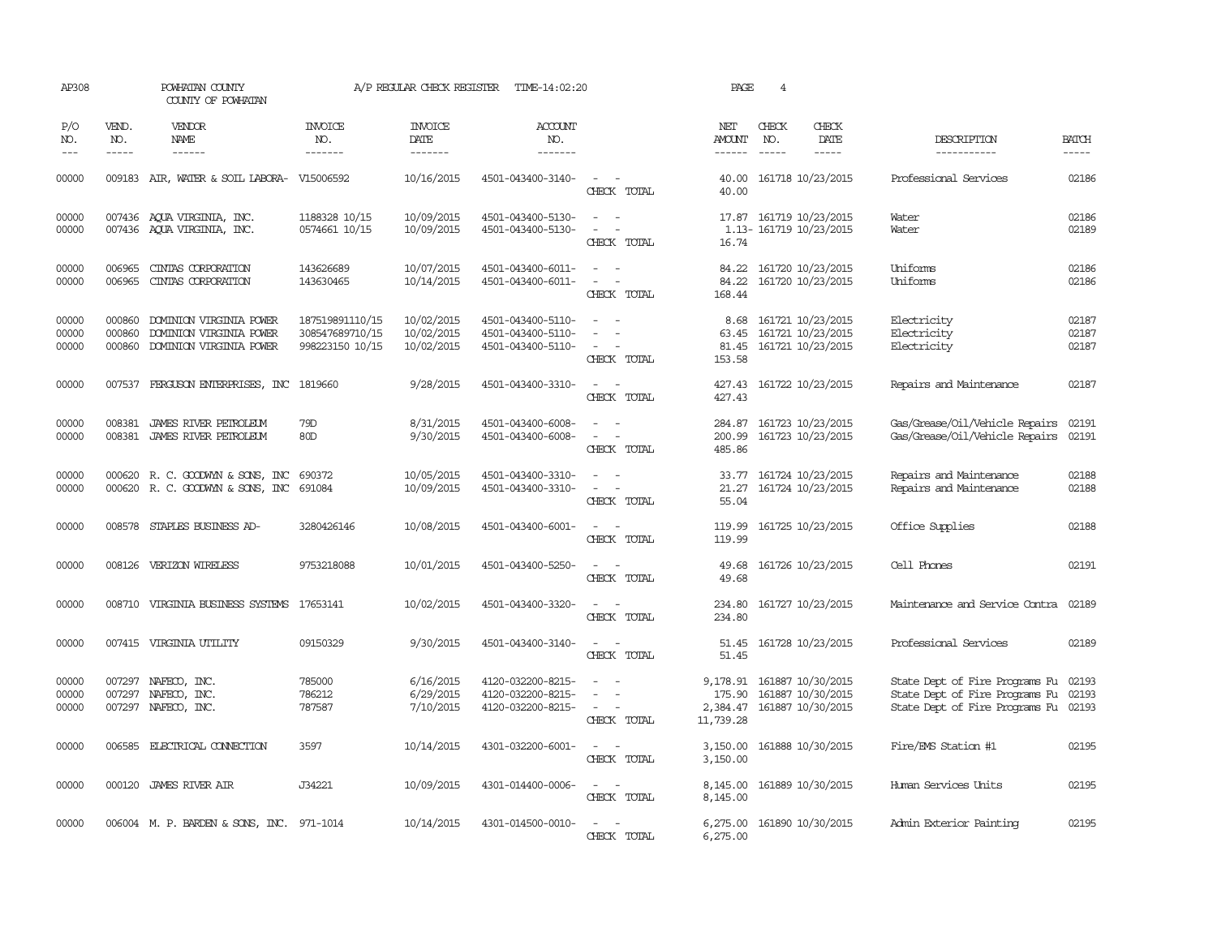AP308 POWHATAN COUNTY A/P REGULAR CHECK REGISTER TIME-14:02:20 PAGE 4

COUNTY OF POWHATAN

| P/O NO. | VEND. NO. | VENDOR NAME | INVOICE NO. | INVOICE DATE | ACCOUNT NO. | | NET AMOUNT | CHECK NO. | CHECK DATE | DESCRIPTION | BATCH |
|---|---|---|---|---|---|---|---|---|---|---|---|
| 00000 | 009183 | AIR, WATER & SOIL LABORA- | V15006592 | 10/16/2015 | 4501-043400-3140- | - - | 40.00 | 161718 | 10/23/2015 | Professional Services | 02186 |
| | | | | | | CHECK TOTAL | 40.00 | | | | |
| 00000 | 007436 | AQUA VIRGINIA, INC. | 1188328 10/15 | 10/09/2015 | 4501-043400-5130- | - - | 17.87 | 161719 | 10/23/2015 | Water | 02186 |
| 00000 | 007436 | AQUA VIRGINIA, INC. | 0574661 10/15 | 10/09/2015 | 4501-043400-5130- | - - | 1.13- | 161719 | 10/23/2015 | Water | 02189 |
| | | | | | | CHECK TOTAL | 16.74 | | | | |
| 00000 | 006965 | CINTAS CORPORATION | 143626689 | 10/07/2015 | 4501-043400-6011- | - - | 84.22 | 161720 | 10/23/2015 | Uniforms | 02186 |
| 00000 | 006965 | CINTAS CORPORATION | 143630465 | 10/14/2015 | 4501-043400-6011- | - - | 84.22 | 161720 | 10/23/2015 | Uniforms | 02186 |
| | | | | | | CHECK TOTAL | 168.44 | | | | |
| 00000 | 000860 | DOMINION VIRGINIA POWER | 187519891110/15 | 10/02/2015 | 4501-043400-5110- | - - | 8.68 | 161721 | 10/23/2015 | Electricity | 02187 |
| 00000 | 000860 | DOMINION VIRGINIA POWER | 308547689710/15 | 10/02/2015 | 4501-043400-5110- | - - | 63.45 | 161721 | 10/23/2015 | Electricity | 02187 |
| 00000 | 000860 | DOMINION VIRGINIA POWER | 998223150 10/15 | 10/02/2015 | 4501-043400-5110- | - - | 81.45 | 161721 | 10/23/2015 | Electricity | 02187 |
| | | | | | | CHECK TOTAL | 153.58 | | | | |
| 00000 | 007537 | FERGUSON ENTERPRISES, INC | 1819660 | 9/28/2015 | 4501-043400-3310- | - - | 427.43 | 161722 | 10/23/2015 | Repairs and Maintenance | 02187 |
| | | | | | | CHECK TOTAL | 427.43 | | | | |
| 00000 | 008381 | JAMES RIVER PETROLEUM | 79D | 8/31/2015 | 4501-043400-6008- | - - | 284.87 | 161723 | 10/23/2015 | Gas/Grease/Oil/Vehicle Repairs | 02191 |
| 00000 | 008381 | JAMES RIVER PETROLEUM | 80D | 9/30/2015 | 4501-043400-6008- | - - | 200.99 | 161723 | 10/23/2015 | Gas/Grease/Oil/Vehicle Repairs | 02191 |
| | | | | | | CHECK TOTAL | 485.86 | | | | |
| 00000 | 000620 | R. C. GOODWYN & SONS, INC | 690372 | 10/05/2015 | 4501-043400-3310- | - - | 33.77 | 161724 | 10/23/2015 | Repairs and Maintenance | 02188 |
| 00000 | 000620 | R. C. GOODWYN & SONS, INC | 691084 | 10/09/2015 | 4501-043400-3310- | - - | 21.27 | 161724 | 10/23/2015 | Repairs and Maintenance | 02188 |
| | | | | | | CHECK TOTAL | 55.04 | | | | |
| 00000 | 008578 | STAPLES BUSINESS AD- | 3280426146 | 10/08/2015 | 4501-043400-6001- | - - | 119.99 | 161725 | 10/23/2015 | Office Supplies | 02188 |
| | | | | | | CHECK TOTAL | 119.99 | | | | |
| 00000 | 008126 | VERIZON WIRELESS | 9753218088 | 10/01/2015 | 4501-043400-5250- | - - | 49.68 | 161726 | 10/23/2015 | Cell Phones | 02191 |
| | | | | | | CHECK TOTAL | 49.68 | | | | |
| 00000 | 008710 | VIRGINIA BUSINESS SYSTEMS | 17653141 | 10/02/2015 | 4501-043400-3320- | - - | 234.80 | 161727 | 10/23/2015 | Maintenance and Service Contra | 02189 |
| | | | | | | CHECK TOTAL | 234.80 | | | | |
| 00000 | 007415 | VIRGINIA UTILITY | 09150329 | 9/30/2015 | 4501-043400-3140- | - - | 51.45 | 161728 | 10/23/2015 | Professional Services | 02189 |
| | | | | | | CHECK TOTAL | 51.45 | | | | |
| 00000 | 007297 | NAFECO, INC. | 785000 | 6/16/2015 | 4120-032200-8215- | - - | 9,178.91 | 161887 | 10/30/2015 | State Dept of Fire Programs Fu | 02193 |
| 00000 | 007297 | NAFECO, INC. | 786212 | 6/29/2015 | 4120-032200-8215- | - - | 175.90 | 161887 | 10/30/2015 | State Dept of Fire Programs Fu | 02193 |
| 00000 | 007297 | NAFECO, INC. | 787587 | 7/10/2015 | 4120-032200-8215- | - - | 2,384.47 | 161887 | 10/30/2015 | State Dept of Fire Programs Fu | 02193 |
| | | | | | | CHECK TOTAL | 11,739.28 | | | | |
| 00000 | 006585 | ELECTRICAL CONNECTION | 3597 | 10/14/2015 | 4301-032200-6001- | - - | 3,150.00 | 161888 | 10/30/2015 | Fire/EMS Station #1 | 02195 |
| | | | | | | CHECK TOTAL | 3,150.00 | | | | |
| 00000 | 000120 | JAMES RIVER AIR | J34221 | 10/09/2015 | 4301-014400-0006- | - - | 8,145.00 | 161889 | 10/30/2015 | Human Services Units | 02195 |
| | | | | | | CHECK TOTAL | 8,145.00 | | | | |
| 00000 | 006004 | M. P. BARDEN & SONS, INC. | 971-1014 | 10/14/2015 | 4301-014500-0010- | - - | 6,275.00 | 161890 | 10/30/2015 | Admin Exterior Painting | 02195 |
| | | | | | | CHECK TOTAL | 6,275.00 | | | | |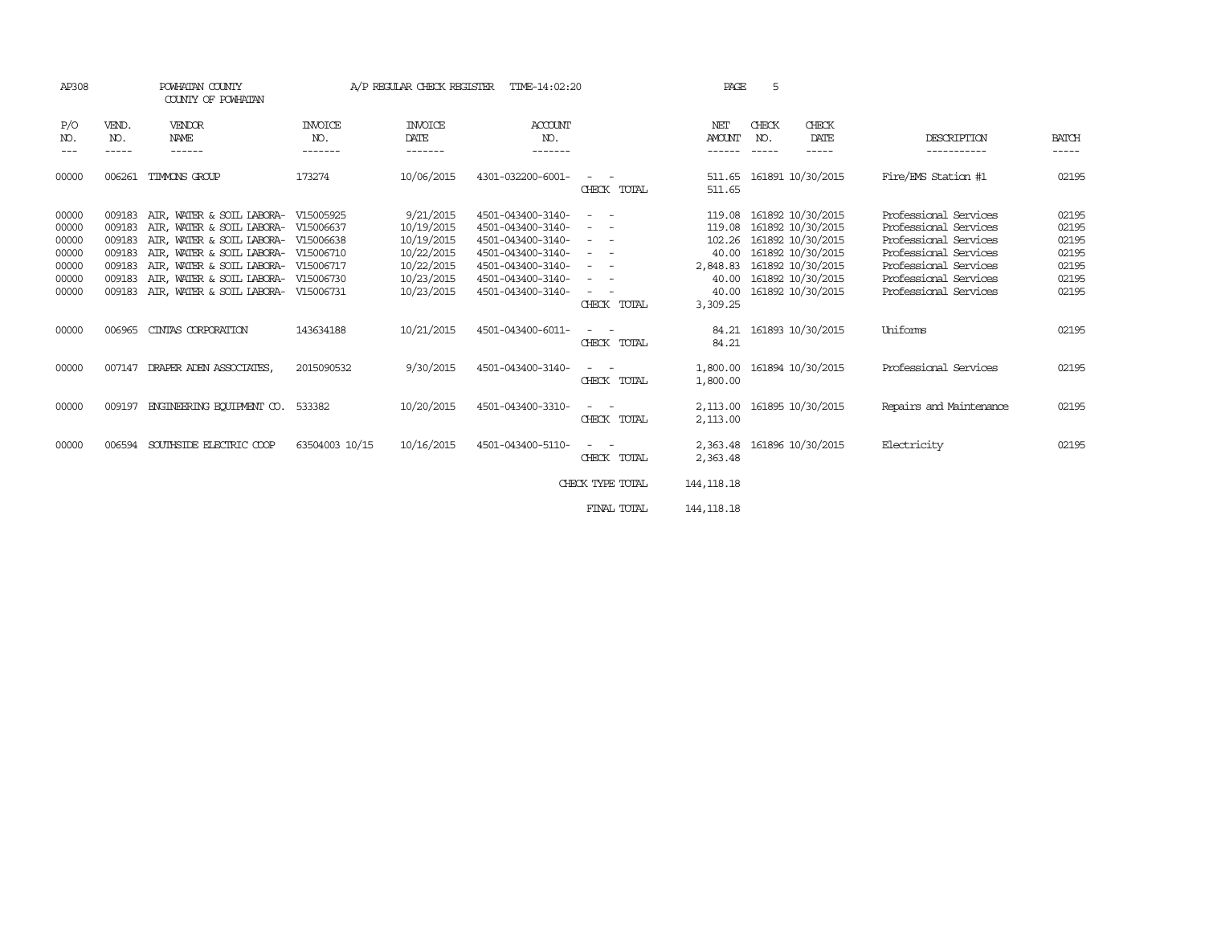AP308 POWHATAN COUNTY A/P REGULAR CHECK REGISTER TIME-14:02:20

COUNTY OF POWHATAN

| P/O NO. | VEND. NO. | VENDOR NAME | INVOICE NO. | INVOICE DATE | ACCOUNT NO. | | NET AMOUNT | CHECK NO. | CHECK DATE | DESCRIPTION | BATCH |
|---|---|---|---|---|---|---|---|---|---|---|---|
| 00000 | 006261 | TIMMONS GROUP | 173274 | 10/06/2015 | 4301-032200-6001- | - - | 511.65 | 161891 | 10/30/2015 | Fire/EMS Station #1 | 02195 |
| | | | | | | CHECK TOTAL | 511.65 | | | | |
| 00000 | 009183 | AIR, WATER & SOIL LABORA- | V15005925 | 9/21/2015 | 4501-043400-3140- | - - | 119.08 | 161892 | 10/30/2015 | Professional Services | 02195 |
| 00000 | 009183 | AIR, WATER & SOIL LABORA- | V15006637 | 10/19/2015 | 4501-043400-3140- | - - | 119.08 | 161892 | 10/30/2015 | Professional Services | 02195 |
| 00000 | 009183 | AIR, WATER & SOIL LABORA- | V15006638 | 10/19/2015 | 4501-043400-3140- | - - | 102.26 | 161892 | 10/30/2015 | Professional Services | 02195 |
| 00000 | 009183 | AIR, WATER & SOIL LABORA- | V15006710 | 10/22/2015 | 4501-043400-3140- | - - | 40.00 | 161892 | 10/30/2015 | Professional Services | 02195 |
| 00000 | 009183 | AIR, WATER & SOIL LABORA- | V15006717 | 10/22/2015 | 4501-043400-3140- | - - | 2,848.83 | 161892 | 10/30/2015 | Professional Services | 02195 |
| 00000 | 009183 | AIR, WATER & SOIL LABORA- | V15006730 | 10/23/2015 | 4501-043400-3140- | - - | 40.00 | 161892 | 10/30/2015 | Professional Services | 02195 |
| 00000 | 009183 | AIR, WATER & SOIL LABORA- | V15006731 | 10/23/2015 | 4501-043400-3140- | - - | 40.00 | 161892 | 10/30/2015 | Professional Services | 02195 |
| | | | | | | CHECK TOTAL | 3,309.25 | | | | |
| 00000 | 006965 | CINTAS CORPORATION | 143634188 | 10/21/2015 | 4501-043400-6011- | - - | 84.21 | 161893 | 10/30/2015 | Uniforms | 02195 |
| | | | | | | CHECK TOTAL | 84.21 | | | | |
| 00000 | 007147 | DRAPER ADEN ASSOCIATES, | 2015090532 | 9/30/2015 | 4501-043400-3140- | - - | 1,800.00 | 161894 | 10/30/2015 | Professional Services | 02195 |
| | | | | | | CHECK TOTAL | 1,800.00 | | | | |
| 00000 | 009197 | ENGINEERING EQUIPMENT CO. | 533382 | 10/20/2015 | 4501-043400-3310- | - - | 2,113.00 | 161895 | 10/30/2015 | Repairs and Maintenance | 02195 |
| | | | | | | CHECK TOTAL | 2,113.00 | | | | |
| 00000 | 006594 | SOUTHSIDE ELECTRIC COOP | 63504003 10/15 | 10/16/2015 | 4501-043400-5110- | - - | 2,363.48 | 161896 | 10/30/2015 | Electricity | 02195 |
| | | | | | | CHECK TOTAL | 2,363.48 | | | | |
| | | | | | | CHECK TYPE TOTAL | 144,118.18 | | | | |
| | | | | | | FINAL TOTAL | 144,118.18 | | | | |